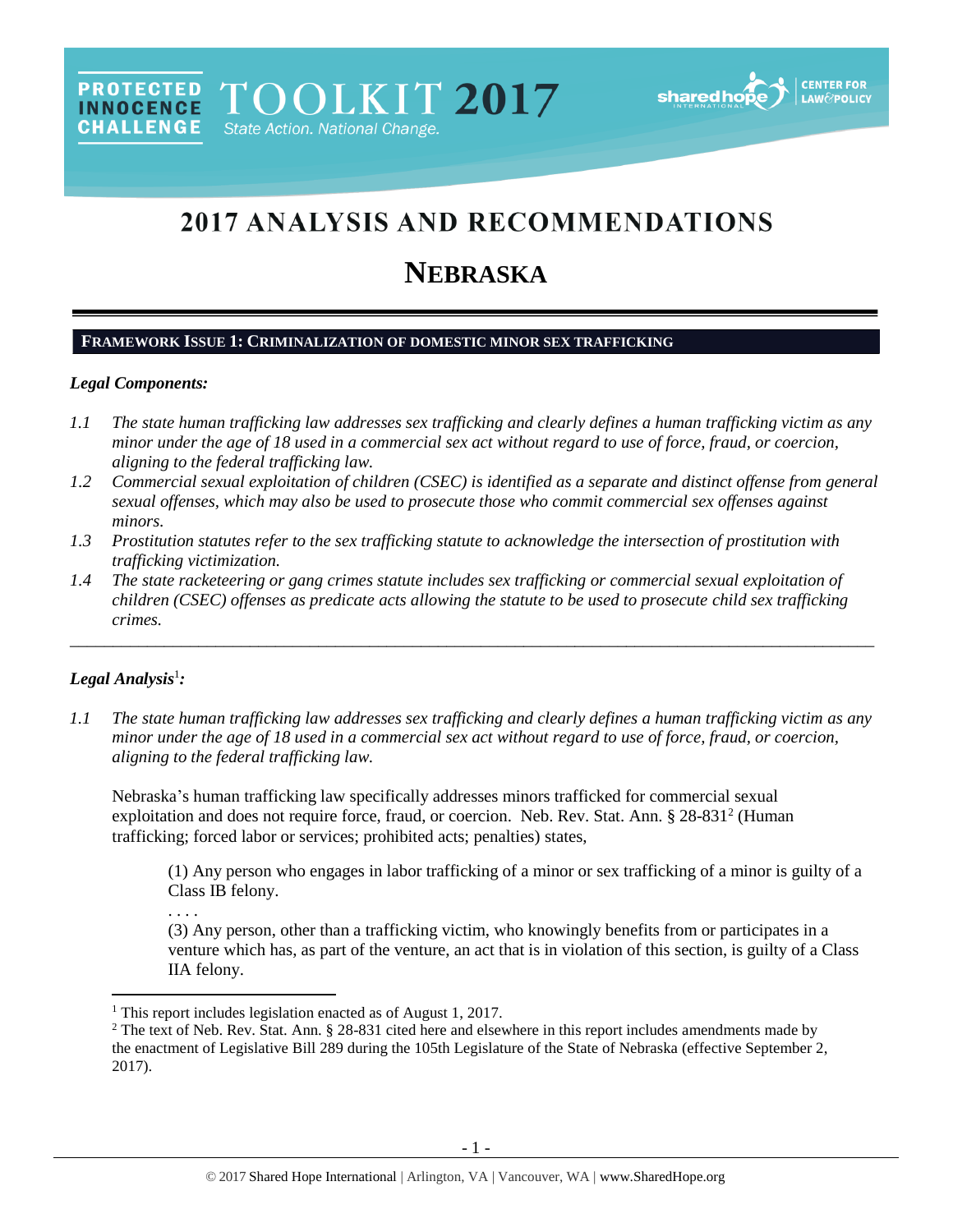# 2017 ANALYSIS AND RECOMMENDATIONS

# NEBRASKA

## FRAMEWORK ISSUE 1: CRIMINALIZATION OF DOMESTIC MINOR SEX TRAFFICKING

### *Legal Components:*

*1.1 The state human trafficking law addresses sex trafficking and clearly defines a human trafficking victim as any minor under the age of 18 used in a commercial sex act without regard to use of force, fraud, or coercion, aligning to the federal trafficking law.*

*1.2 Commercial sexual exploitation of children (CSEC) is identified as a separate and distinct offense from general sexual offenses, which may also be used to prosecute those who commit commercial sex offenses against minors.*

*1.3 Prostitution statutes refer to the sex trafficking statute to acknowledge the intersection of prostitution with trafficking victimization.*

*1.4 The state racketeering or gang crimes statute includes sex trafficking or commercial sexual exploitation of children (CSEC) offenses as predicate acts allowing the statute to be used to prosecute child sex trafficking crimes.*

---

### *Legal Analysis*[1]*:*

*1.1 The state human trafficking law addresses sex trafficking and clearly defines a human trafficking victim as any minor under the age of 18 used in a commercial sex act without regard to use of force, fraud, or coercion, aligning to the federal trafficking law.*

Nebraska's human trafficking law specifically addresses minors trafficked for commercial sexual exploitation and does not require force, fraud, or coercion. Neb. Rev. Stat. Ann. § 28-831[2] (Human trafficking; forced labor or services; prohibited acts; penalties) states,

> (1) Any person who engages in labor trafficking of a minor or sex trafficking of a minor is guilty of a Class IB felony.
>
> . . . .
>
> (3) Any person, other than a trafficking victim, who knowingly benefits from or participates in a venture which has, as part of the venture, an act that is in violation of this section, is guilty of a Class IIA felony.

---

[1] This report includes legislation enacted as of August 1, 2017.

[2] The text of Neb. Rev. Stat. Ann. § 28-831 cited here and elsewhere in this report includes amendments made by the enactment of Legislative Bill 289 during the 105th Legislature of the State of Nebraska (effective September 2, 2017).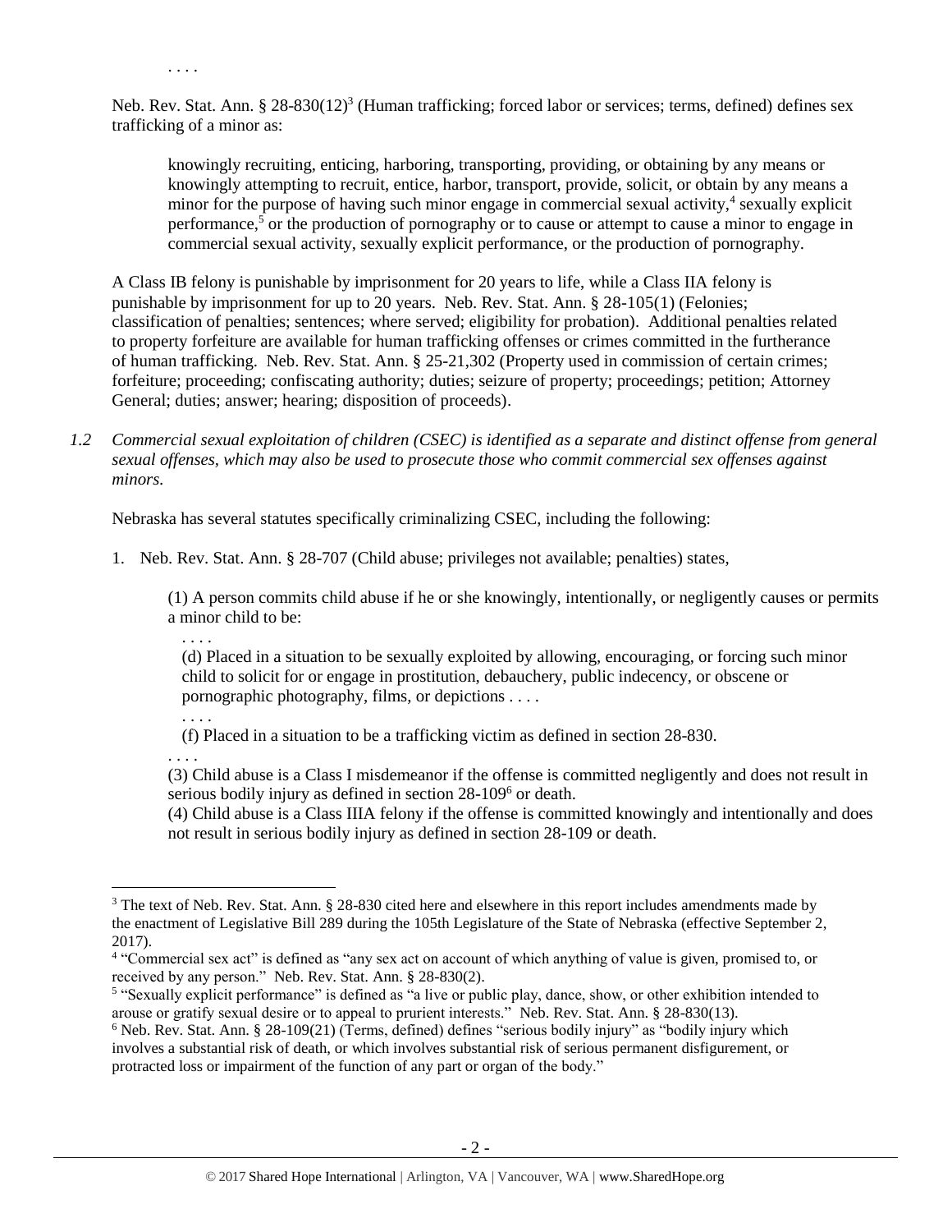. . . .

Neb. Rev. Stat. Ann. § 28-830(12)[3] (Human trafficking; forced labor or services; terms, defined) defines sex trafficking of a minor as:

> knowingly recruiting, enticing, harboring, transporting, providing, or obtaining by any means or knowingly attempting to recruit, entice, harbor, transport, provide, solicit, or obtain by any means a minor for the purpose of having such minor engage in commercial sexual activity,[4] sexually explicit performance,[5] or the production of pornography or to cause or attempt to cause a minor to engage in commercial sexual activity, sexually explicit performance, or the production of pornography.

A Class IB felony is punishable by imprisonment for 20 years to life, while a Class IIA felony is punishable by imprisonment for up to 20 years. Neb. Rev. Stat. Ann. § 28-105(1) (Felonies; classification of penalties; sentences; where served; eligibility for probation). Additional penalties related to property forfeiture are available for human trafficking offenses or crimes committed in the furtherance of human trafficking. Neb. Rev. Stat. Ann. § 25-21,302 (Property used in commission of certain crimes; forfeiture; proceeding; confiscating authority; duties; seizure of property; proceedings; petition; Attorney General; duties; answer; hearing; disposition of proceeds).

*1.2 Commercial sexual exploitation of children (CSEC) is identified as a separate and distinct offense from general sexual offenses, which may also be used to prosecute those who commit commercial sex offenses against minors.*

Nebraska has several statutes specifically criminalizing CSEC, including the following:

1. Neb. Rev. Stat. Ann. § 28-707 (Child abuse; privileges not available; penalties) states,

> (1) A person commits child abuse if he or she knowingly, intentionally, or negligently causes or permits a minor child to be:
>
> . . . .
>
> (d) Placed in a situation to be sexually exploited by allowing, encouraging, or forcing such minor child to solicit for or engage in prostitution, debauchery, public indecency, or obscene or pornographic photography, films, or depictions . . . .
>
> . . . .
>
> (f) Placed in a situation to be a trafficking victim as defined in section 28-830.
>
> . . . .
>
> (3) Child abuse is a Class I misdemeanor if the offense is committed negligently and does not result in serious bodily injury as defined in section 28-109[6] or death.
>
> (4) Child abuse is a Class IIIA felony if the offense is committed knowingly and intentionally and does not result in serious bodily injury as defined in section 28-109 or death.

---

[3] The text of Neb. Rev. Stat. Ann. § 28-830 cited here and elsewhere in this report includes amendments made by the enactment of Legislative Bill 289 during the 105th Legislature of the State of Nebraska (effective September 2, 2017).

[4] "Commercial sex act" is defined as "any sex act on account of which anything of value is given, promised to, or received by any person." Neb. Rev. Stat. Ann. § 28-830(2).

[5] "Sexually explicit performance" is defined as "a live or public play, dance, show, or other exhibition intended to arouse or gratify sexual desire or to appeal to prurient interests." Neb. Rev. Stat. Ann. § 28-830(13).

[6] Neb. Rev. Stat. Ann. § 28-109(21) (Terms, defined) defines "serious bodily injury" as "bodily injury which involves a substantial risk of death, or which involves substantial risk of serious permanent disfigurement, or protracted loss or impairment of the function of any part or organ of the body."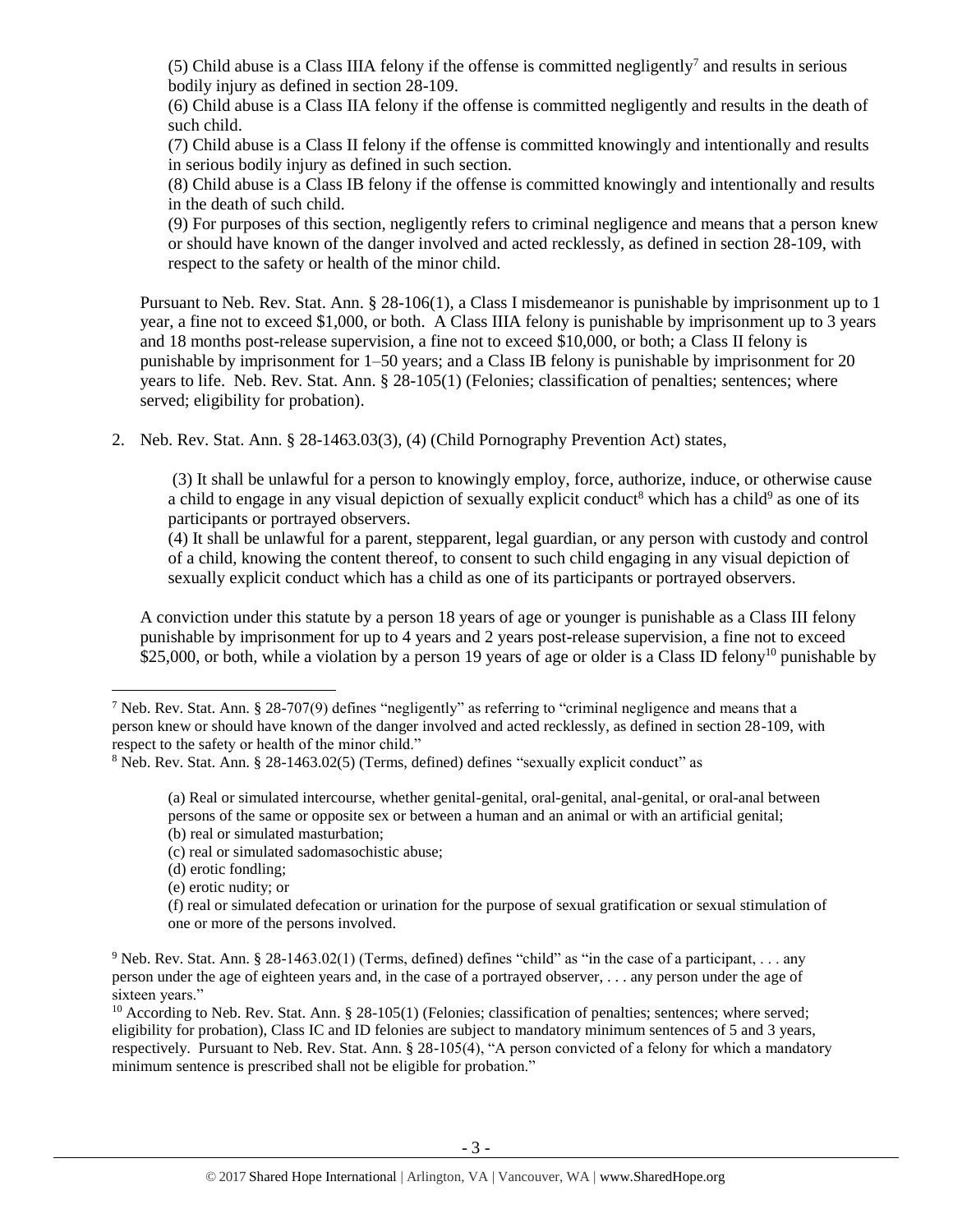> (5) Child abuse is a Class IIIA felony if the offense is committed negligently[7] and results in serious bodily injury as defined in section 28-109.
>
> (6) Child abuse is a Class IIA felony if the offense is committed negligently and results in the death of such child.
>
> (7) Child abuse is a Class II felony if the offense is committed knowingly and intentionally and results in serious bodily injury as defined in such section.
>
> (8) Child abuse is a Class IB felony if the offense is committed knowingly and intentionally and results in the death of such child.
>
> (9) For purposes of this section, negligently refers to criminal negligence and means that a person knew or should have known of the danger involved and acted recklessly, as defined in section 28-109, with respect to the safety or health of the minor child.

Pursuant to Neb. Rev. Stat. Ann. § 28-106(1), a Class I misdemeanor is punishable by imprisonment up to 1 year, a fine not to exceed $1,000, or both. A Class IIIA felony is punishable by imprisonment up to 3 years and 18 months post-release supervision, a fine not to exceed $10,000, or both; a Class II felony is punishable by imprisonment for 1–50 years; and a Class IB felony is punishable by imprisonment for 20 years to life. Neb. Rev. Stat. Ann. § 28-105(1) (Felonies; classification of penalties; sentences; where served; eligibility for probation).

2. Neb. Rev. Stat. Ann. § 28-1463.03(3), (4) (Child Pornography Prevention Act) states,

> (3) It shall be unlawful for a person to knowingly employ, force, authorize, induce, or otherwise cause a child to engage in any visual depiction of sexually explicit conduct[8] which has a child[9] as one of its participants or portrayed observers.
>
> (4) It shall be unlawful for a parent, stepparent, legal guardian, or any person with custody and control of a child, knowing the content thereof, to consent to such child engaging in any visual depiction of sexually explicit conduct which has a child as one of its participants or portrayed observers.

A conviction under this statute by a person 18 years of age or younger is punishable as a Class III felony punishable by imprisonment for up to 4 years and 2 years post-release supervision, a fine not to exceed $25,000, or both, while a violation by a person 19 years of age or older is a Class ID felony[10] punishable by

---

[7] Neb. Rev. Stat. Ann. § 28-707(9) defines "negligently" as referring to "criminal negligence and means that a person knew or should have known of the danger involved and acted recklessly, as defined in section 28-109, with respect to the safety or health of the minor child."

[8] Neb. Rev. Stat. Ann. § 28-1463.02(5) (Terms, defined) defines "sexually explicit conduct" as

> (a) Real or simulated intercourse, whether genital-genital, oral-genital, anal-genital, or oral-anal between persons of the same or opposite sex or between a human and an animal or with an artificial genital;
> (b) real or simulated masturbation;
> (c) real or simulated sadomasochistic abuse;
> (d) erotic fondling;
> (e) erotic nudity; or
> (f) real or simulated defecation or urination for the purpose of sexual gratification or sexual stimulation of one or more of the persons involved.

[9] Neb. Rev. Stat. Ann. § 28-1463.02(1) (Terms, defined) defines "child" as "in the case of a participant, . . . any person under the age of eighteen years and, in the case of a portrayed observer, . . . any person under the age of sixteen years."

[10] According to Neb. Rev. Stat. Ann. § 28-105(1) (Felonies; classification of penalties; sentences; where served; eligibility for probation), Class IC and ID felonies are subject to mandatory minimum sentences of 5 and 3 years, respectively. Pursuant to Neb. Rev. Stat. Ann. § 28-105(4), "A person convicted of a felony for which a mandatory minimum sentence is prescribed shall not be eligible for probation."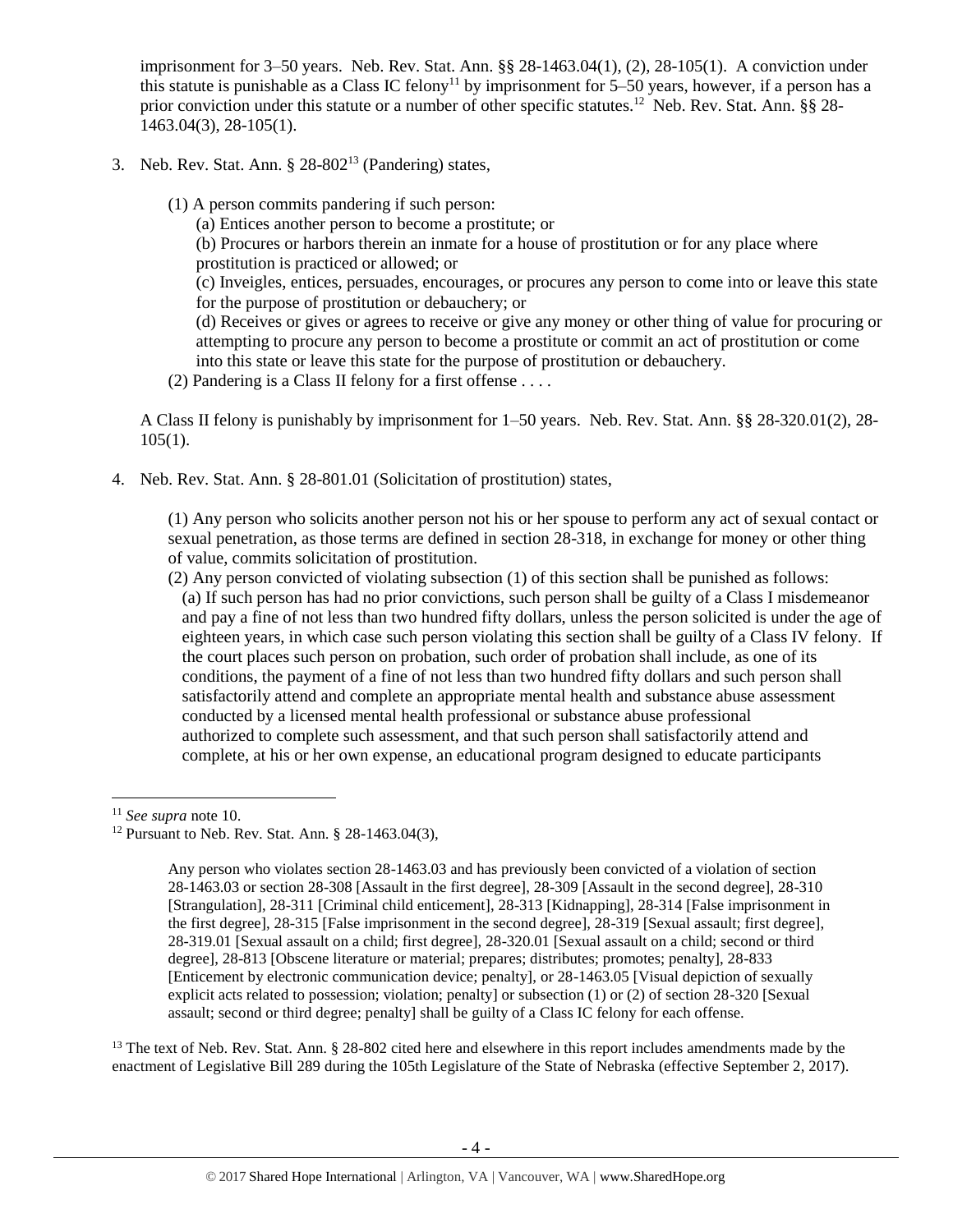imprisonment for 3–50 years. Neb. Rev. Stat. Ann. §§ 28-1463.04(1), (2), 28-105(1). A conviction under this statute is punishable as a Class IC felony[11] by imprisonment for 5–50 years, however, if a person has a prior conviction under this statute or a number of other specific statutes.[12] Neb. Rev. Stat. Ann. §§ 28-1463.04(3), 28-105(1).

3. Neb. Rev. Stat. Ann. § 28-802[13] (Pandering) states,

   (1) A person commits pandering if such person:
      (a) Entices another person to become a prostitute; or
      (b) Procures or harbors therein an inmate for a house of prostitution or for any place where prostitution is practiced or allowed; or
      (c) Inveigles, entices, persuades, encourages, or procures any person to come into or leave this state for the purpose of prostitution or debauchery; or
      (d) Receives or gives or agrees to receive or give any money or other thing of value for procuring or attempting to procure any person to become a prostitute or commit an act of prostitution or come into this state or leave this state for the purpose of prostitution or debauchery.
   (2) Pandering is a Class II felony for a first offense . . . .

   A Class II felony is punishably by imprisonment for 1–50 years. Neb. Rev. Stat. Ann. §§ 28-320.01(2), 28-105(1).

4. Neb. Rev. Stat. Ann. § 28-801.01 (Solicitation of prostitution) states,

   (1) Any person who solicits another person not his or her spouse to perform any act of sexual contact or sexual penetration, as those terms are defined in section 28-318, in exchange for money or other thing of value, commits solicitation of prostitution.
   (2) Any person convicted of violating subsection (1) of this section shall be punished as follows:
      (a) If such person has had no prior convictions, such person shall be guilty of a Class I misdemeanor and pay a fine of not less than two hundred fifty dollars, unless the person solicited is under the age of eighteen years, in which case such person violating this section shall be guilty of a Class IV felony. If the court places such person on probation, such order of probation shall include, as one of its conditions, the payment of a fine of not less than two hundred fifty dollars and such person shall satisfactorily attend and complete an appropriate mental health and substance abuse assessment conducted by a licensed mental health professional or substance abuse professional authorized to complete such assessment, and that such person shall satisfactorily attend and complete, at his or her own expense, an educational program designed to educate participants

---

[11] *See supra* note 10.

[12] Pursuant to Neb. Rev. Stat. Ann. § 28-1463.04(3),

> Any person who violates section 28-1463.03 and has previously been convicted of a violation of section 28-1463.03 or section 28-308 [Assault in the first degree], 28-309 [Assault in the second degree], 28-310 [Strangulation], 28-311 [Criminal child enticement], 28-313 [Kidnapping], 28-314 [False imprisonment in the first degree], 28-315 [False imprisonment in the second degree], 28-319 [Sexual assault; first degree], 28-319.01 [Sexual assault on a child; first degree], 28-320.01 [Sexual assault on a child; second or third degree], 28-813 [Obscene literature or material; prepares; distributes; promotes; penalty], 28-833 [Enticement by electronic communication device; penalty], or 28-1463.05 [Visual depiction of sexually explicit acts related to possession; violation; penalty] or subsection (1) or (2) of section 28-320 [Sexual assault; second or third degree; penalty] shall be guilty of a Class IC felony for each offense.

[13] The text of Neb. Rev. Stat. Ann. § 28-802 cited here and elsewhere in this report includes amendments made by the enactment of Legislative Bill 289 during the 105th Legislature of the State of Nebraska (effective September 2, 2017).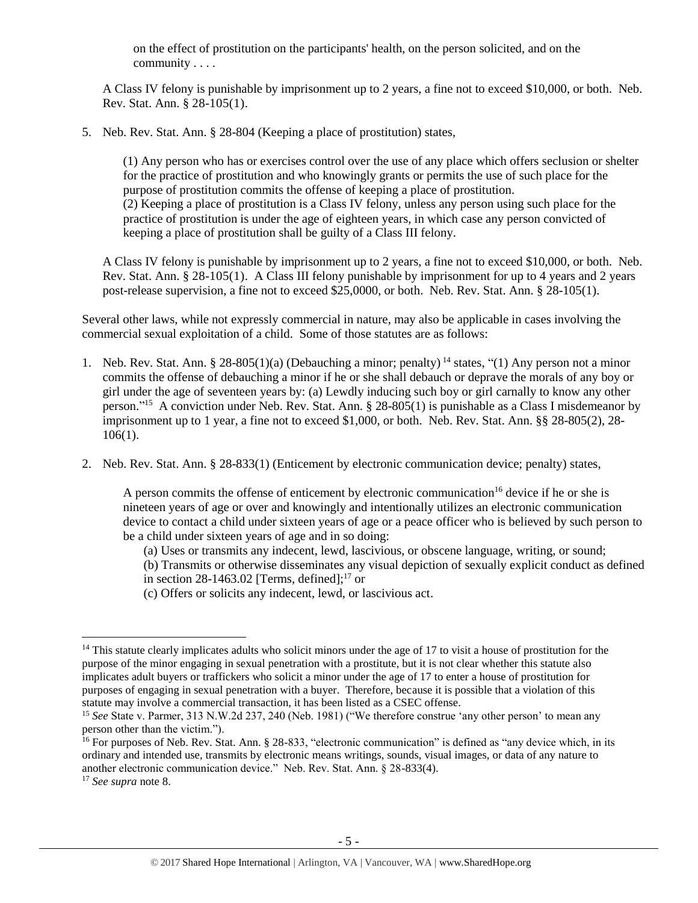> on the effect of prostitution on the participants' health, on the person solicited, and on the community . . . .

A Class IV felony is punishable by imprisonment up to 2 years, a fine not to exceed $10,000, or both. Neb. Rev. Stat. Ann. § 28-105(1).

5. Neb. Rev. Stat. Ann. § 28-804 (Keeping a place of prostitution) states,

   > (1) Any person who has or exercises control over the use of any place which offers seclusion or shelter for the practice of prostitution and who knowingly grants or permits the use of such place for the purpose of prostitution commits the offense of keeping a place of prostitution.
   > (2) Keeping a place of prostitution is a Class IV felony, unless any person using such place for the practice of prostitution is under the age of eighteen years, in which case any person convicted of keeping a place of prostitution shall be guilty of a Class III felony.

   A Class IV felony is punishable by imprisonment up to 2 years, a fine not to exceed $10,000, or both. Neb. Rev. Stat. Ann. § 28-105(1). A Class III felony punishable by imprisonment for up to 4 years and 2 years post-release supervision, a fine not to exceed $25,0000, or both. Neb. Rev. Stat. Ann. § 28-105(1).

Several other laws, while not expressly commercial in nature, may also be applicable in cases involving the commercial sexual exploitation of a child. Some of those statutes are as follows:

1. Neb. Rev. Stat. Ann. § 28-805(1)(a) (Debauching a minor; penalty) [14] states, "(1) Any person not a minor commits the offense of debauching a minor if he or she shall debauch or deprave the morals of any boy or girl under the age of seventeen years by: (a) Lewdly inducing such boy or girl carnally to know any other person."[15] A conviction under Neb. Rev. Stat. Ann. § 28-805(1) is punishable as a Class I misdemeanor by imprisonment up to 1 year, a fine not to exceed $1,000, or both. Neb. Rev. Stat. Ann. §§ 28-805(2), 28-106(1).

2. Neb. Rev. Stat. Ann. § 28-833(1) (Enticement by electronic communication device; penalty) states,

   > A person commits the offense of enticement by electronic communication[16] device if he or she is nineteen years of age or over and knowingly and intentionally utilizes an electronic communication device to contact a child under sixteen years of age or a peace officer who is believed by such person to be a child under sixteen years of age and in so doing:
   > (a) Uses or transmits any indecent, lewd, lascivious, or obscene language, writing, or sound;
   > (b) Transmits or otherwise disseminates any visual depiction of sexually explicit conduct as defined in section 28-1463.02 [Terms, defined];[17] or
   > (c) Offers or solicits any indecent, lewd, or lascivious act.

---

[14] This statute clearly implicates adults who solicit minors under the age of 17 to visit a house of prostitution for the purpose of the minor engaging in sexual penetration with a prostitute, but it is not clear whether this statute also implicates adult buyers or traffickers who solicit a minor under the age of 17 to enter a house of prostitution for purposes of engaging in sexual penetration with a buyer. Therefore, because it is possible that a violation of this statute may involve a commercial transaction, it has been listed as a CSEC offense.

[15] *See* State v. Parmer, 313 N.W.2d 237, 240 (Neb. 1981) ("We therefore construe 'any other person' to mean any person other than the victim.").

[16] For purposes of Neb. Rev. Stat. Ann. § 28-833, "electronic communication" is defined as "any device which, in its ordinary and intended use, transmits by electronic means writings, sounds, visual images, or data of any nature to another electronic communication device." Neb. Rev. Stat. Ann. § 28-833(4).

[17] *See supra* note 8.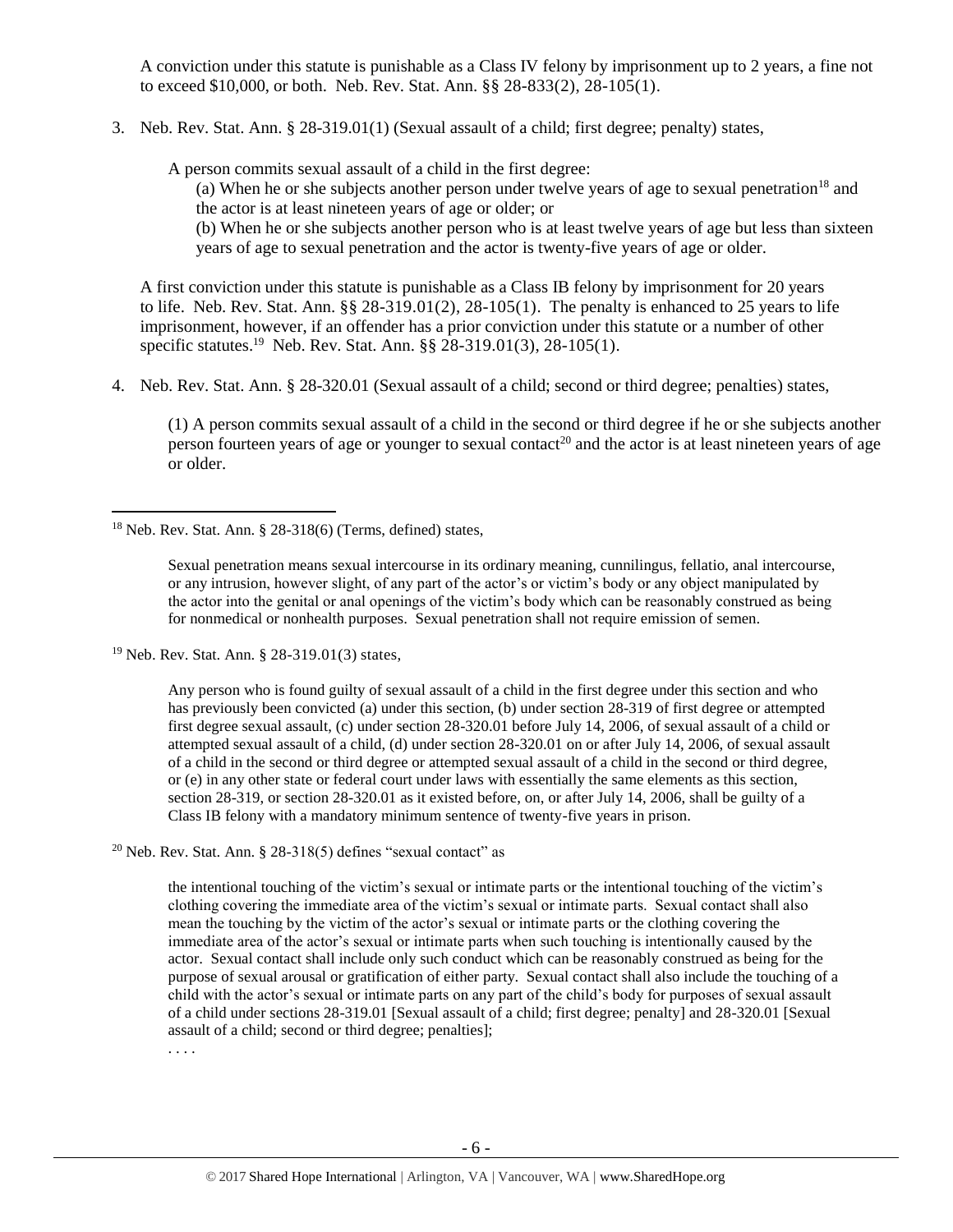A conviction under this statute is punishable as a Class IV felony by imprisonment up to 2 years, a fine not to exceed $10,000, or both. Neb. Rev. Stat. Ann. §§ 28-833(2), 28-105(1).

3. Neb. Rev. Stat. Ann. § 28-319.01(1) (Sexual assault of a child; first degree; penalty) states,

   A person commits sexual assault of a child in the first degree:

   (a) When he or she subjects another person under twelve years of age to sexual penetration[18] and the actor is at least nineteen years of age or older; or

   (b) When he or she subjects another person who is at least twelve years of age but less than sixteen years of age to sexual penetration and the actor is twenty-five years of age or older.

   A first conviction under this statute is punishable as a Class IB felony by imprisonment for 20 years to life. Neb. Rev. Stat. Ann. §§ 28-319.01(2), 28-105(1). The penalty is enhanced to 25 years to life imprisonment, however, if an offender has a prior conviction under this statute or a number of other specific statutes.[19] Neb. Rev. Stat. Ann. §§ 28-319.01(3), 28-105(1).

4. Neb. Rev. Stat. Ann. § 28-320.01 (Sexual assault of a child; second or third degree; penalties) states,

   (1) A person commits sexual assault of a child in the second or third degree if he or she subjects another person fourteen years of age or younger to sexual contact[20] and the actor is at least nineteen years of age or older.

---

[18] Neb. Rev. Stat. Ann. § 28-318(6) (Terms, defined) states,

> Sexual penetration means sexual intercourse in its ordinary meaning, cunnilingus, fellatio, anal intercourse, or any intrusion, however slight, of any part of the actor's or victim's body or any object manipulated by the actor into the genital or anal openings of the victim's body which can be reasonably construed as being for nonmedical or nonhealth purposes. Sexual penetration shall not require emission of semen.

[19] Neb. Rev. Stat. Ann. § 28-319.01(3) states,

> Any person who is found guilty of sexual assault of a child in the first degree under this section and who has previously been convicted (a) under this section, (b) under section 28-319 of first degree or attempted first degree sexual assault, (c) under section 28-320.01 before July 14, 2006, of sexual assault of a child or attempted sexual assault of a child, (d) under section 28-320.01 on or after July 14, 2006, of sexual assault of a child in the second or third degree or attempted sexual assault of a child in the second or third degree, or (e) in any other state or federal court under laws with essentially the same elements as this section, section 28-319, or section 28-320.01 as it existed before, on, or after July 14, 2006, shall be guilty of a Class IB felony with a mandatory minimum sentence of twenty-five years in prison.

[20] Neb. Rev. Stat. Ann. § 28-318(5) defines "sexual contact" as

> the intentional touching of the victim's sexual or intimate parts or the intentional touching of the victim's clothing covering the immediate area of the victim's sexual or intimate parts. Sexual contact shall also mean the touching by the victim of the actor's sexual or intimate parts or the clothing covering the immediate area of the actor's sexual or intimate parts when such touching is intentionally caused by the actor. Sexual contact shall include only such conduct which can be reasonably construed as being for the purpose of sexual arousal or gratification of either party. Sexual contact shall also include the touching of a child with the actor's sexual or intimate parts on any part of the child's body for purposes of sexual assault of a child under sections 28-319.01 [Sexual assault of a child; first degree; penalty] and 28-320.01 [Sexual assault of a child; second or third degree; penalties];
>
> . . . .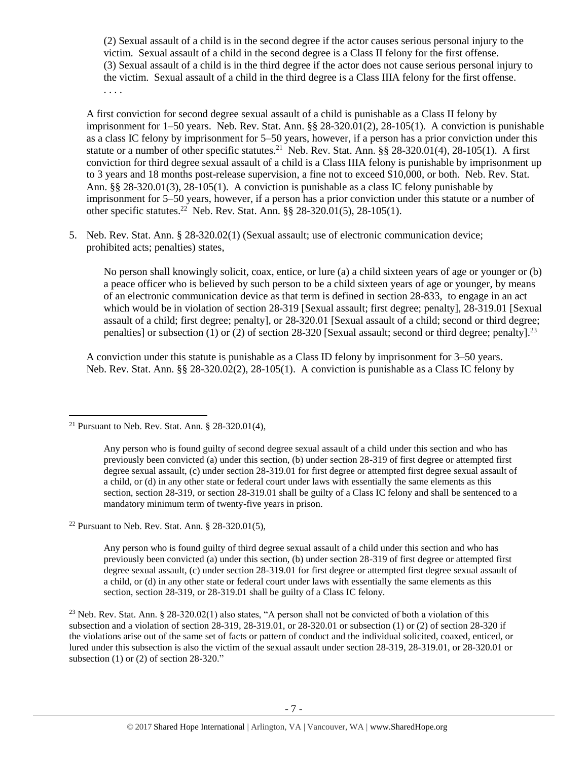(2) Sexual assault of a child is in the second degree if the actor causes serious personal injury to the victim. Sexual assault of a child in the second degree is a Class II felony for the first offense.
(3) Sexual assault of a child is in the third degree if the actor does not cause serious personal injury to the victim. Sexual assault of a child in the third degree is a Class IIIA felony for the first offense.
. . . .

A first conviction for second degree sexual assault of a child is punishable as a Class II felony by imprisonment for 1–50 years. Neb. Rev. Stat. Ann. §§ 28-320.01(2), 28-105(1). A conviction is punishable as a class IC felony by imprisonment for 5–50 years, however, if a person has a prior conviction under this statute or a number of other specific statutes.[21] Neb. Rev. Stat. Ann. §§ 28-320.01(4), 28-105(1). A first conviction for third degree sexual assault of a child is a Class IIIA felony is punishable by imprisonment up to 3 years and 18 months post-release supervision, a fine not to exceed $10,000, or both. Neb. Rev. Stat. Ann. §§ 28-320.01(3), 28-105(1). A conviction is punishable as a class IC felony punishable by imprisonment for 5–50 years, however, if a person has a prior conviction under this statute or a number of other specific statutes.[22] Neb. Rev. Stat. Ann. §§ 28-320.01(5), 28-105(1).

5. Neb. Rev. Stat. Ann. § 28-320.02(1) (Sexual assault; use of electronic communication device; prohibited acts; penalties) states,

   No person shall knowingly solicit, coax, entice, or lure (a) a child sixteen years of age or younger or (b) a peace officer who is believed by such person to be a child sixteen years of age or younger, by means of an electronic communication device as that term is defined in section 28-833, to engage in an act which would be in violation of section 28-319 [Sexual assault; first degree; penalty], 28-319.01 [Sexual assault of a child; first degree; penalty], or 28-320.01 [Sexual assault of a child; second or third degree; penalties] or subsection (1) or (2) of section 28-320 [Sexual assault; second or third degree; penalty].[23]

   A conviction under this statute is punishable as a Class ID felony by imprisonment for 3–50 years. Neb. Rev. Stat. Ann. §§ 28-320.02(2), 28-105(1). A conviction is punishable as a Class IC felony by

---

[21] Pursuant to Neb. Rev. Stat. Ann. § 28-320.01(4),

> Any person who is found guilty of second degree sexual assault of a child under this section and who has previously been convicted (a) under this section, (b) under section 28-319 of first degree or attempted first degree sexual assault, (c) under section 28-319.01 for first degree or attempted first degree sexual assault of a child, or (d) in any other state or federal court under laws with essentially the same elements as this section, section 28-319, or section 28-319.01 shall be guilty of a Class IC felony and shall be sentenced to a mandatory minimum term of twenty-five years in prison.

[22] Pursuant to Neb. Rev. Stat. Ann. § 28-320.01(5),

> Any person who is found guilty of third degree sexual assault of a child under this section and who has previously been convicted (a) under this section, (b) under section 28-319 of first degree or attempted first degree sexual assault, (c) under section 28-319.01 for first degree or attempted first degree sexual assault of a child, or (d) in any other state or federal court under laws with essentially the same elements as this section, section 28-319, or 28-319.01 shall be guilty of a Class IC felony.

[23] Neb. Rev. Stat. Ann. § 28-320.02(1) also states, "A person shall not be convicted of both a violation of this subsection and a violation of section 28-319, 28-319.01, or 28-320.01 or subsection (1) or (2) of section 28-320 if the violations arise out of the same set of facts or pattern of conduct and the individual solicited, coaxed, enticed, or lured under this subsection is also the victim of the sexual assault under section 28-319, 28-319.01, or 28-320.01 or subsection (1) or (2) of section 28-320."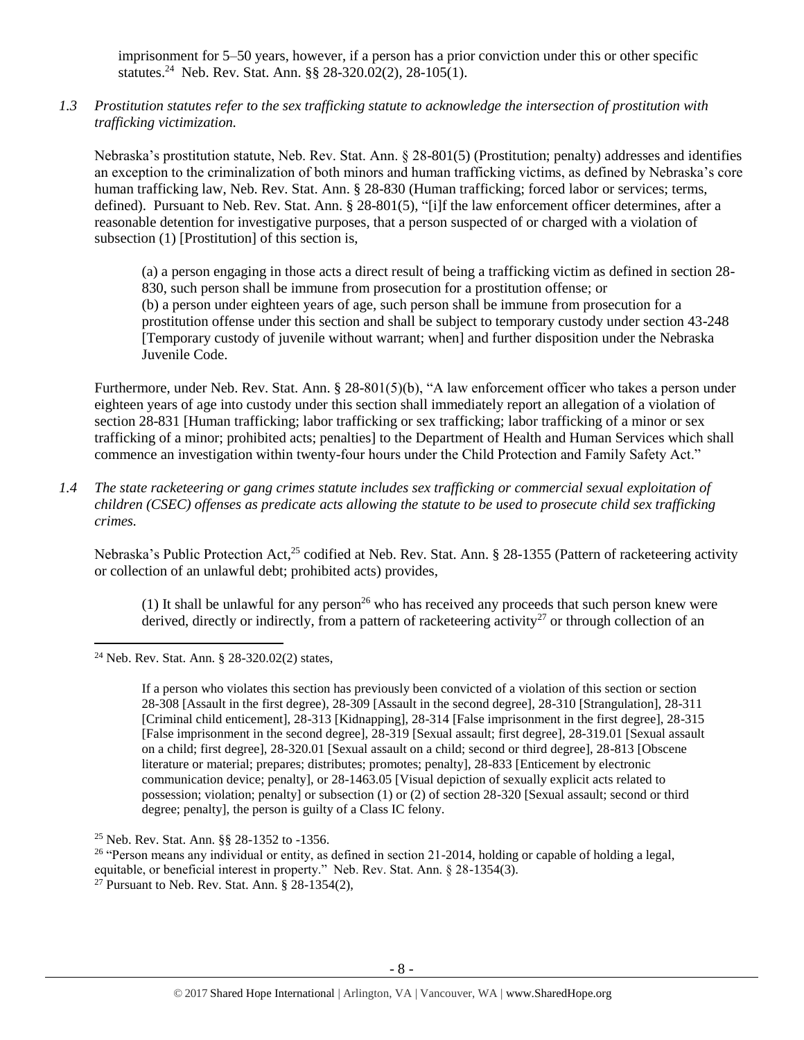imprisonment for 5–50 years, however, if a person has a prior conviction under this or other specific statutes.[24] Neb. Rev. Stat. Ann. §§ 28-320.02(2), 28-105(1).

*1.3 Prostitution statutes refer to the sex trafficking statute to acknowledge the intersection of prostitution with trafficking victimization.*

Nebraska's prostitution statute, Neb. Rev. Stat. Ann. § 28-801(5) (Prostitution; penalty) addresses and identifies an exception to the criminalization of both minors and human trafficking victims, as defined by Nebraska's core human trafficking law, Neb. Rev. Stat. Ann. § 28-830 (Human trafficking; forced labor or services; terms, defined). Pursuant to Neb. Rev. Stat. Ann. § 28-801(5), "[i]f the law enforcement officer determines, after a reasonable detention for investigative purposes, that a person suspected of or charged with a violation of subsection (1) [Prostitution] of this section is,

> (a) a person engaging in those acts a direct result of being a trafficking victim as defined in section 28-830, such person shall be immune from prosecution for a prostitution offense; or
> (b) a person under eighteen years of age, such person shall be immune from prosecution for a prostitution offense under this section and shall be subject to temporary custody under section 43-248 [Temporary custody of juvenile without warrant; when] and further disposition under the Nebraska Juvenile Code.

Furthermore, under Neb. Rev. Stat. Ann. § 28-801(5)(b), "A law enforcement officer who takes a person under eighteen years of age into custody under this section shall immediately report an allegation of a violation of section 28-831 [Human trafficking; labor trafficking or sex trafficking; labor trafficking of a minor or sex trafficking of a minor; prohibited acts; penalties] to the Department of Health and Human Services which shall commence an investigation within twenty-four hours under the Child Protection and Family Safety Act."

*1.4 The state racketeering or gang crimes statute includes sex trafficking or commercial sexual exploitation of children (CSEC) offenses as predicate acts allowing the statute to be used to prosecute child sex trafficking crimes.*

Nebraska's Public Protection Act,[25] codified at Neb. Rev. Stat. Ann. § 28-1355 (Pattern of racketeering activity or collection of an unlawful debt; prohibited acts) provides,

> (1) It shall be unlawful for any person[26] who has received any proceeds that such person knew were derived, directly or indirectly, from a pattern of racketeering activity[27] or through collection of an

---

[24] Neb. Rev. Stat. Ann. § 28-320.02(2) states,

> If a person who violates this section has previously been convicted of a violation of this section or section 28-308 [Assault in the first degree], 28-309 [Assault in the second degree], 28-310 [Strangulation], 28-311 [Criminal child enticement], 28-313 [Kidnapping], 28-314 [False imprisonment in the first degree], 28-315 [False imprisonment in the second degree], 28-319 [Sexual assault; first degree], 28-319.01 [Sexual assault on a child; first degree], 28-320.01 [Sexual assault on a child; second or third degree], 28-813 [Obscene literature or material; prepares; distributes; promotes; penalty], 28-833 [Enticement by electronic communication device; penalty], or 28-1463.05 [Visual depiction of sexually explicit acts related to possession; violation; penalty] or subsection (1) or (2) of section 28-320 [Sexual assault; second or third degree; penalty], the person is guilty of a Class IC felony.

[25] Neb. Rev. Stat. Ann. §§ 28-1352 to -1356.

[26] "Person means any individual or entity, as defined in section 21-2014, holding or capable of holding a legal, equitable, or beneficial interest in property." Neb. Rev. Stat. Ann. § 28-1354(3).

[27] Pursuant to Neb. Rev. Stat. Ann. § 28-1354(2),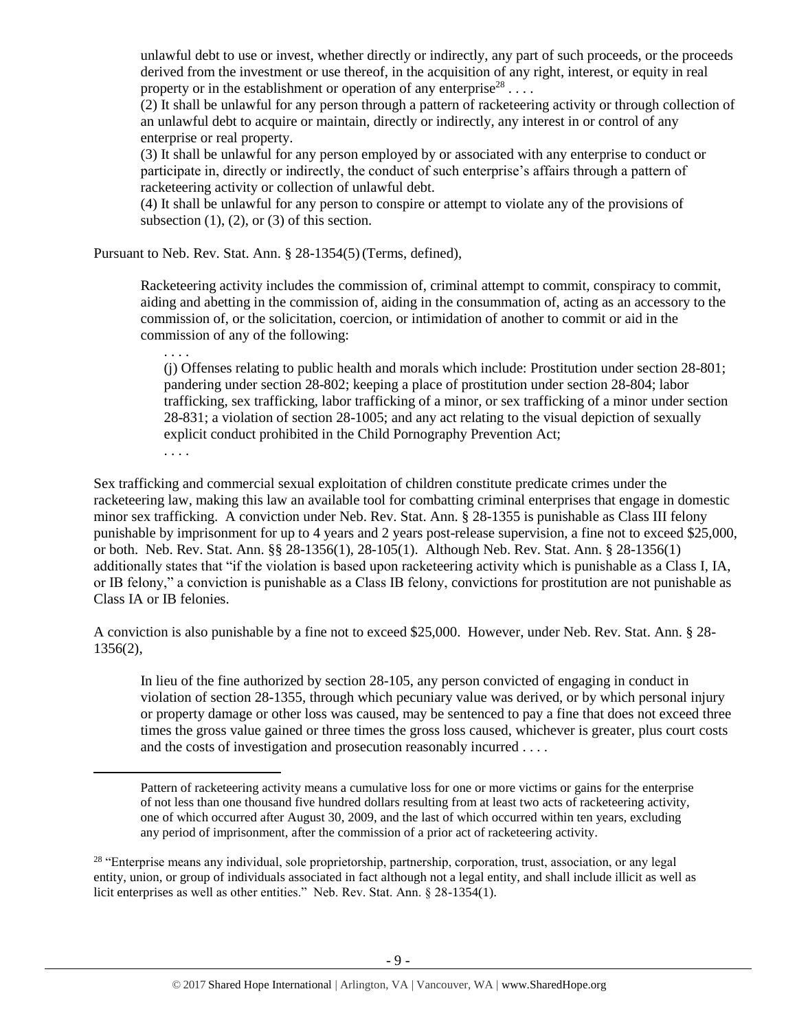> unlawful debt to use or invest, whether directly or indirectly, any part of such proceeds, or the proceeds derived from the investment or use thereof, in the acquisition of any right, interest, or equity in real property or in the establishment or operation of any enterprise[28] . . . .
>
> (2) It shall be unlawful for any person through a pattern of racketeering activity or through collection of an unlawful debt to acquire or maintain, directly or indirectly, any interest in or control of any enterprise or real property.
>
> (3) It shall be unlawful for any person employed by or associated with any enterprise to conduct or participate in, directly or indirectly, the conduct of such enterprise's affairs through a pattern of racketeering activity or collection of unlawful debt.
>
> (4) It shall be unlawful for any person to conspire or attempt to violate any of the provisions of subsection (1), (2), or (3) of this section.

Pursuant to Neb. Rev. Stat. Ann. § 28-1354(5) (Terms, defined),

> Racketeering activity includes the commission of, criminal attempt to commit, conspiracy to commit, aiding and abetting in the commission of, aiding in the consummation of, acting as an accessory to the commission of, or the solicitation, coercion, or intimidation of another to commit or aid in the commission of any of the following:
>
> . . . .
>
> (j) Offenses relating to public health and morals which include: Prostitution under section 28-801; pandering under section 28-802; keeping a place of prostitution under section 28-804; labor trafficking, sex trafficking, labor trafficking of a minor, or sex trafficking of a minor under section 28-831; a violation of section 28-1005; and any act relating to the visual depiction of sexually explicit conduct prohibited in the Child Pornography Prevention Act;
>
> . . . .

Sex trafficking and commercial sexual exploitation of children constitute predicate crimes under the racketeering law, making this law an available tool for combatting criminal enterprises that engage in domestic minor sex trafficking. A conviction under Neb. Rev. Stat. Ann. § 28-1355 is punishable as Class III felony punishable by imprisonment for up to 4 years and 2 years post-release supervision, a fine not to exceed $25,000, or both. Neb. Rev. Stat. Ann. §§ 28-1356(1), 28-105(1). Although Neb. Rev. Stat. Ann. § 28-1356(1) additionally states that "if the violation is based upon racketeering activity which is punishable as a Class I, IA, or IB felony," a conviction is punishable as a Class IB felony, convictions for prostitution are not punishable as Class IA or IB felonies.

A conviction is also punishable by a fine not to exceed $25,000. However, under Neb. Rev. Stat. Ann. § 28-1356(2),

> In lieu of the fine authorized by section 28-105, any person convicted of engaging in conduct in violation of section 28-1355, through which pecuniary value was derived, or by which personal injury or property damage or other loss was caused, may be sentenced to pay a fine that does not exceed three times the gross value gained or three times the gross loss caused, whichever is greater, plus court costs and the costs of investigation and prosecution reasonably incurred . . . .

---

> Pattern of racketeering activity means a cumulative loss for one or more victims or gains for the enterprise of not less than one thousand five hundred dollars resulting from at least two acts of racketeering activity, one of which occurred after August 30, 2009, and the last of which occurred within ten years, excluding any period of imprisonment, after the commission of a prior act of racketeering activity.

[28] "Enterprise means any individual, sole proprietorship, partnership, corporation, trust, association, or any legal entity, union, or group of individuals associated in fact although not a legal entity, and shall include illicit as well as licit enterprises as well as other entities." Neb. Rev. Stat. Ann. § 28-1354(1).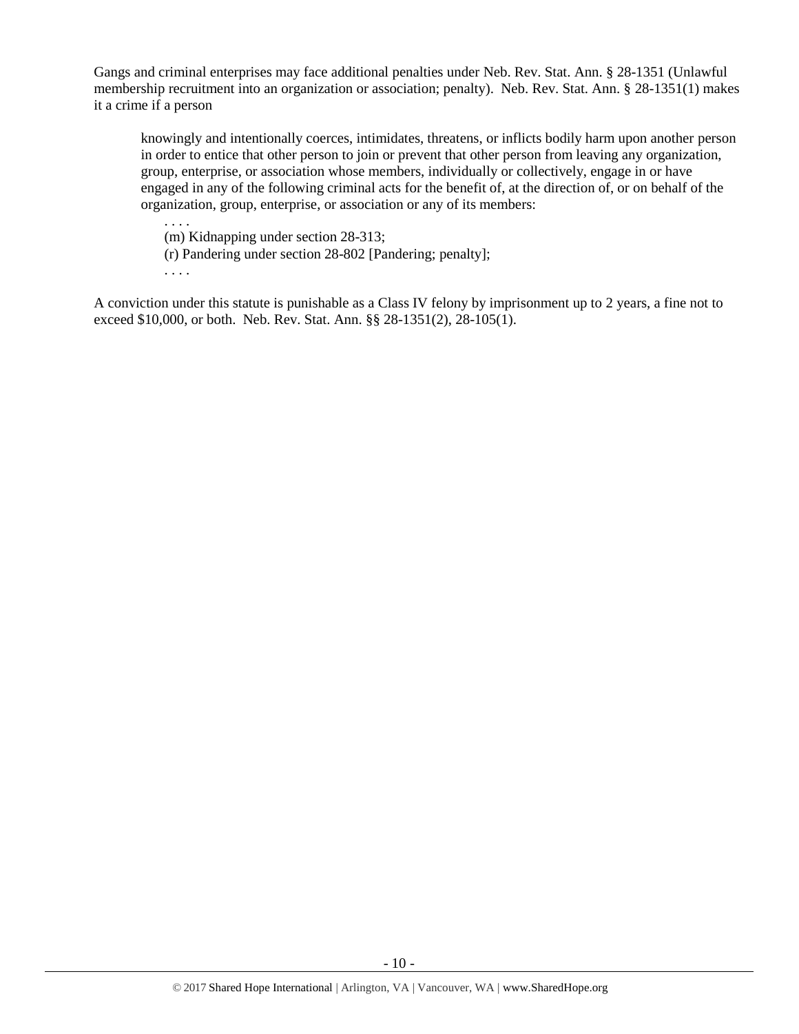Gangs and criminal enterprises may face additional penalties under Neb. Rev. Stat. Ann. § 28-1351 (Unlawful membership recruitment into an organization or association; penalty). Neb. Rev. Stat. Ann. § 28-1351(1) makes it a crime if a person

> knowingly and intentionally coerces, intimidates, threatens, or inflicts bodily harm upon another person in order to entice that other person to join or prevent that other person from leaving any organization, group, enterprise, or association whose members, individually or collectively, engage in or have engaged in any of the following criminal acts for the benefit of, at the direction of, or on behalf of the organization, group, enterprise, or association or any of its members:
>
> . . . .
> (m) Kidnapping under section 28-313;
> (r) Pandering under section 28-802 [Pandering; penalty];
> . . . .

A conviction under this statute is punishable as a Class IV felony by imprisonment up to 2 years, a fine not to exceed $10,000, or both. Neb. Rev. Stat. Ann. §§ 28-1351(2), 28-105(1).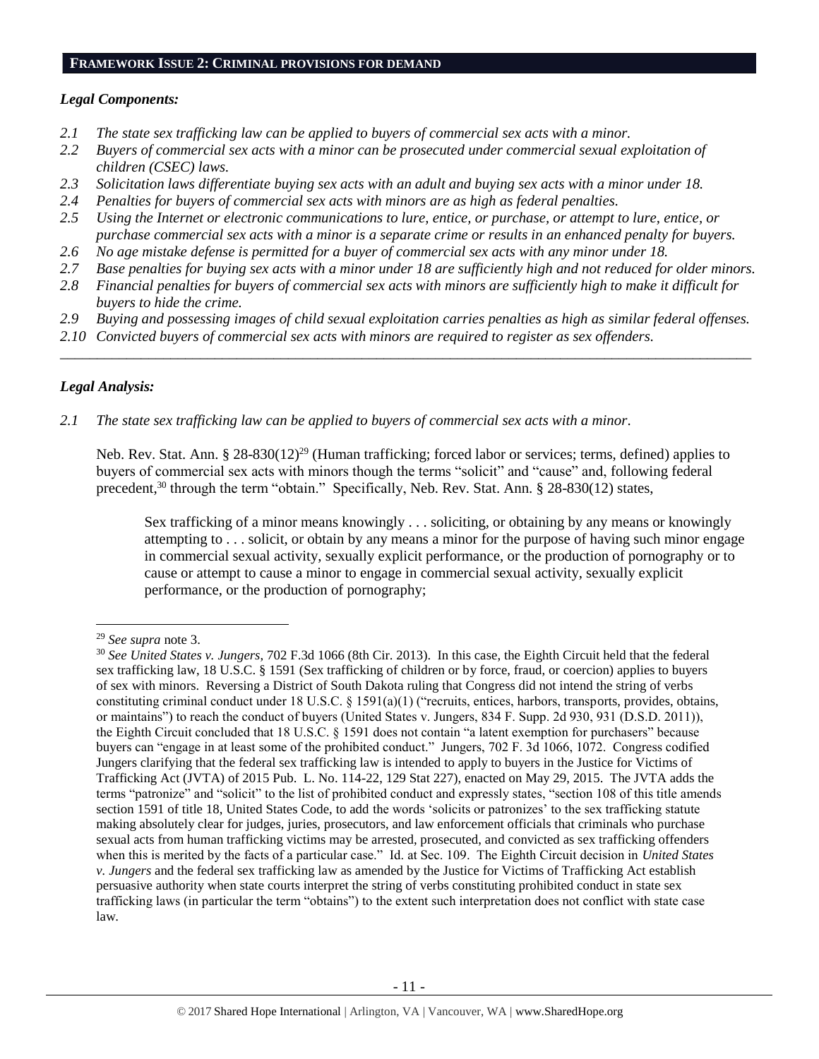## FRAMEWORK ISSUE 2: CRIMINAL PROVISIONS FOR DEMAND

### *Legal Components:*

*2.1 The state sex trafficking law can be applied to buyers of commercial sex acts with a minor.*
*2.2 Buyers of commercial sex acts with a minor can be prosecuted under commercial sexual exploitation of children (CSEC) laws.*
*2.3 Solicitation laws differentiate buying sex acts with an adult and buying sex acts with a minor under 18.*
*2.4 Penalties for buyers of commercial sex acts with minors are as high as federal penalties.*
*2.5 Using the Internet or electronic communications to lure, entice, or purchase, or attempt to lure, entice, or purchase commercial sex acts with a minor is a separate crime or results in an enhanced penalty for buyers.*
*2.6 No age mistake defense is permitted for a buyer of commercial sex acts with any minor under 18.*
*2.7 Base penalties for buying sex acts with a minor under 18 are sufficiently high and not reduced for older minors.*
*2.8 Financial penalties for buyers of commercial sex acts with minors are sufficiently high to make it difficult for buyers to hide the crime.*
*2.9 Buying and possessing images of child sexual exploitation carries penalties as high as similar federal offenses.*
*2.10 Convicted buyers of commercial sex acts with minors are required to register as sex offenders.*

---

### *Legal Analysis:*

*2.1 The state sex trafficking law can be applied to buyers of commercial sex acts with a minor.*

Neb. Rev. Stat. Ann. § 28-830(12)[29] (Human trafficking; forced labor or services; terms, defined) applies to buyers of commercial sex acts with minors though the terms "solicit" and "cause" and, following federal precedent,[30] through the term "obtain." Specifically, Neb. Rev. Stat. Ann. § 28-830(12) states,

> Sex trafficking of a minor means knowingly . . . soliciting, or obtaining by any means or knowingly attempting to . . . solicit, or obtain by any means a minor for the purpose of having such minor engage in commercial sexual activity, sexually explicit performance, or the production of pornography or to cause or attempt to cause a minor to engage in commercial sexual activity, sexually explicit performance, or the production of pornography;

---

[29] *See supra* note 3.

[30] *See United States v. Jungers*, 702 F.3d 1066 (8th Cir. 2013). In this case, the Eighth Circuit held that the federal sex trafficking law, 18 U.S.C. § 1591 (Sex trafficking of children or by force, fraud, or coercion) applies to buyers of sex with minors. Reversing a District of South Dakota ruling that Congress did not intend the string of verbs constituting criminal conduct under 18 U.S.C. § 1591(a)(1) ("recruits, entices, harbors, transports, provides, obtains, or maintains") to reach the conduct of buyers (United States v. Jungers, 834 F. Supp. 2d 930, 931 (D.S.D. 2011)), the Eighth Circuit concluded that 18 U.S.C. § 1591 does not contain "a latent exemption for purchasers" because buyers can "engage in at least some of the prohibited conduct." Jungers, 702 F. 3d 1066, 1072. Congress codified Jungers clarifying that the federal sex trafficking law is intended to apply to buyers in the Justice for Victims of Trafficking Act (JVTA) of 2015 Pub. L. No. 114-22, 129 Stat 227), enacted on May 29, 2015. The JVTA adds the terms "patronize" and "solicit" to the list of prohibited conduct and expressly states, "section 108 of this title amends section 1591 of title 18, United States Code, to add the words 'solicits or patronizes' to the sex trafficking statute making absolutely clear for judges, juries, prosecutors, and law enforcement officials that criminals who purchase sexual acts from human trafficking victims may be arrested, prosecuted, and convicted as sex trafficking offenders when this is merited by the facts of a particular case." Id. at Sec. 109. The Eighth Circuit decision in *United States v. Jungers* and the federal sex trafficking law as amended by the Justice for Victims of Trafficking Act establish persuasive authority when state courts interpret the string of verbs constituting prohibited conduct in state sex trafficking laws (in particular the term "obtains") to the extent such interpretation does not conflict with state case law.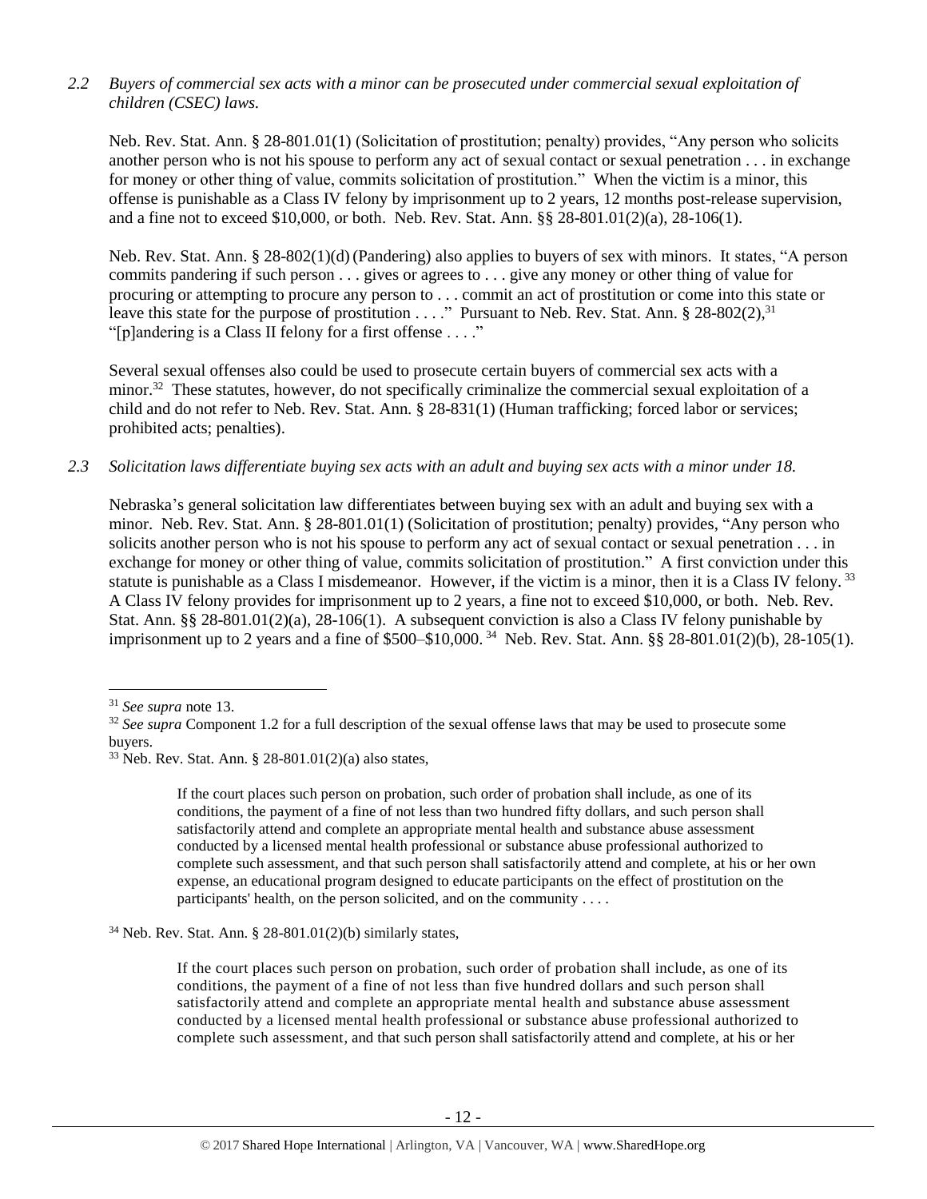*2.2 Buyers of commercial sex acts with a minor can be prosecuted under commercial sexual exploitation of children (CSEC) laws.*

Neb. Rev. Stat. Ann. § 28-801.01(1) (Solicitation of prostitution; penalty) provides, "Any person who solicits another person who is not his spouse to perform any act of sexual contact or sexual penetration . . . in exchange for money or other thing of value, commits solicitation of prostitution." When the victim is a minor, this offense is punishable as a Class IV felony by imprisonment up to 2 years, 12 months post-release supervision, and a fine not to exceed $10,000, or both. Neb. Rev. Stat. Ann. §§ 28-801.01(2)(a), 28-106(1).

Neb. Rev. Stat. Ann. § 28-802(1)(d) (Pandering) also applies to buyers of sex with minors. It states, "A person commits pandering if such person . . . gives or agrees to . . . give any money or other thing of value for procuring or attempting to procure any person to . . . commit an act of prostitution or come into this state or leave this state for the purpose of prostitution . . . ." Pursuant to Neb. Rev. Stat. Ann. § 28-802(2),[31] "[p]andering is a Class II felony for a first offense . . . ."

Several sexual offenses also could be used to prosecute certain buyers of commercial sex acts with a minor.[32] These statutes, however, do not specifically criminalize the commercial sexual exploitation of a child and do not refer to Neb. Rev. Stat. Ann. § 28-831(1) (Human trafficking; forced labor or services; prohibited acts; penalties).

*2.3 Solicitation laws differentiate buying sex acts with an adult and buying sex acts with a minor under 18.*

Nebraska's general solicitation law differentiates between buying sex with an adult and buying sex with a minor. Neb. Rev. Stat. Ann. § 28-801.01(1) (Solicitation of prostitution; penalty) provides, "Any person who solicits another person who is not his spouse to perform any act of sexual contact or sexual penetration . . . in exchange for money or other thing of value, commits solicitation of prostitution." A first conviction under this statute is punishable as a Class I misdemeanor. However, if the victim is a minor, then it is a Class IV felony.[33] A Class IV felony provides for imprisonment up to 2 years, a fine not to exceed $10,000, or both. Neb. Rev. Stat. Ann. §§ 28-801.01(2)(a), 28-106(1). A subsequent conviction is also a Class IV felony punishable by imprisonment up to 2 years and a fine of $500–$10,000.[34] Neb. Rev. Stat. Ann. §§ 28-801.01(2)(b), 28-105(1).

---

[31] *See supra* note 13.

[32] *See supra* Component 1.2 for a full description of the sexual offense laws that may be used to prosecute some buyers.

[33] Neb. Rev. Stat. Ann. § 28-801.01(2)(a) also states,

> If the court places such person on probation, such order of probation shall include, as one of its conditions, the payment of a fine of not less than two hundred fifty dollars, and such person shall satisfactorily attend and complete an appropriate mental health and substance abuse assessment conducted by a licensed mental health professional or substance abuse professional authorized to complete such assessment, and that such person shall satisfactorily attend and complete, at his or her own expense, an educational program designed to educate participants on the effect of prostitution on the participants' health, on the person solicited, and on the community . . . .

[34] Neb. Rev. Stat. Ann. § 28-801.01(2)(b) similarly states,

> If the court places such person on probation, such order of probation shall include, as one of its conditions, the payment of a fine of not less than five hundred dollars and such person shall satisfactorily attend and complete an appropriate mental health and substance abuse assessment conducted by a licensed mental health professional or substance abuse professional authorized to complete such assessment, and that such person shall satisfactorily attend and complete, at his or her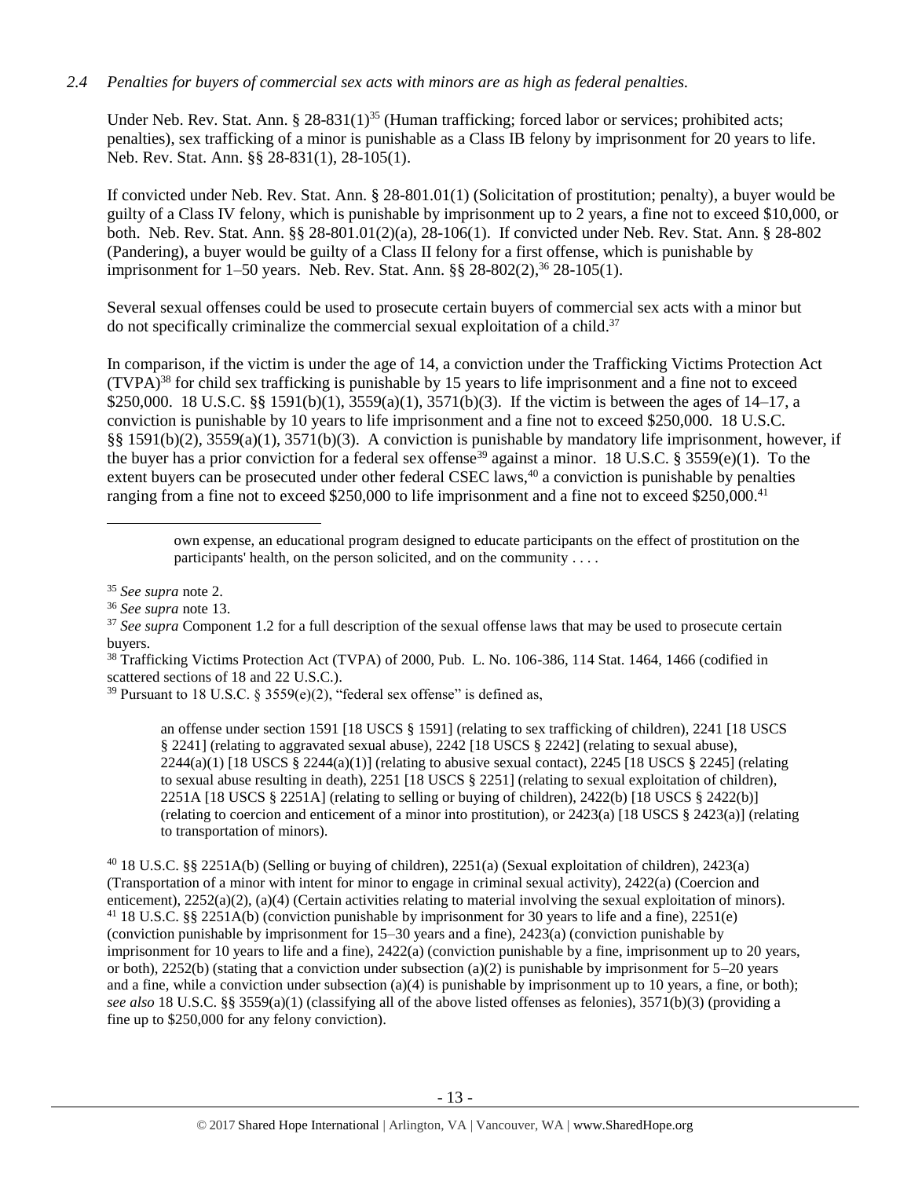*2.4 Penalties for buyers of commercial sex acts with minors are as high as federal penalties.*

Under Neb. Rev. Stat. Ann. § 28-831(1)[35] (Human trafficking; forced labor or services; prohibited acts; penalties), sex trafficking of a minor is punishable as a Class IB felony by imprisonment for 20 years to life. Neb. Rev. Stat. Ann. §§ 28-831(1), 28-105(1).

If convicted under Neb. Rev. Stat. Ann. § 28-801.01(1) (Solicitation of prostitution; penalty), a buyer would be guilty of a Class IV felony, which is punishable by imprisonment up to 2 years, a fine not to exceed $10,000, or both. Neb. Rev. Stat. Ann. §§ 28-801.01(2)(a), 28-106(1). If convicted under Neb. Rev. Stat. Ann. § 28-802 (Pandering), a buyer would be guilty of a Class II felony for a first offense, which is punishable by imprisonment for 1–50 years. Neb. Rev. Stat. Ann. §§ 28-802(2),[36] 28-105(1).

Several sexual offenses could be used to prosecute certain buyers of commercial sex acts with a minor but do not specifically criminalize the commercial sexual exploitation of a child.[37]

In comparison, if the victim is under the age of 14, a conviction under the Trafficking Victims Protection Act (TVPA)[38] for child sex trafficking is punishable by 15 years to life imprisonment and a fine not to exceed $250,000. 18 U.S.C. §§ 1591(b)(1), 3559(a)(1), 3571(b)(3). If the victim is between the ages of 14–17, a conviction is punishable by 10 years to life imprisonment and a fine not to exceed $250,000. 18 U.S.C. §§ 1591(b)(2), 3559(a)(1), 3571(b)(3). A conviction is punishable by mandatory life imprisonment, however, if the buyer has a prior conviction for a federal sex offense[39] against a minor. 18 U.S.C. § 3559(e)(1). To the extent buyers can be prosecuted under other federal CSEC laws,[40] a conviction is punishable by penalties ranging from a fine not to exceed $250,000 to life imprisonment and a fine not to exceed $250,000.[41]

---

> own expense, an educational program designed to educate participants on the effect of prostitution on the participants' health, on the person solicited, and on the community . . . .

[35] *See supra* note 2.

[36] *See supra* note 13.

[37] *See supra* Component 1.2 for a full description of the sexual offense laws that may be used to prosecute certain buyers.

[38] Trafficking Victims Protection Act (TVPA) of 2000, Pub. L. No. 106-386, 114 Stat. 1464, 1466 (codified in scattered sections of 18 and 22 U.S.C.).

[39] Pursuant to 18 U.S.C. § 3559(e)(2), "federal sex offense" is defined as,

> an offense under section 1591 [18 USCS § 1591] (relating to sex trafficking of children), 2241 [18 USCS § 2241] (relating to aggravated sexual abuse), 2242 [18 USCS § 2242] (relating to sexual abuse), 2244(a)(1) [18 USCS § 2244(a)(1)] (relating to abusive sexual contact), 2245 [18 USCS § 2245] (relating to sexual abuse resulting in death), 2251 [18 USCS § 2251] (relating to sexual exploitation of children), 2251A [18 USCS § 2251A] (relating to selling or buying of children), 2422(b) [18 USCS § 2422(b)] (relating to coercion and enticement of a minor into prostitution), or 2423(a) [18 USCS § 2423(a)] (relating to transportation of minors).

[40] 18 U.S.C. §§ 2251A(b) (Selling or buying of children), 2251(a) (Sexual exploitation of children), 2423(a) (Transportation of a minor with intent for minor to engage in criminal sexual activity), 2422(a) (Coercion and enticement), 2252(a)(2), (a)(4) (Certain activities relating to material involving the sexual exploitation of minors).

[41] 18 U.S.C. §§ 2251A(b) (conviction punishable by imprisonment for 30 years to life and a fine), 2251(e) (conviction punishable by imprisonment for 15–30 years and a fine), 2423(a) (conviction punishable by imprisonment for 10 years to life and a fine), 2422(a) (conviction punishable by a fine, imprisonment up to 20 years, or both), 2252(b) (stating that a conviction under subsection (a)(2) is punishable by imprisonment for 5–20 years and a fine, while a conviction under subsection (a)(4) is punishable by imprisonment up to 10 years, a fine, or both); *see also* 18 U.S.C. §§ 3559(a)(1) (classifying all of the above listed offenses as felonies), 3571(b)(3) (providing a fine up to $250,000 for any felony conviction).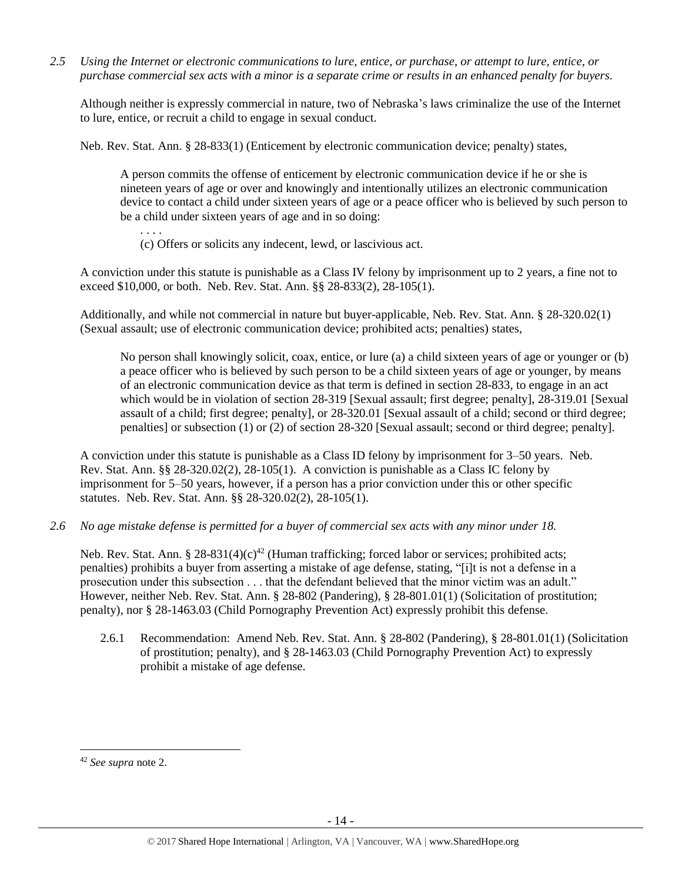*2.5 Using the Internet or electronic communications to lure, entice, or purchase, or attempt to lure, entice, or purchase commercial sex acts with a minor is a separate crime or results in an enhanced penalty for buyers.*

Although neither is expressly commercial in nature, two of Nebraska's laws criminalize the use of the Internet to lure, entice, or recruit a child to engage in sexual conduct.

Neb. Rev. Stat. Ann. § 28-833(1) (Enticement by electronic communication device; penalty) states,

> A person commits the offense of enticement by electronic communication device if he or she is nineteen years of age or over and knowingly and intentionally utilizes an electronic communication device to contact a child under sixteen years of age or a peace officer who is believed by such person to be a child under sixteen years of age and in so doing:
>
> . . . .
>
> (c) Offers or solicits any indecent, lewd, or lascivious act.

A conviction under this statute is punishable as a Class IV felony by imprisonment up to 2 years, a fine not to exceed $10,000, or both. Neb. Rev. Stat. Ann. §§ 28-833(2), 28-105(1).

Additionally, and while not commercial in nature but buyer-applicable, Neb. Rev. Stat. Ann. § 28-320.02(1) (Sexual assault; use of electronic communication device; prohibited acts; penalties) states,

> No person shall knowingly solicit, coax, entice, or lure (a) a child sixteen years of age or younger or (b) a peace officer who is believed by such person to be a child sixteen years of age or younger, by means of an electronic communication device as that term is defined in section 28-833, to engage in an act which would be in violation of section 28-319 [Sexual assault; first degree; penalty], 28-319.01 [Sexual assault of a child; first degree; penalty], or 28-320.01 [Sexual assault of a child; second or third degree; penalties] or subsection (1) or (2) of section 28-320 [Sexual assault; second or third degree; penalty].

A conviction under this statute is punishable as a Class ID felony by imprisonment for 3–50 years. Neb. Rev. Stat. Ann. §§ 28-320.02(2), 28-105(1). A conviction is punishable as a Class IC felony by imprisonment for 5–50 years, however, if a person has a prior conviction under this or other specific statutes. Neb. Rev. Stat. Ann. §§ 28-320.02(2), 28-105(1).

*2.6 No age mistake defense is permitted for a buyer of commercial sex acts with any minor under 18.*

Neb. Rev. Stat. Ann. § 28-831(4)(c)[42] (Human trafficking; forced labor or services; prohibited acts; penalties) prohibits a buyer from asserting a mistake of age defense, stating, "[i]t is not a defense in a prosecution under this subsection . . . that the defendant believed that the minor victim was an adult." However, neither Neb. Rev. Stat. Ann. § 28-802 (Pandering), § 28-801.01(1) (Solicitation of prostitution; penalty), nor § 28-1463.03 (Child Pornography Prevention Act) expressly prohibit this defense.

2.6.1 Recommendation: Amend Neb. Rev. Stat. Ann. § 28-802 (Pandering), § 28-801.01(1) (Solicitation of prostitution; penalty), and § 28-1463.03 (Child Pornography Prevention Act) to expressly prohibit a mistake of age defense.

---

[42] *See supra* note 2.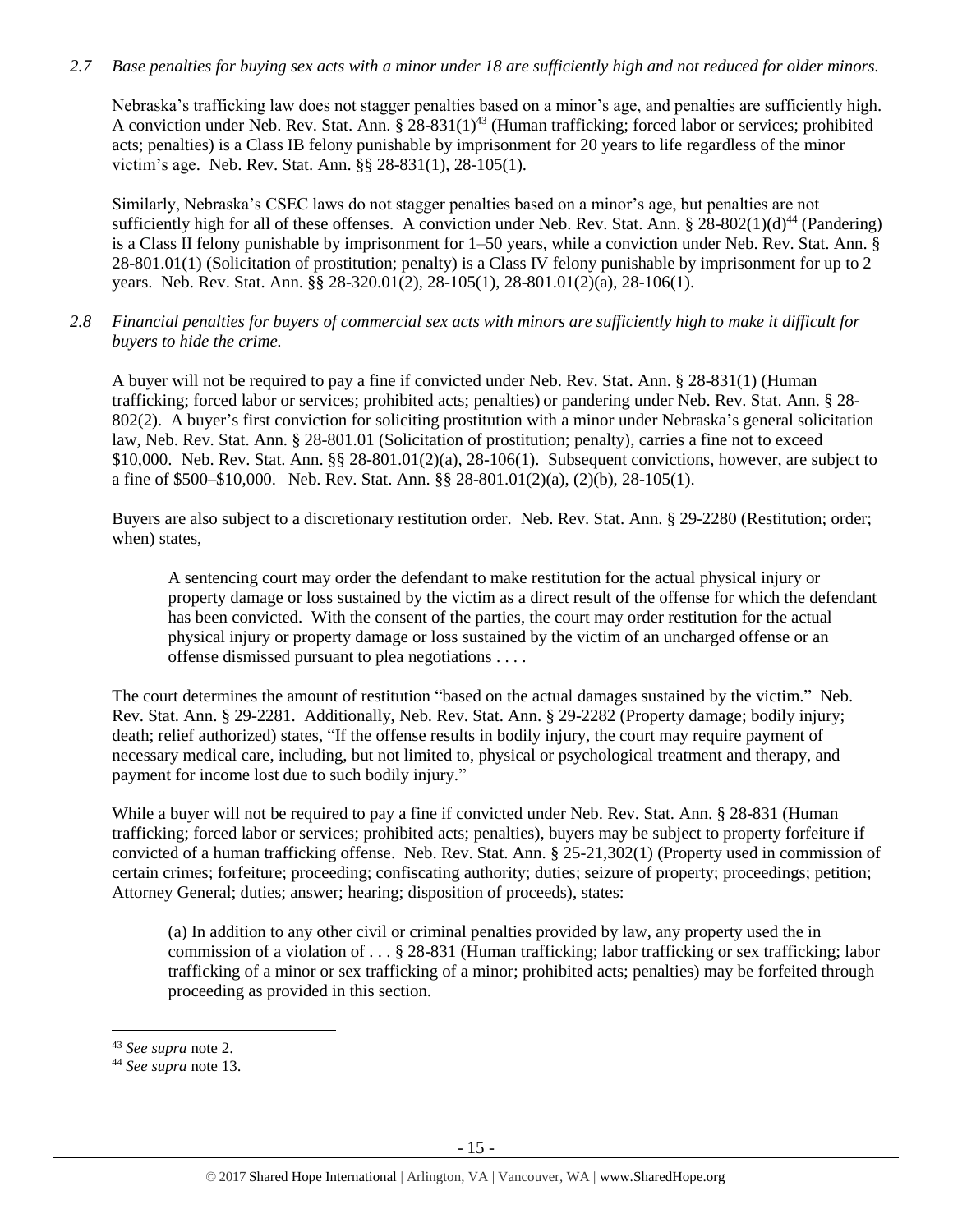*2.7 Base penalties for buying sex acts with a minor under 18 are sufficiently high and not reduced for older minors.*

Nebraska's trafficking law does not stagger penalties based on a minor's age, and penalties are sufficiently high. A conviction under Neb. Rev. Stat. Ann. § 28-831(1)[43] (Human trafficking; forced labor or services; prohibited acts; penalties) is a Class IB felony punishable by imprisonment for 20 years to life regardless of the minor victim's age. Neb. Rev. Stat. Ann. §§ 28-831(1), 28-105(1).

Similarly, Nebraska's CSEC laws do not stagger penalties based on a minor's age, but penalties are not sufficiently high for all of these offenses. A conviction under Neb. Rev. Stat. Ann. § 28-802(1)(d)[44] (Pandering) is a Class II felony punishable by imprisonment for 1–50 years, while a conviction under Neb. Rev. Stat. Ann. § 28-801.01(1) (Solicitation of prostitution; penalty) is a Class IV felony punishable by imprisonment for up to 2 years. Neb. Rev. Stat. Ann. §§ 28-320.01(2), 28-105(1), 28-801.01(2)(a), 28-106(1).

*2.8 Financial penalties for buyers of commercial sex acts with minors are sufficiently high to make it difficult for buyers to hide the crime.*

A buyer will not be required to pay a fine if convicted under Neb. Rev. Stat. Ann. § 28-831(1) (Human trafficking; forced labor or services; prohibited acts; penalties) or pandering under Neb. Rev. Stat. Ann. § 28-802(2). A buyer's first conviction for soliciting prostitution with a minor under Nebraska's general solicitation law, Neb. Rev. Stat. Ann. § 28-801.01 (Solicitation of prostitution; penalty), carries a fine not to exceed $10,000. Neb. Rev. Stat. Ann. §§ 28-801.01(2)(a), 28-106(1). Subsequent convictions, however, are subject to a fine of $500–$10,000. Neb. Rev. Stat. Ann. §§ 28-801.01(2)(a), (2)(b), 28-105(1).

Buyers are also subject to a discretionary restitution order. Neb. Rev. Stat. Ann. § 29-2280 (Restitution; order; when) states,

> A sentencing court may order the defendant to make restitution for the actual physical injury or property damage or loss sustained by the victim as a direct result of the offense for which the defendant has been convicted. With the consent of the parties, the court may order restitution for the actual physical injury or property damage or loss sustained by the victim of an uncharged offense or an offense dismissed pursuant to plea negotiations . . . .

The court determines the amount of restitution "based on the actual damages sustained by the victim." Neb. Rev. Stat. Ann. § 29-2281. Additionally, Neb. Rev. Stat. Ann. § 29-2282 (Property damage; bodily injury; death; relief authorized) states, "If the offense results in bodily injury, the court may require payment of necessary medical care, including, but not limited to, physical or psychological treatment and therapy, and payment for income lost due to such bodily injury."

While a buyer will not be required to pay a fine if convicted under Neb. Rev. Stat. Ann. § 28-831 (Human trafficking; forced labor or services; prohibited acts; penalties), buyers may be subject to property forfeiture if convicted of a human trafficking offense. Neb. Rev. Stat. Ann. § 25-21,302(1) (Property used in commission of certain crimes; forfeiture; proceeding; confiscating authority; duties; seizure of property; proceedings; petition; Attorney General; duties; answer; hearing; disposition of proceeds), states:

> (a) In addition to any other civil or criminal penalties provided by law, any property used the in commission of a violation of . . . § 28-831 (Human trafficking; labor trafficking or sex trafficking; labor trafficking of a minor or sex trafficking of a minor; prohibited acts; penalties) may be forfeited through proceeding as provided in this section.

---

[43] *See supra* note 2.

[44] *See supra* note 13.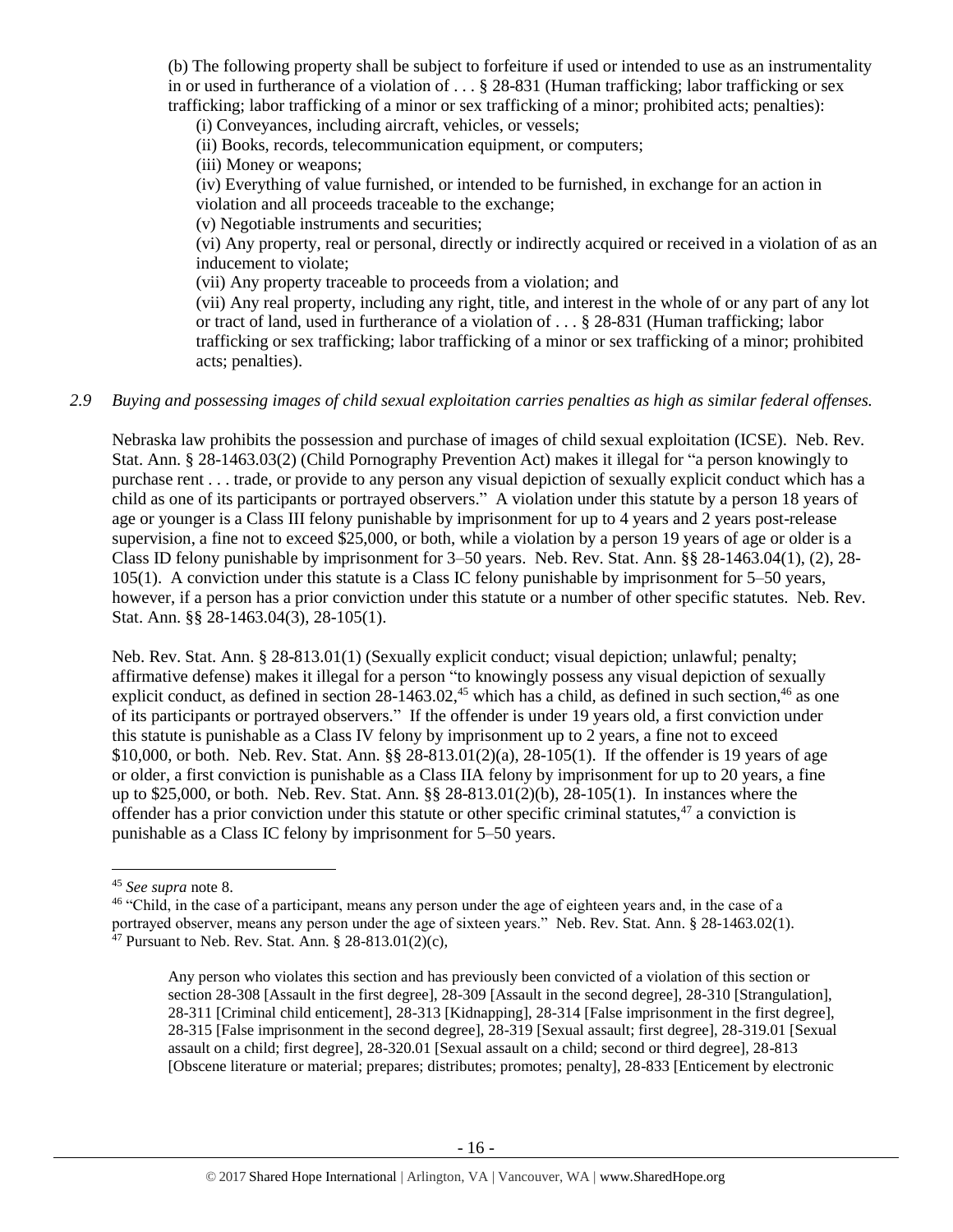(b) The following property shall be subject to forfeiture if used or intended to use as an instrumentality in or used in furtherance of a violation of . . . § 28-831 (Human trafficking; labor trafficking or sex trafficking; labor trafficking of a minor or sex trafficking of a minor; prohibited acts; penalties):

(i) Conveyances, including aircraft, vehicles, or vessels;
(ii) Books, records, telecommunication equipment, or computers;
(iii) Money or weapons;
(iv) Everything of value furnished, or intended to be furnished, in exchange for an action in violation and all proceeds traceable to the exchange;
(v) Negotiable instruments and securities;
(vi) Any property, real or personal, directly or indirectly acquired or received in a violation of as an inducement to violate;
(vii) Any property traceable to proceeds from a violation; and
(vii) Any real property, including any right, title, and interest in the whole of or any part of any lot or tract of land, used in furtherance of a violation of . . . § 28-831 (Human trafficking; labor trafficking or sex trafficking; labor trafficking of a minor or sex trafficking of a minor; prohibited acts; penalties).

*2.9 Buying and possessing images of child sexual exploitation carries penalties as high as similar federal offenses.*

Nebraska law prohibits the possession and purchase of images of child sexual exploitation (ICSE). Neb. Rev. Stat. Ann. § 28-1463.03(2) (Child Pornography Prevention Act) makes it illegal for "a person knowingly to purchase rent . . . trade, or provide to any person any visual depiction of sexually explicit conduct which has a child as one of its participants or portrayed observers." A violation under this statute by a person 18 years of age or younger is a Class III felony punishable by imprisonment for up to 4 years and 2 years post-release supervision, a fine not to exceed $25,000, or both, while a violation by a person 19 years of age or older is a Class ID felony punishable by imprisonment for 3–50 years. Neb. Rev. Stat. Ann. §§ 28-1463.04(1), (2), 28-105(1). A conviction under this statute is a Class IC felony punishable by imprisonment for 5–50 years, however, if a person has a prior conviction under this statute or a number of other specific statutes. Neb. Rev. Stat. Ann. §§ 28-1463.04(3), 28-105(1).

Neb. Rev. Stat. Ann. § 28-813.01(1) (Sexually explicit conduct; visual depiction; unlawful; penalty; affirmative defense) makes it illegal for a person "to knowingly possess any visual depiction of sexually explicit conduct, as defined in section 28-1463.02,[45] which has a child, as defined in such section,[46] as one of its participants or portrayed observers." If the offender is under 19 years old, a first conviction under this statute is punishable as a Class IV felony by imprisonment up to 2 years, a fine not to exceed $10,000, or both. Neb. Rev. Stat. Ann. §§ 28-813.01(2)(a), 28-105(1). If the offender is 19 years of age or older, a first conviction is punishable as a Class IIA felony by imprisonment for up to 20 years, a fine up to $25,000, or both. Neb. Rev. Stat. Ann. §§ 28-813.01(2)(b), 28-105(1). In instances where the offender has a prior conviction under this statute or other specific criminal statutes,[47] a conviction is punishable as a Class IC felony by imprisonment for 5–50 years.

---

[45] *See supra* note 8.

[46] "Child, in the case of a participant, means any person under the age of eighteen years and, in the case of a portrayed observer, means any person under the age of sixteen years." Neb. Rev. Stat. Ann. § 28-1463.02(1).

[47] Pursuant to Neb. Rev. Stat. Ann. § 28-813.01(2)(c),

> Any person who violates this section and has previously been convicted of a violation of this section or section 28-308 [Assault in the first degree], 28-309 [Assault in the second degree], 28-310 [Strangulation], 28-311 [Criminal child enticement], 28-313 [Kidnapping], 28-314 [False imprisonment in the first degree], 28-315 [False imprisonment in the second degree], 28-319 [Sexual assault; first degree], 28-319.01 [Sexual assault on a child; first degree], 28-320.01 [Sexual assault on a child; second or third degree], 28-813 [Obscene literature or material; prepares; distributes; promotes; penalty], 28-833 [Enticement by electronic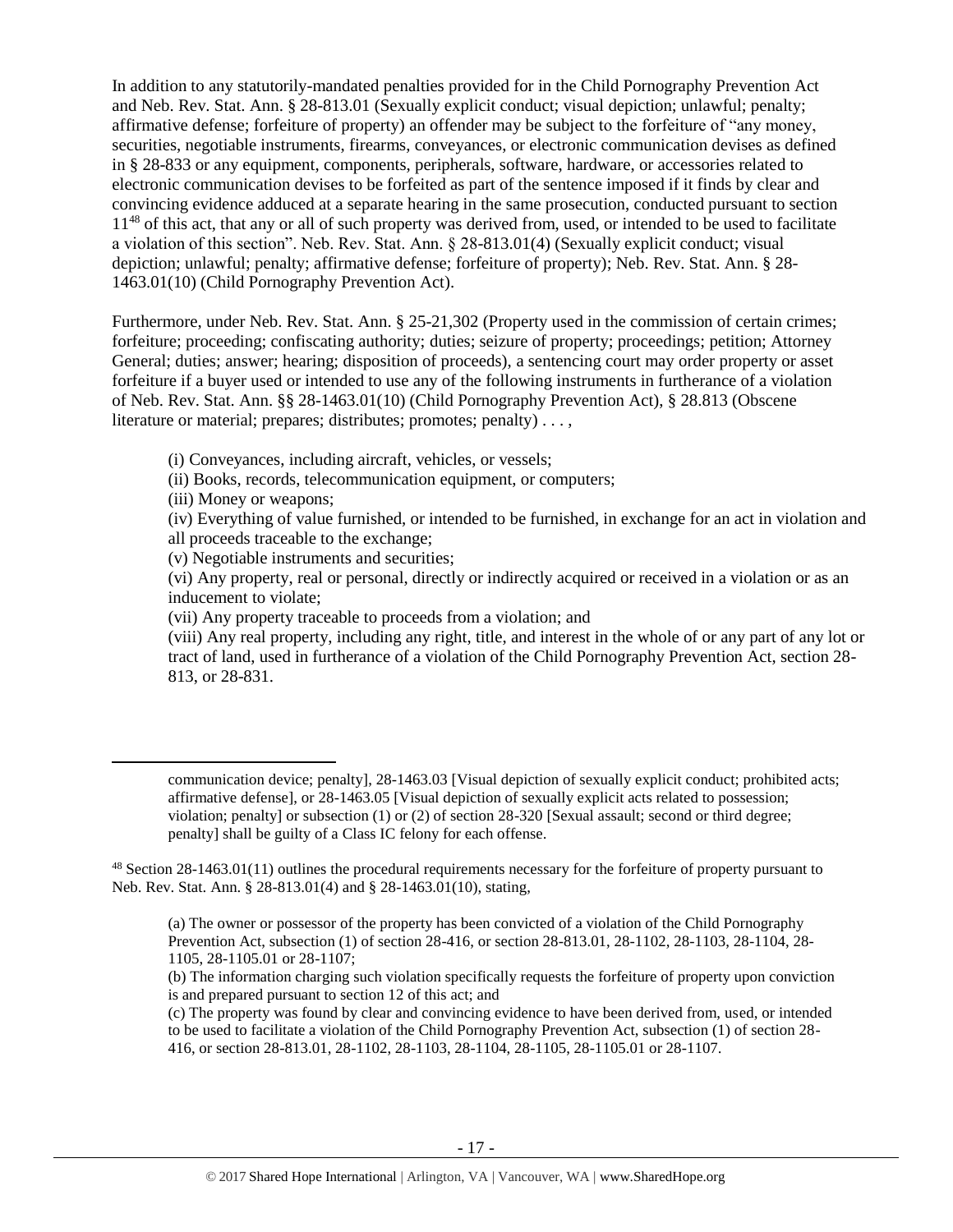In addition to any statutorily-mandated penalties provided for in the Child Pornography Prevention Act and Neb. Rev. Stat. Ann. § 28-813.01 (Sexually explicit conduct; visual depiction; unlawful; penalty; affirmative defense; forfeiture of property) an offender may be subject to the forfeiture of "any money, securities, negotiable instruments, firearms, conveyances, or electronic communication devises as defined in § 28-833 or any equipment, components, peripherals, software, hardware, or accessories related to electronic communication devises to be forfeited as part of the sentence imposed if it finds by clear and convincing evidence adduced at a separate hearing in the same prosecution, conducted pursuant to section 11[48] of this act, that any or all of such property was derived from, used, or intended to be used to facilitate a violation of this section". Neb. Rev. Stat. Ann. § 28-813.01(4) (Sexually explicit conduct; visual depiction; unlawful; penalty; affirmative defense; forfeiture of property); Neb. Rev. Stat. Ann. § 28-1463.01(10) (Child Pornography Prevention Act).

Furthermore, under Neb. Rev. Stat. Ann. § 25-21,302 (Property used in the commission of certain crimes; forfeiture; proceeding; confiscating authority; duties; seizure of property; proceedings; petition; Attorney General; duties; answer; hearing; disposition of proceeds), a sentencing court may order property or asset forfeiture if a buyer used or intended to use any of the following instruments in furtherance of a violation of Neb. Rev. Stat. Ann. §§ 28-1463.01(10) (Child Pornography Prevention Act), § 28.813 (Obscene literature or material; prepares; distributes; promotes; penalty) . . . ,

> (i) Conveyances, including aircraft, vehicles, or vessels;
> (ii) Books, records, telecommunication equipment, or computers;
> (iii) Money or weapons;
> (iv) Everything of value furnished, or intended to be furnished, in exchange for an act in violation and all proceeds traceable to the exchange;
> (v) Negotiable instruments and securities;
> (vi) Any property, real or personal, directly or indirectly acquired or received in a violation or as an inducement to violate;
> (vii) Any property traceable to proceeds from a violation; and
> (viii) Any real property, including any right, title, and interest in the whole of or any part of any lot or tract of land, used in furtherance of a violation of the Child Pornography Prevention Act, section 28-813, or 28-831.

---

communication device; penalty], 28-1463.03 [Visual depiction of sexually explicit conduct; prohibited acts; affirmative defense], or 28-1463.05 [Visual depiction of sexually explicit acts related to possession; violation; penalty] or subsection (1) or (2) of section 28-320 [Sexual assault; second or third degree; penalty] shall be guilty of a Class IC felony for each offense.

[48] Section 28-1463.01(11) outlines the procedural requirements necessary for the forfeiture of property pursuant to Neb. Rev. Stat. Ann. § 28-813.01(4) and § 28-1463.01(10), stating,

> (a) The owner or possessor of the property has been convicted of a violation of the Child Pornography Prevention Act, subsection (1) of section 28-416, or section 28-813.01, 28-1102, 28-1103, 28-1104, 28-1105, 28-1105.01 or 28-1107;
> (b) The information charging such violation specifically requests the forfeiture of property upon conviction is and prepared pursuant to section 12 of this act; and
> (c) The property was found by clear and convincing evidence to have been derived from, used, or intended to be used to facilitate a violation of the Child Pornography Prevention Act, subsection (1) of section 28-416, or section 28-813.01, 28-1102, 28-1103, 28-1104, 28-1105, 28-1105.01 or 28-1107.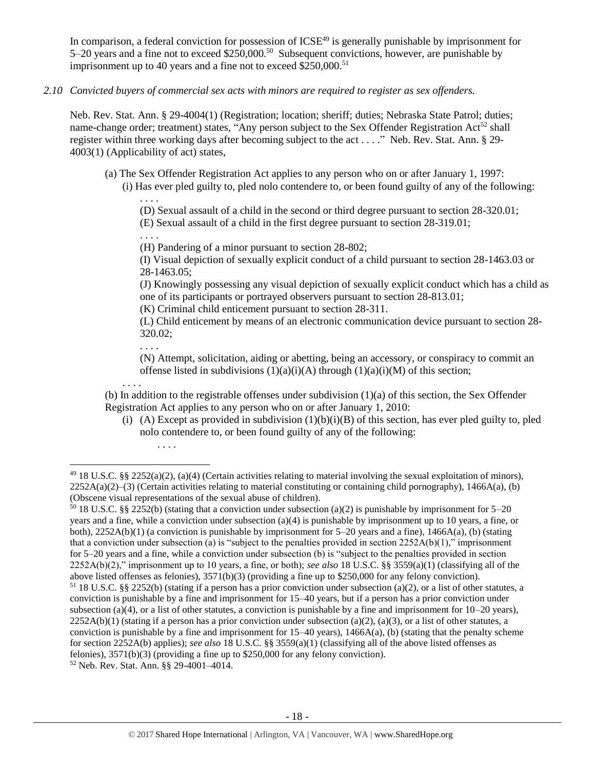In comparison, a federal conviction for possession of ICSE[49] is generally punishable by imprisonment for 5–20 years and a fine not to exceed $250,000.[50] Subsequent convictions, however, are punishable by imprisonment up to 40 years and a fine not to exceed $250,000.[51]

*2.10 Convicted buyers of commercial sex acts with minors are required to register as sex offenders.*

Neb. Rev. Stat. Ann. § 29-4004(1) (Registration; location; sheriff; duties; Nebraska State Patrol; duties; name-change order; treatment) states, "Any person subject to the Sex Offender Registration Act[52] shall register within three working days after becoming subject to the act . . . ." Neb. Rev. Stat. Ann. § 29-4003(1) (Applicability of act) states,

> (a) The Sex Offender Registration Act applies to any person who on or after January 1, 1997:
>
> (i) Has ever pled guilty to, pled nolo contendere to, or been found guilty of any of the following:
>
> . . . .
>
> (D) Sexual assault of a child in the second or third degree pursuant to section 28-320.01;
>
> (E) Sexual assault of a child in the first degree pursuant to section 28-319.01;
>
> . . . .
>
> (H) Pandering of a minor pursuant to section 28-802;
>
> (I) Visual depiction of sexually explicit conduct of a child pursuant to section 28-1463.03 or 28-1463.05;
>
> (J) Knowingly possessing any visual depiction of sexually explicit conduct which has a child as one of its participants or portrayed observers pursuant to section 28-813.01;
>
> (K) Criminal child enticement pursuant to section 28-311.
>
> (L) Child enticement by means of an electronic communication device pursuant to section 28-320.02;
>
> . . . .
>
> (N) Attempt, solicitation, aiding or abetting, being an accessory, or conspiracy to commit an offense listed in subdivisions (1)(a)(i)(A) through (1)(a)(i)(M) of this section;
>
> . . . .
>
> (b) In addition to the registrable offenses under subdivision (1)(a) of this section, the Sex Offender Registration Act applies to any person who on or after January 1, 2010:
>
> (i) (A) Except as provided in subdivision (1)(b)(i)(B) of this section, has ever pled guilty to, pled nolo contendere to, or been found guilty of any of the following:
>
> . . . .

---

[49] 18 U.S.C. §§ 2252(a)(2), (a)(4) (Certain activities relating to material involving the sexual exploitation of minors), 2252A(a)(2)–(3) (Certain activities relating to material constituting or containing child pornography), 1466A(a), (b) (Obscene visual representations of the sexual abuse of children).

[50] 18 U.S.C. §§ 2252(b) (stating that a conviction under subsection (a)(2) is punishable by imprisonment for 5–20 years and a fine, while a conviction under subsection (a)(4) is punishable by imprisonment up to 10 years, a fine, or both), 2252A(b)(1) (a conviction is punishable by imprisonment for 5–20 years and a fine), 1466A(a), (b) (stating that a conviction under subsection (a) is "subject to the penalties provided in section 2252A(b)(1)," imprisonment for 5–20 years and a fine, while a conviction under subsection (b) is "subject to the penalties provided in section 2252A(b)(2)," imprisonment up to 10 years, a fine, or both); *see also* 18 U.S.C. §§ 3559(a)(1) (classifying all of the above listed offenses as felonies), 3571(b)(3) (providing a fine up to $250,000 for any felony conviction).

[51] 18 U.S.C. §§ 2252(b) (stating if a person has a prior conviction under subsection (a)(2), or a list of other statutes, a conviction is punishable by a fine and imprisonment for 15–40 years, but if a person has a prior conviction under subsection (a)(4), or a list of other statutes, a conviction is punishable by a fine and imprisonment for 10–20 years), 2252A(b)(1) (stating if a person has a prior conviction under subsection (a)(2), (a)(3), or a list of other statutes, a conviction is punishable by a fine and imprisonment for 15–40 years), 1466A(a), (b) (stating that the penalty scheme for section 2252A(b) applies); *see also* 18 U.S.C. §§ 3559(a)(1) (classifying all of the above listed offenses as felonies), 3571(b)(3) (providing a fine up to $250,000 for any felony conviction).

[52] Neb. Rev. Stat. Ann. §§ 29-4001–4014.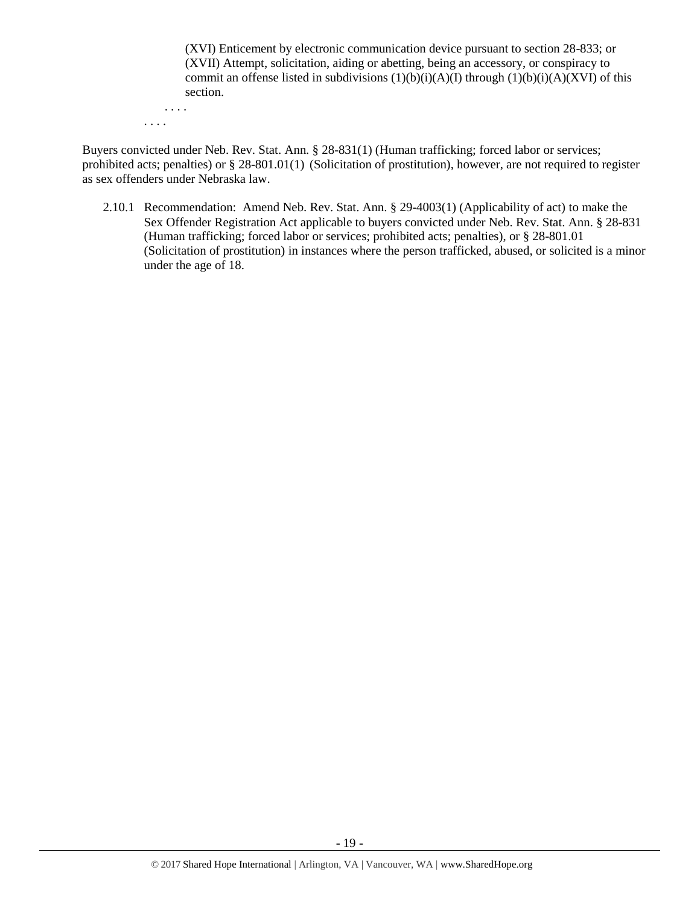(XVI) Enticement by electronic communication device pursuant to section 28-833; or
(XVII) Attempt, solicitation, aiding or abetting, being an accessory, or conspiracy to commit an offense listed in subdivisions (1)(b)(i)(A)(I) through (1)(b)(i)(A)(XVI) of this section.

. . . .

. . . .

Buyers convicted under Neb. Rev. Stat. Ann. § 28-831(1) (Human trafficking; forced labor or services; prohibited acts; penalties) or § 28-801.01(1) (Solicitation of prostitution), however, are not required to register as sex offenders under Nebraska law.

2.10.1 Recommendation: Amend Neb. Rev. Stat. Ann. § 29-4003(1) (Applicability of act) to make the Sex Offender Registration Act applicable to buyers convicted under Neb. Rev. Stat. Ann. § 28-831 (Human trafficking; forced labor or services; prohibited acts; penalties), or § 28-801.01 (Solicitation of prostitution) in instances where the person trafficked, abused, or solicited is a minor under the age of 18.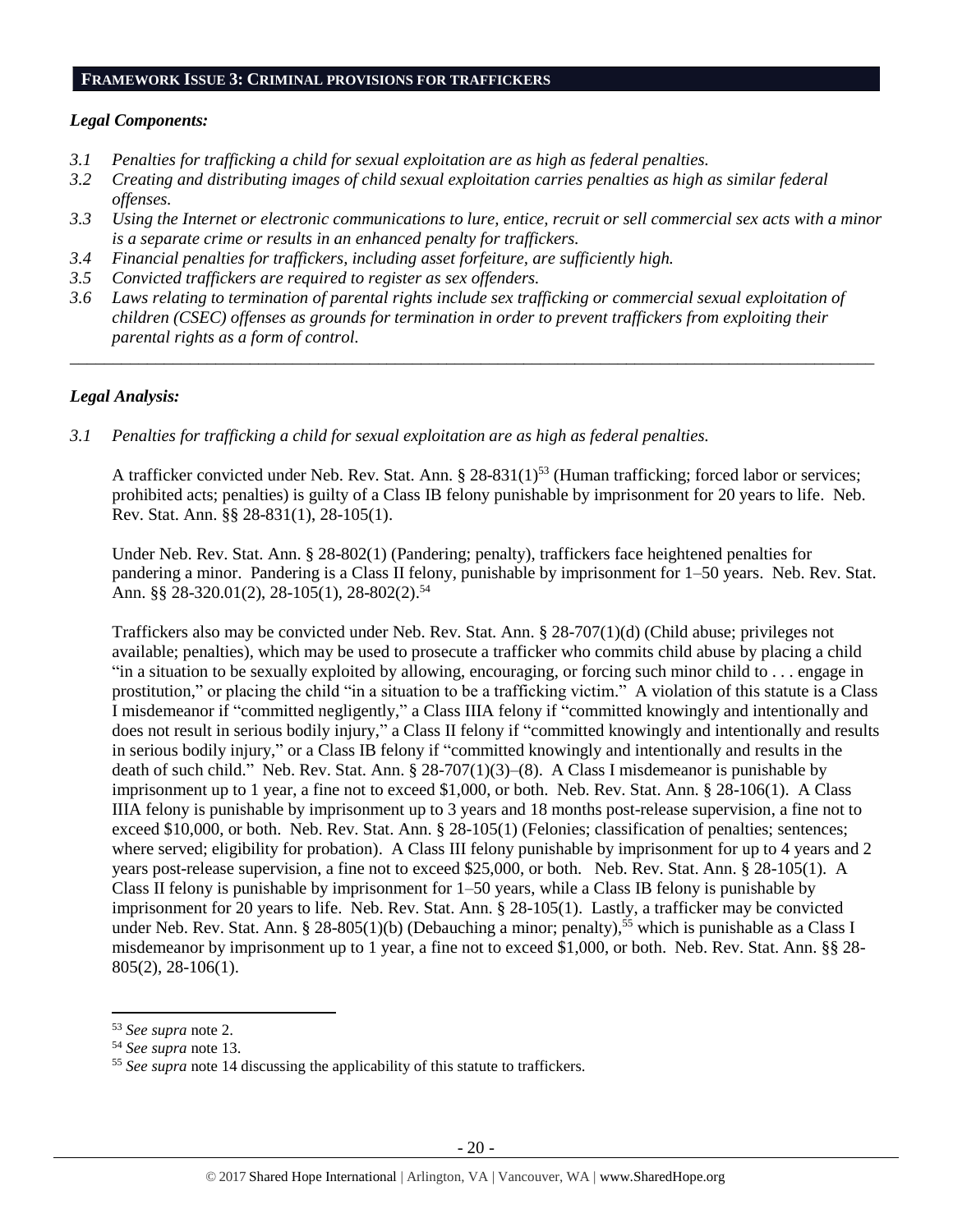## FRAMEWORK ISSUE 3: CRIMINAL PROVISIONS FOR TRAFFICKERS

### *Legal Components:*

- *3.1 Penalties for trafficking a child for sexual exploitation are as high as federal penalties.*
- *3.2 Creating and distributing images of child sexual exploitation carries penalties as high as similar federal offenses.*
- *3.3 Using the Internet or electronic communications to lure, entice, recruit or sell commercial sex acts with a minor is a separate crime or results in an enhanced penalty for traffickers.*
- *3.4 Financial penalties for traffickers, including asset forfeiture, are sufficiently high.*
- *3.5 Convicted traffickers are required to register as sex offenders.*
- *3.6 Laws relating to termination of parental rights include sex trafficking or commercial sexual exploitation of children (CSEC) offenses as grounds for termination in order to prevent traffickers from exploiting their parental rights as a form of control.*

---

### *Legal Analysis:*

*3.1 Penalties for trafficking a child for sexual exploitation are as high as federal penalties.*

A trafficker convicted under Neb. Rev. Stat. Ann. § 28-831(1)[53] (Human trafficking; forced labor or services; prohibited acts; penalties) is guilty of a Class IB felony punishable by imprisonment for 20 years to life. Neb. Rev. Stat. Ann. §§ 28-831(1), 28-105(1).

Under Neb. Rev. Stat. Ann. § 28-802(1) (Pandering; penalty), traffickers face heightened penalties for pandering a minor. Pandering is a Class II felony, punishable by imprisonment for 1–50 years. Neb. Rev. Stat. Ann. §§ 28-320.01(2), 28-105(1), 28-802(2).[54]

Traffickers also may be convicted under Neb. Rev. Stat. Ann. § 28-707(1)(d) (Child abuse; privileges not available; penalties), which may be used to prosecute a trafficker who commits child abuse by placing a child "in a situation to be sexually exploited by allowing, encouraging, or forcing such minor child to . . . engage in prostitution," or placing the child "in a situation to be a trafficking victim." A violation of this statute is a Class I misdemeanor if "committed negligently," a Class IIIA felony if "committed knowingly and intentionally and does not result in serious bodily injury," a Class II felony if "committed knowingly and intentionally and results in serious bodily injury," or a Class IB felony if "committed knowingly and intentionally and results in the death of such child." Neb. Rev. Stat. Ann. § 28-707(1)(3)–(8). A Class I misdemeanor is punishable by imprisonment up to 1 year, a fine not to exceed $1,000, or both. Neb. Rev. Stat. Ann. § 28-106(1). A Class IIIA felony is punishable by imprisonment up to 3 years and 18 months post-release supervision, a fine not to exceed $10,000, or both. Neb. Rev. Stat. Ann. § 28-105(1) (Felonies; classification of penalties; sentences; where served; eligibility for probation). A Class III felony punishable by imprisonment for up to 4 years and 2 years post-release supervision, a fine not to exceed $25,000, or both. Neb. Rev. Stat. Ann. § 28-105(1). A Class II felony is punishable by imprisonment for 1–50 years, while a Class IB felony is punishable by imprisonment for 20 years to life. Neb. Rev. Stat. Ann. § 28-105(1). Lastly, a trafficker may be convicted under Neb. Rev. Stat. Ann. § 28-805(1)(b) (Debauching a minor; penalty),[55] which is punishable as a Class I misdemeanor by imprisonment up to 1 year, a fine not to exceed $1,000, or both. Neb. Rev. Stat. Ann. §§ 28-805(2), 28-106(1).

---

[53] *See supra* note 2.

[54] *See supra* note 13.

[55] *See supra* note 14 discussing the applicability of this statute to traffickers.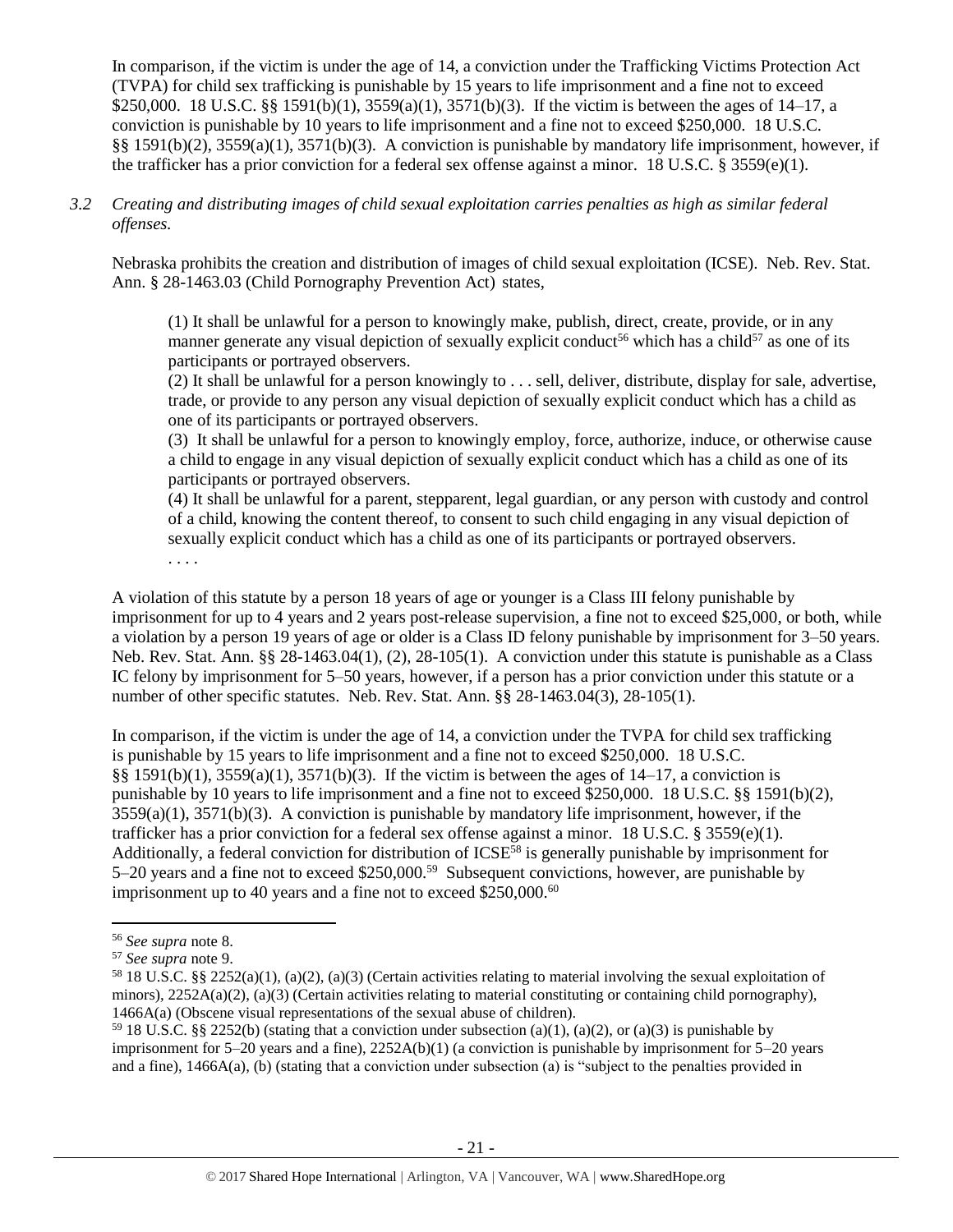In comparison, if the victim is under the age of 14, a conviction under the Trafficking Victims Protection Act (TVPA) for child sex trafficking is punishable by 15 years to life imprisonment and a fine not to exceed $250,000. 18 U.S.C. §§ 1591(b)(1), 3559(a)(1), 3571(b)(3). If the victim is between the ages of 14–17, a conviction is punishable by 10 years to life imprisonment and a fine not to exceed $250,000. 18 U.S.C. §§ 1591(b)(2), 3559(a)(1), 3571(b)(3). A conviction is punishable by mandatory life imprisonment, however, if the trafficker has a prior conviction for a federal sex offense against a minor. 18 U.S.C. § 3559(e)(1).

*3.2 Creating and distributing images of child sexual exploitation carries penalties as high as similar federal offenses.*

Nebraska prohibits the creation and distribution of images of child sexual exploitation (ICSE). Neb. Rev. Stat. Ann. § 28-1463.03 (Child Pornography Prevention Act) states,

> (1) It shall be unlawful for a person to knowingly make, publish, direct, create, provide, or in any manner generate any visual depiction of sexually explicit conduct[56] which has a child[57] as one of its participants or portrayed observers.
>
> (2) It shall be unlawful for a person knowingly to . . . sell, deliver, distribute, display for sale, advertise, trade, or provide to any person any visual depiction of sexually explicit conduct which has a child as one of its participants or portrayed observers.
>
> (3) It shall be unlawful for a person to knowingly employ, force, authorize, induce, or otherwise cause a child to engage in any visual depiction of sexually explicit conduct which has a child as one of its participants or portrayed observers.
>
> (4) It shall be unlawful for a parent, stepparent, legal guardian, or any person with custody and control of a child, knowing the content thereof, to consent to such child engaging in any visual depiction of sexually explicit conduct which has a child as one of its participants or portrayed observers.
>
> . . . .

A violation of this statute by a person 18 years of age or younger is a Class III felony punishable by imprisonment for up to 4 years and 2 years post-release supervision, a fine not to exceed $25,000, or both, while a violation by a person 19 years of age or older is a Class ID felony punishable by imprisonment for 3–50 years. Neb. Rev. Stat. Ann. §§ 28-1463.04(1), (2), 28-105(1). A conviction under this statute is punishable as a Class IC felony by imprisonment for 5–50 years, however, if a person has a prior conviction under this statute or a number of other specific statutes. Neb. Rev. Stat. Ann. §§ 28-1463.04(3), 28-105(1).

In comparison, if the victim is under the age of 14, a conviction under the TVPA for child sex trafficking is punishable by 15 years to life imprisonment and a fine not to exceed $250,000. 18 U.S.C. §§ 1591(b)(1), 3559(a)(1), 3571(b)(3). If the victim is between the ages of 14–17, a conviction is punishable by 10 years to life imprisonment and a fine not to exceed $250,000. 18 U.S.C. §§ 1591(b)(2), 3559(a)(1), 3571(b)(3). A conviction is punishable by mandatory life imprisonment, however, if the trafficker has a prior conviction for a federal sex offense against a minor. 18 U.S.C. § 3559(e)(1). Additionally, a federal conviction for distribution of ICSE[58] is generally punishable by imprisonment for 5–20 years and a fine not to exceed $250,000.[59] Subsequent convictions, however, are punishable by imprisonment up to 40 years and a fine not to exceed $250,000.[60]

---

[56] *See supra* note 8.

[57] *See supra* note 9.

[58] 18 U.S.C. §§ 2252(a)(1), (a)(2), (a)(3) (Certain activities relating to material involving the sexual exploitation of minors), 2252A(a)(2), (a)(3) (Certain activities relating to material constituting or containing child pornography), 1466A(a) (Obscene visual representations of the sexual abuse of children).

[59] 18 U.S.C. §§ 2252(b) (stating that a conviction under subsection (a)(1), (a)(2), or (a)(3) is punishable by imprisonment for 5–20 years and a fine), 2252A(b)(1) (a conviction is punishable by imprisonment for 5–20 years and a fine), 1466A(a), (b) (stating that a conviction under subsection (a) is "subject to the penalties provided in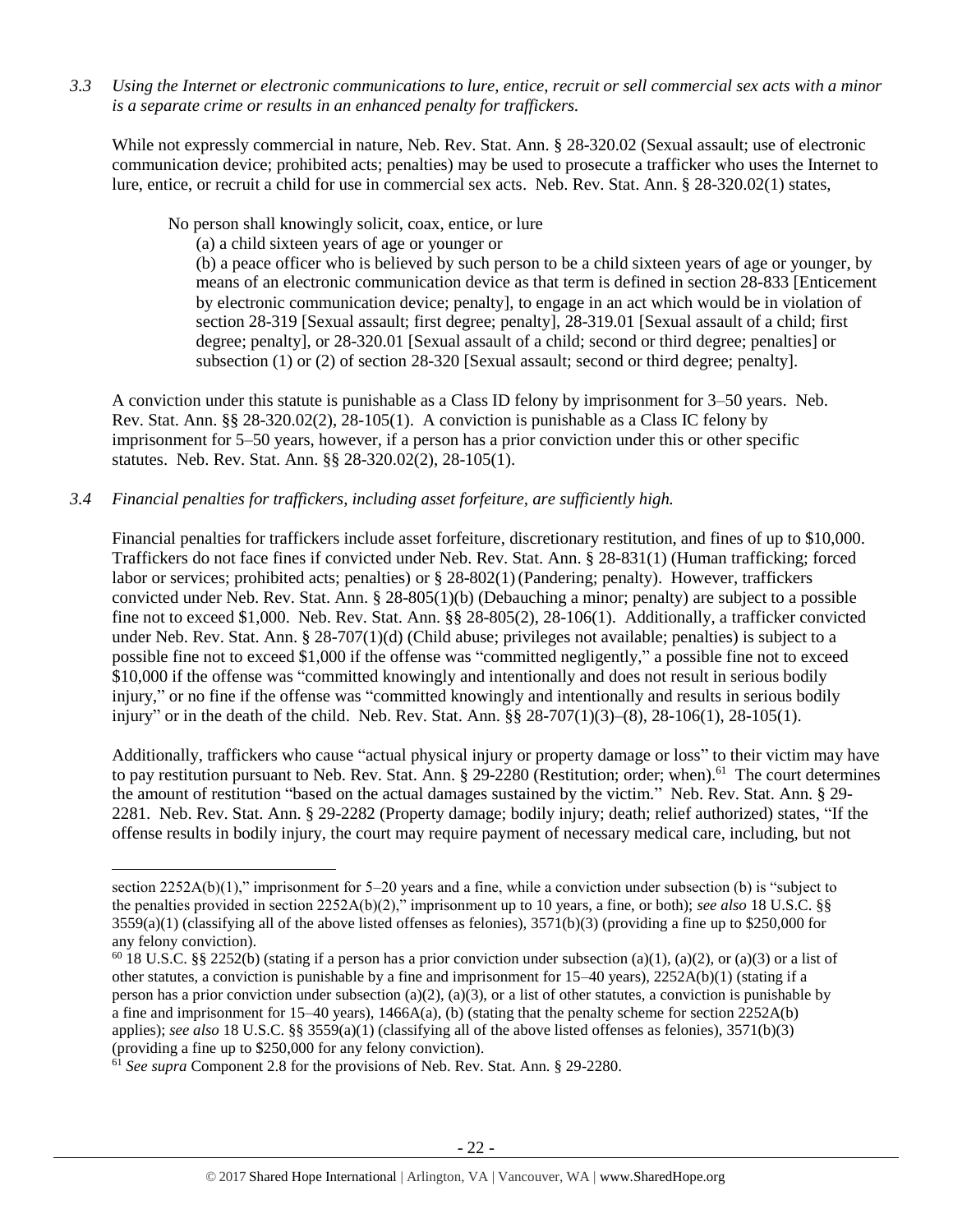*3.3 Using the Internet or electronic communications to lure, entice, recruit or sell commercial sex acts with a minor is a separate crime or results in an enhanced penalty for traffickers.*

While not expressly commercial in nature, Neb. Rev. Stat. Ann. § 28-320.02 (Sexual assault; use of electronic communication device; prohibited acts; penalties) may be used to prosecute a trafficker who uses the Internet to lure, entice, or recruit a child for use in commercial sex acts. Neb. Rev. Stat. Ann. § 28-320.02(1) states,

> No person shall knowingly solicit, coax, entice, or lure
> (a) a child sixteen years of age or younger or
> (b) a peace officer who is believed by such person to be a child sixteen years of age or younger, by means of an electronic communication device as that term is defined in section 28-833 [Enticement by electronic communication device; penalty], to engage in an act which would be in violation of section 28-319 [Sexual assault; first degree; penalty], 28-319.01 [Sexual assault of a child; first degree; penalty], or 28-320.01 [Sexual assault of a child; second or third degree; penalties] or subsection (1) or (2) of section 28-320 [Sexual assault; second or third degree; penalty].

A conviction under this statute is punishable as a Class ID felony by imprisonment for 3–50 years. Neb. Rev. Stat. Ann. §§ 28-320.02(2), 28-105(1). A conviction is punishable as a Class IC felony by imprisonment for 5–50 years, however, if a person has a prior conviction under this or other specific statutes. Neb. Rev. Stat. Ann. §§ 28-320.02(2), 28-105(1).

*3.4 Financial penalties for traffickers, including asset forfeiture, are sufficiently high.*

Financial penalties for traffickers include asset forfeiture, discretionary restitution, and fines of up to $10,000. Traffickers do not face fines if convicted under Neb. Rev. Stat. Ann. § 28-831(1) (Human trafficking; forced labor or services; prohibited acts; penalties) or § 28-802(1) (Pandering; penalty). However, traffickers convicted under Neb. Rev. Stat. Ann. § 28-805(1)(b) (Debauching a minor; penalty) are subject to a possible fine not to exceed $1,000. Neb. Rev. Stat. Ann. §§ 28-805(2), 28-106(1). Additionally, a trafficker convicted under Neb. Rev. Stat. Ann. § 28-707(1)(d) (Child abuse; privileges not available; penalties) is subject to a possible fine not to exceed $1,000 if the offense was "committed negligently," a possible fine not to exceed $10,000 if the offense was "committed knowingly and intentionally and does not result in serious bodily injury," or no fine if the offense was "committed knowingly and intentionally and results in serious bodily injury" or in the death of the child. Neb. Rev. Stat. Ann. §§ 28-707(1)(3)–(8), 28-106(1), 28-105(1).

Additionally, traffickers who cause "actual physical injury or property damage or loss" to their victim may have to pay restitution pursuant to Neb. Rev. Stat. Ann. § 29-2280 (Restitution; order; when).[61] The court determines the amount of restitution "based on the actual damages sustained by the victim." Neb. Rev. Stat. Ann. § 29-2281. Neb. Rev. Stat. Ann. § 29-2282 (Property damage; bodily injury; death; relief authorized) states, "If the offense results in bodily injury, the court may require payment of necessary medical care, including, but not

---

section 2252A(b)(1)," imprisonment for 5–20 years and a fine, while a conviction under subsection (b) is "subject to the penalties provided in section 2252A(b)(2)," imprisonment up to 10 years, a fine, or both); *see also* 18 U.S.C. §§ 3559(a)(1) (classifying all of the above listed offenses as felonies), 3571(b)(3) (providing a fine up to $250,000 for any felony conviction).

[60] 18 U.S.C. §§ 2252(b) (stating if a person has a prior conviction under subsection (a)(1), (a)(2), or (a)(3) or a list of other statutes, a conviction is punishable by a fine and imprisonment for 15–40 years), 2252A(b)(1) (stating if a person has a prior conviction under subsection (a)(2), (a)(3), or a list of other statutes, a conviction is punishable by a fine and imprisonment for 15–40 years), 1466A(a), (b) (stating that the penalty scheme for section 2252A(b) applies); *see also* 18 U.S.C. §§ 3559(a)(1) (classifying all of the above listed offenses as felonies), 3571(b)(3) (providing a fine up to $250,000 for any felony conviction).

[61] *See supra* Component 2.8 for the provisions of Neb. Rev. Stat. Ann. § 29-2280.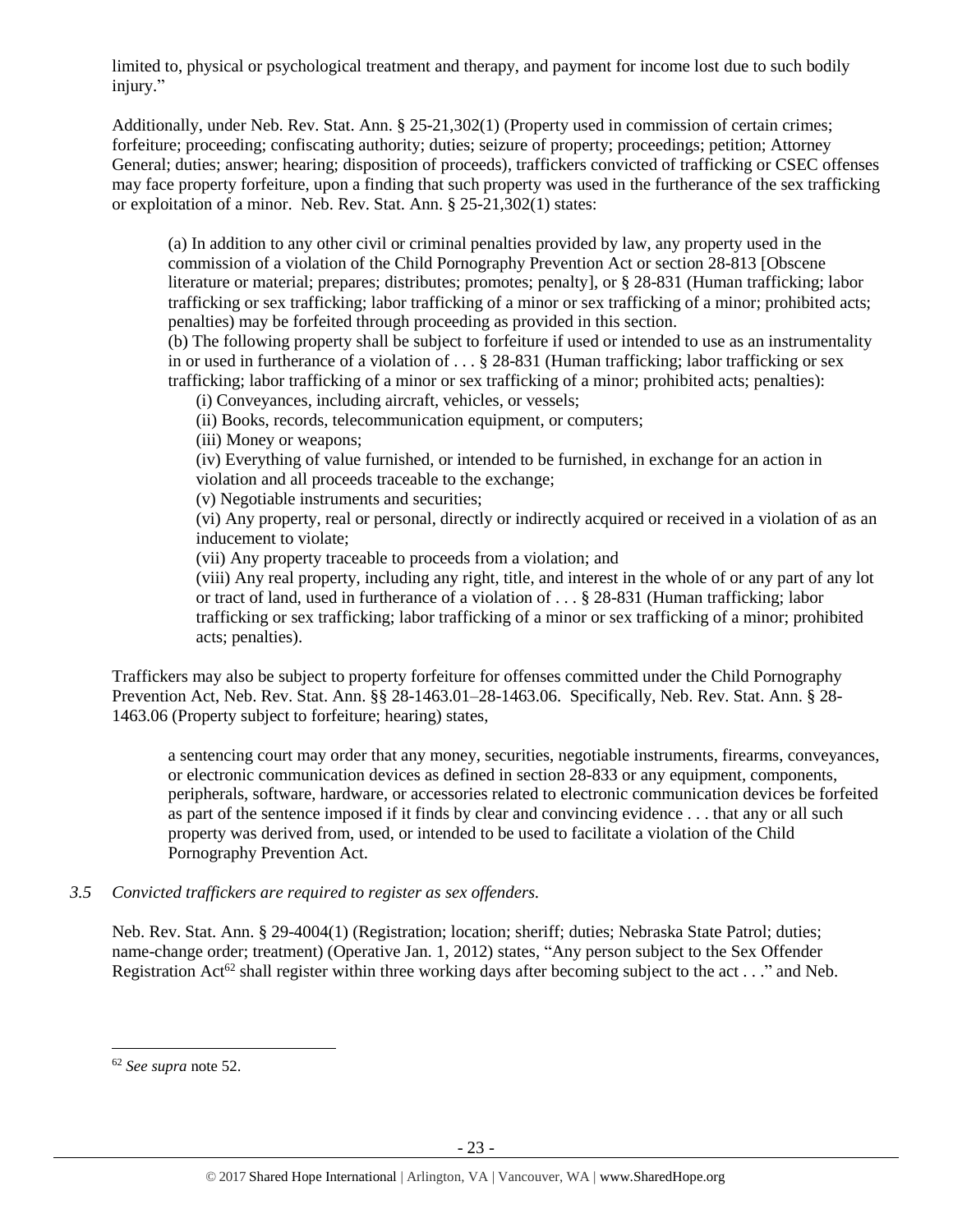limited to, physical or psychological treatment and therapy, and payment for income lost due to such bodily injury."

Additionally, under Neb. Rev. Stat. Ann. § 25-21,302(1) (Property used in commission of certain crimes; forfeiture; proceeding; confiscating authority; duties; seizure of property; proceedings; petition; Attorney General; duties; answer; hearing; disposition of proceeds), traffickers convicted of trafficking or CSEC offenses may face property forfeiture, upon a finding that such property was used in the furtherance of the sex trafficking or exploitation of a minor. Neb. Rev. Stat. Ann. § 25-21,302(1) states:

> (a) In addition to any other civil or criminal penalties provided by law, any property used in the commission of a violation of the Child Pornography Prevention Act or section 28-813 [Obscene literature or material; prepares; distributes; promotes; penalty], or § 28-831 (Human trafficking; labor trafficking or sex trafficking; labor trafficking of a minor or sex trafficking of a minor; prohibited acts; penalties) may be forfeited through proceeding as provided in this section.
>
> (b) The following property shall be subject to forfeiture if used or intended to use as an instrumentality in or used in furtherance of a violation of . . . § 28-831 (Human trafficking; labor trafficking or sex trafficking; labor trafficking of a minor or sex trafficking of a minor; prohibited acts; penalties):
>
> (i) Conveyances, including aircraft, vehicles, or vessels;
>
> (ii) Books, records, telecommunication equipment, or computers;
>
> (iii) Money or weapons;
>
> (iv) Everything of value furnished, or intended to be furnished, in exchange for an action in violation and all proceeds traceable to the exchange;
>
> (v) Negotiable instruments and securities;
>
> (vi) Any property, real or personal, directly or indirectly acquired or received in a violation of as an inducement to violate;
>
> (vii) Any property traceable to proceeds from a violation; and
>
> (viii) Any real property, including any right, title, and interest in the whole of or any part of any lot or tract of land, used in furtherance of a violation of . . . § 28-831 (Human trafficking; labor trafficking or sex trafficking; labor trafficking of a minor or sex trafficking of a minor; prohibited acts; penalties).

Traffickers may also be subject to property forfeiture for offenses committed under the Child Pornography Prevention Act, Neb. Rev. Stat. Ann. §§ 28-1463.01–28-1463.06. Specifically, Neb. Rev. Stat. Ann. § 28-1463.06 (Property subject to forfeiture; hearing) states,

> a sentencing court may order that any money, securities, negotiable instruments, firearms, conveyances, or electronic communication devices as defined in section 28-833 or any equipment, components, peripherals, software, hardware, or accessories related to electronic communication devices be forfeited as part of the sentence imposed if it finds by clear and convincing evidence . . . that any or all such property was derived from, used, or intended to be used to facilitate a violation of the Child Pornography Prevention Act.

*3.5 Convicted traffickers are required to register as sex offenders.*

Neb. Rev. Stat. Ann. § 29-4004(1) (Registration; location; sheriff; duties; Nebraska State Patrol; duties; name-change order; treatment) (Operative Jan. 1, 2012) states, "Any person subject to the Sex Offender Registration Act[62] shall register within three working days after becoming subject to the act . . ." and Neb.

---

[62] *See supra* note 52.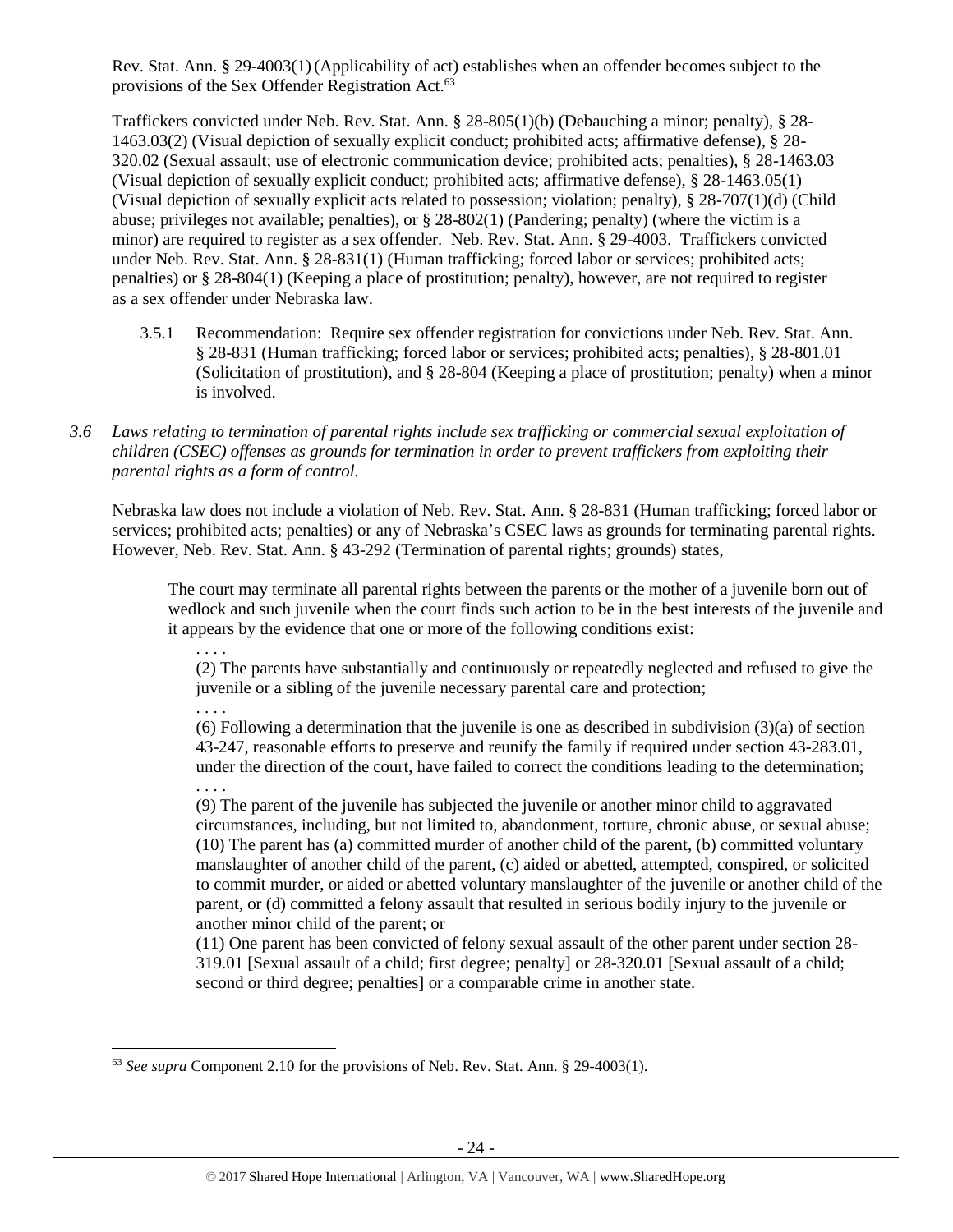Rev. Stat. Ann. § 29-4003(1) (Applicability of act) establishes when an offender becomes subject to the provisions of the Sex Offender Registration Act.[63]

Traffickers convicted under Neb. Rev. Stat. Ann. § 28-805(1)(b) (Debauching a minor; penalty), § 28-1463.03(2) (Visual depiction of sexually explicit conduct; prohibited acts; affirmative defense), § 28-320.02 (Sexual assault; use of electronic communication device; prohibited acts; penalties), § 28-1463.03 (Visual depiction of sexually explicit conduct; prohibited acts; affirmative defense), § 28-1463.05(1) (Visual depiction of sexually explicit acts related to possession; violation; penalty), § 28-707(1)(d) (Child abuse; privileges not available; penalties), or § 28-802(1) (Pandering; penalty) (where the victim is a minor) are required to register as a sex offender. Neb. Rev. Stat. Ann. § 29-4003. Traffickers convicted under Neb. Rev. Stat. Ann. § 28-831(1) (Human trafficking; forced labor or services; prohibited acts; penalties) or § 28-804(1) (Keeping a place of prostitution; penalty), however, are not required to register as a sex offender under Nebraska law.

3.5.1 Recommendation: Require sex offender registration for convictions under Neb. Rev. Stat. Ann. § 28-831 (Human trafficking; forced labor or services; prohibited acts; penalties), § 28-801.01 (Solicitation of prostitution), and § 28-804 (Keeping a place of prostitution; penalty) when a minor is involved.

*3.6 Laws relating to termination of parental rights include sex trafficking or commercial sexual exploitation of children (CSEC) offenses as grounds for termination in order to prevent traffickers from exploiting their parental rights as a form of control.*

Nebraska law does not include a violation of Neb. Rev. Stat. Ann. § 28-831 (Human trafficking; forced labor or services; prohibited acts; penalties) or any of Nebraska's CSEC laws as grounds for terminating parental rights. However, Neb. Rev. Stat. Ann. § 43-292 (Termination of parental rights; grounds) states,

> The court may terminate all parental rights between the parents or the mother of a juvenile born out of wedlock and such juvenile when the court finds such action to be in the best interests of the juvenile and it appears by the evidence that one or more of the following conditions exist:
>
> . . . .
>
> (2) The parents have substantially and continuously or repeatedly neglected and refused to give the juvenile or a sibling of the juvenile necessary parental care and protection;
>
> . . . .
>
> (6) Following a determination that the juvenile is one as described in subdivision (3)(a) of section 43-247, reasonable efforts to preserve and reunify the family if required under section 43-283.01, under the direction of the court, have failed to correct the conditions leading to the determination;
>
> . . . .
>
> (9) The parent of the juvenile has subjected the juvenile or another minor child to aggravated circumstances, including, but not limited to, abandonment, torture, chronic abuse, or sexual abuse;
>
> (10) The parent has (a) committed murder of another child of the parent, (b) committed voluntary manslaughter of another child of the parent, (c) aided or abetted, attempted, conspired, or solicited to commit murder, or aided or abetted voluntary manslaughter of the juvenile or another child of the parent, or (d) committed a felony assault that resulted in serious bodily injury to the juvenile or another minor child of the parent; or
>
> (11) One parent has been convicted of felony sexual assault of the other parent under section 28-319.01 [Sexual assault of a child; first degree; penalty] or 28-320.01 [Sexual assault of a child; second or third degree; penalties] or a comparable crime in another state.

[63] *See supra* Component 2.10 for the provisions of Neb. Rev. Stat. Ann. § 29-4003(1).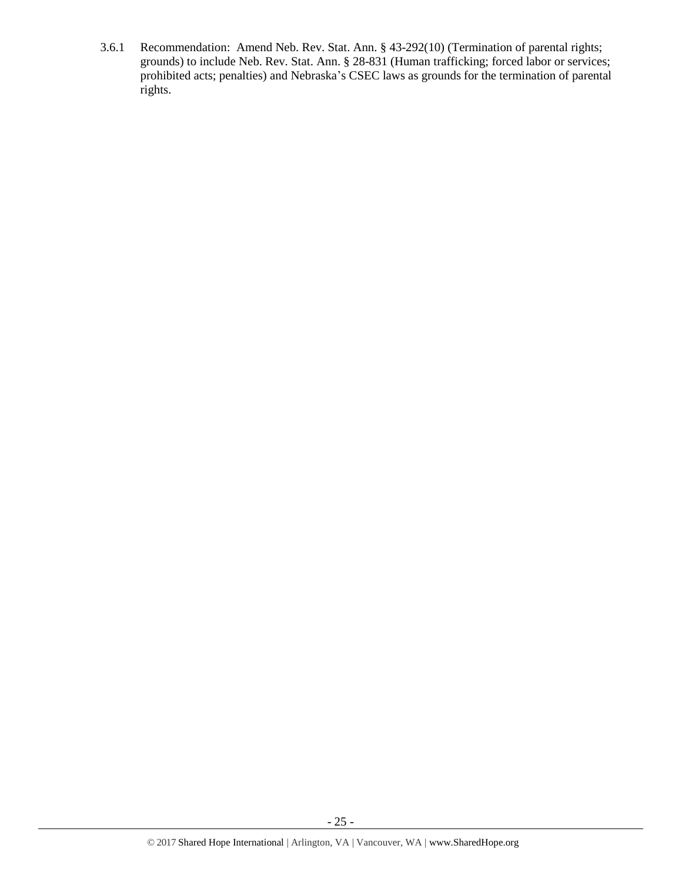3.6.1 Recommendation: Amend Neb. Rev. Stat. Ann. § 43-292(10) (Termination of parental rights; grounds) to include Neb. Rev. Stat. Ann. § 28-831 (Human trafficking; forced labor or services; prohibited acts; penalties) and Nebraska's CSEC laws as grounds for the termination of parental rights.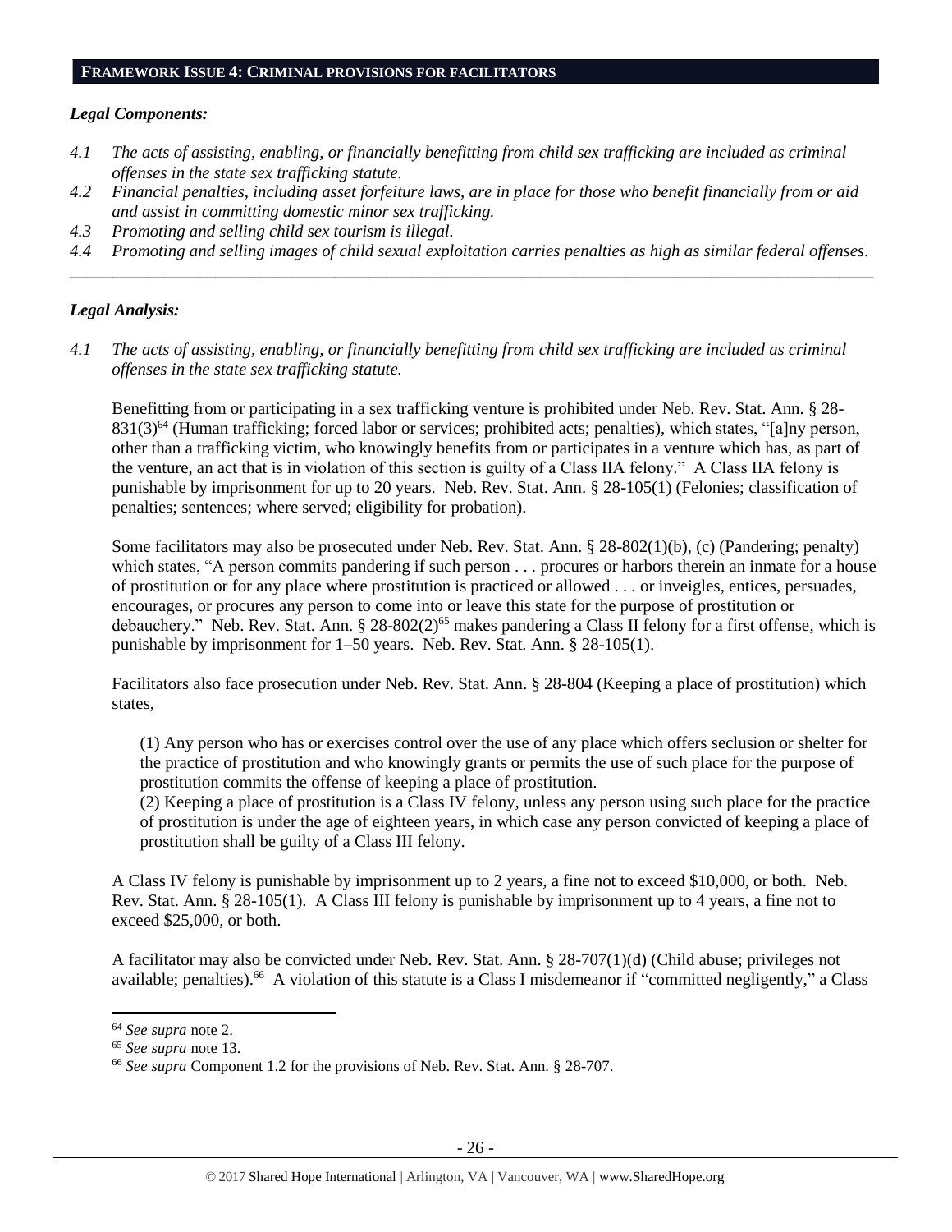## FRAMEWORK ISSUE 4: CRIMINAL PROVISIONS FOR FACILITATORS

### *Legal Components:*

*4.1 The acts of assisting, enabling, or financially benefitting from child sex trafficking are included as criminal offenses in the state sex trafficking statute.*

*4.2 Financial penalties, including asset forfeiture laws, are in place for those who benefit financially from or aid and assist in committing domestic minor sex trafficking.*

*4.3 Promoting and selling child sex tourism is illegal.*

*4.4 Promoting and selling images of child sexual exploitation carries penalties as high as similar federal offenses.*

---

### *Legal Analysis:*

*4.1 The acts of assisting, enabling, or financially benefitting from child sex trafficking are included as criminal offenses in the state sex trafficking statute.*

Benefitting from or participating in a sex trafficking venture is prohibited under Neb. Rev. Stat. Ann. § 28-831(3)[64] (Human trafficking; forced labor or services; prohibited acts; penalties), which states, "[a]ny person, other than a trafficking victim, who knowingly benefits from or participates in a venture which has, as part of the venture, an act that is in violation of this section is guilty of a Class IIA felony." A Class IIA felony is punishable by imprisonment for up to 20 years. Neb. Rev. Stat. Ann. § 28-105(1) (Felonies; classification of penalties; sentences; where served; eligibility for probation).

Some facilitators may also be prosecuted under Neb. Rev. Stat. Ann. § 28-802(1)(b), (c) (Pandering; penalty) which states, "A person commits pandering if such person . . . procures or harbors therein an inmate for a house of prostitution or for any place where prostitution is practiced or allowed . . . or inveigles, entices, persuades, encourages, or procures any person to come into or leave this state for the purpose of prostitution or debauchery." Neb. Rev. Stat. Ann. § 28-802(2)[65] makes pandering a Class II felony for a first offense, which is punishable by imprisonment for 1–50 years. Neb. Rev. Stat. Ann. § 28-105(1).

Facilitators also face prosecution under Neb. Rev. Stat. Ann. § 28-804 (Keeping a place of prostitution) which states,

> (1) Any person who has or exercises control over the use of any place which offers seclusion or shelter for the practice of prostitution and who knowingly grants or permits the use of such place for the purpose of prostitution commits the offense of keeping a place of prostitution.
> (2) Keeping a place of prostitution is a Class IV felony, unless any person using such place for the practice of prostitution is under the age of eighteen years, in which case any person convicted of keeping a place of prostitution shall be guilty of a Class III felony.

A Class IV felony is punishable by imprisonment up to 2 years, a fine not to exceed $10,000, or both. Neb. Rev. Stat. Ann. § 28-105(1). A Class III felony is punishable by imprisonment up to 4 years, a fine not to exceed $25,000, or both.

A facilitator may also be convicted under Neb. Rev. Stat. Ann. § 28-707(1)(d) (Child abuse; privileges not available; penalties).[66] A violation of this statute is a Class I misdemeanor if "committed negligently," a Class

---

[64] *See supra* note 2.

[65] *See supra* note 13.

[66] *See supra* Component 1.2 for the provisions of Neb. Rev. Stat. Ann. § 28-707.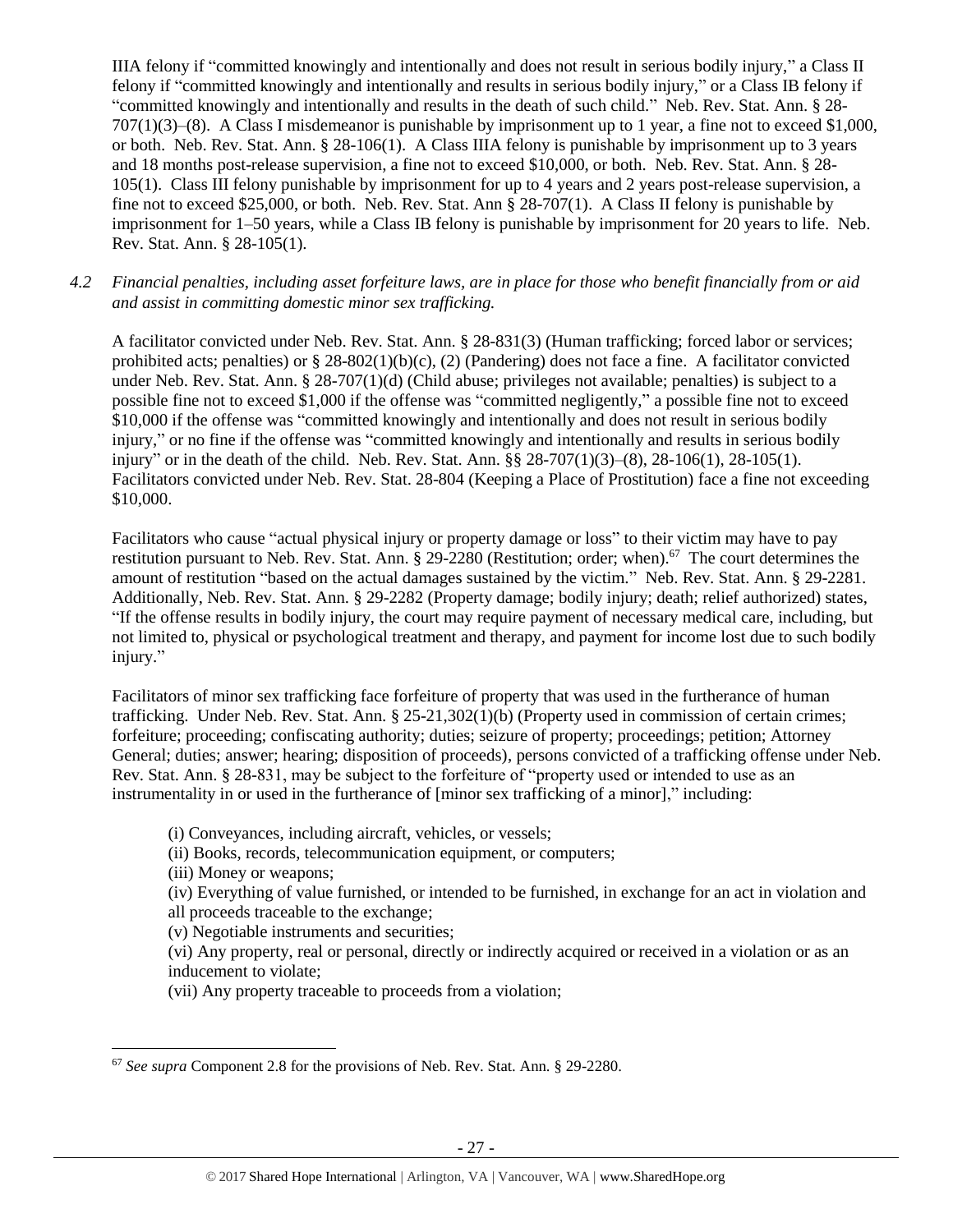IIIA felony if "committed knowingly and intentionally and does not result in serious bodily injury," a Class II felony if "committed knowingly and intentionally and results in serious bodily injury," or a Class IB felony if "committed knowingly and intentionally and results in the death of such child." Neb. Rev. Stat. Ann. § 28-707(1)(3)–(8). A Class I misdemeanor is punishable by imprisonment up to 1 year, a fine not to exceed $1,000, or both. Neb. Rev. Stat. Ann. § 28-106(1). A Class IIIA felony is punishable by imprisonment up to 3 years and 18 months post-release supervision, a fine not to exceed $10,000, or both. Neb. Rev. Stat. Ann. § 28-105(1). Class III felony punishable by imprisonment for up to 4 years and 2 years post-release supervision, a fine not to exceed $25,000, or both. Neb. Rev. Stat Ann § 28-707(1). A Class II felony is punishable by imprisonment for 1–50 years, while a Class IB felony is punishable by imprisonment for 20 years to life. Neb. Rev. Stat. Ann. § 28-105(1).

*4.2 Financial penalties, including asset forfeiture laws, are in place for those who benefit financially from or aid and assist in committing domestic minor sex trafficking.*

A facilitator convicted under Neb. Rev. Stat. Ann. § 28-831(3) (Human trafficking; forced labor or services; prohibited acts; penalties) or § 28-802(1)(b)(c), (2) (Pandering) does not face a fine. A facilitator convicted under Neb. Rev. Stat. Ann. § 28-707(1)(d) (Child abuse; privileges not available; penalties) is subject to a possible fine not to exceed $1,000 if the offense was "committed negligently," a possible fine not to exceed $10,000 if the offense was "committed knowingly and intentionally and does not result in serious bodily injury," or no fine if the offense was "committed knowingly and intentionally and results in serious bodily injury" or in the death of the child. Neb. Rev. Stat. Ann. §§ 28-707(1)(3)–(8), 28-106(1), 28-105(1). Facilitators convicted under Neb. Rev. Stat. 28-804 (Keeping a Place of Prostitution) face a fine not exceeding $10,000.

Facilitators who cause "actual physical injury or property damage or loss" to their victim may have to pay restitution pursuant to Neb. Rev. Stat. Ann. § 29-2280 (Restitution; order; when).[67] The court determines the amount of restitution "based on the actual damages sustained by the victim." Neb. Rev. Stat. Ann. § 29-2281. Additionally, Neb. Rev. Stat. Ann. § 29-2282 (Property damage; bodily injury; death; relief authorized) states, "If the offense results in bodily injury, the court may require payment of necessary medical care, including, but not limited to, physical or psychological treatment and therapy, and payment for income lost due to such bodily injury."

Facilitators of minor sex trafficking face forfeiture of property that was used in the furtherance of human trafficking. Under Neb. Rev. Stat. Ann. § 25-21,302(1)(b) (Property used in commission of certain crimes; forfeiture; proceeding; confiscating authority; duties; seizure of property; proceedings; petition; Attorney General; duties; answer; hearing; disposition of proceeds), persons convicted of a trafficking offense under Neb. Rev. Stat. Ann. § 28-831, may be subject to the forfeiture of "property used or intended to use as an instrumentality in or used in the furtherance of [minor sex trafficking of a minor]," including:

(i) Conveyances, including aircraft, vehicles, or vessels;
(ii) Books, records, telecommunication equipment, or computers;
(iii) Money or weapons;
(iv) Everything of value furnished, or intended to be furnished, in exchange for an act in violation and all proceeds traceable to the exchange;
(v) Negotiable instruments and securities;
(vi) Any property, real or personal, directly or indirectly acquired or received in a violation or as an inducement to violate;
(vii) Any property traceable to proceeds from a violation;

---

[67] *See supra* Component 2.8 for the provisions of Neb. Rev. Stat. Ann. § 29-2280.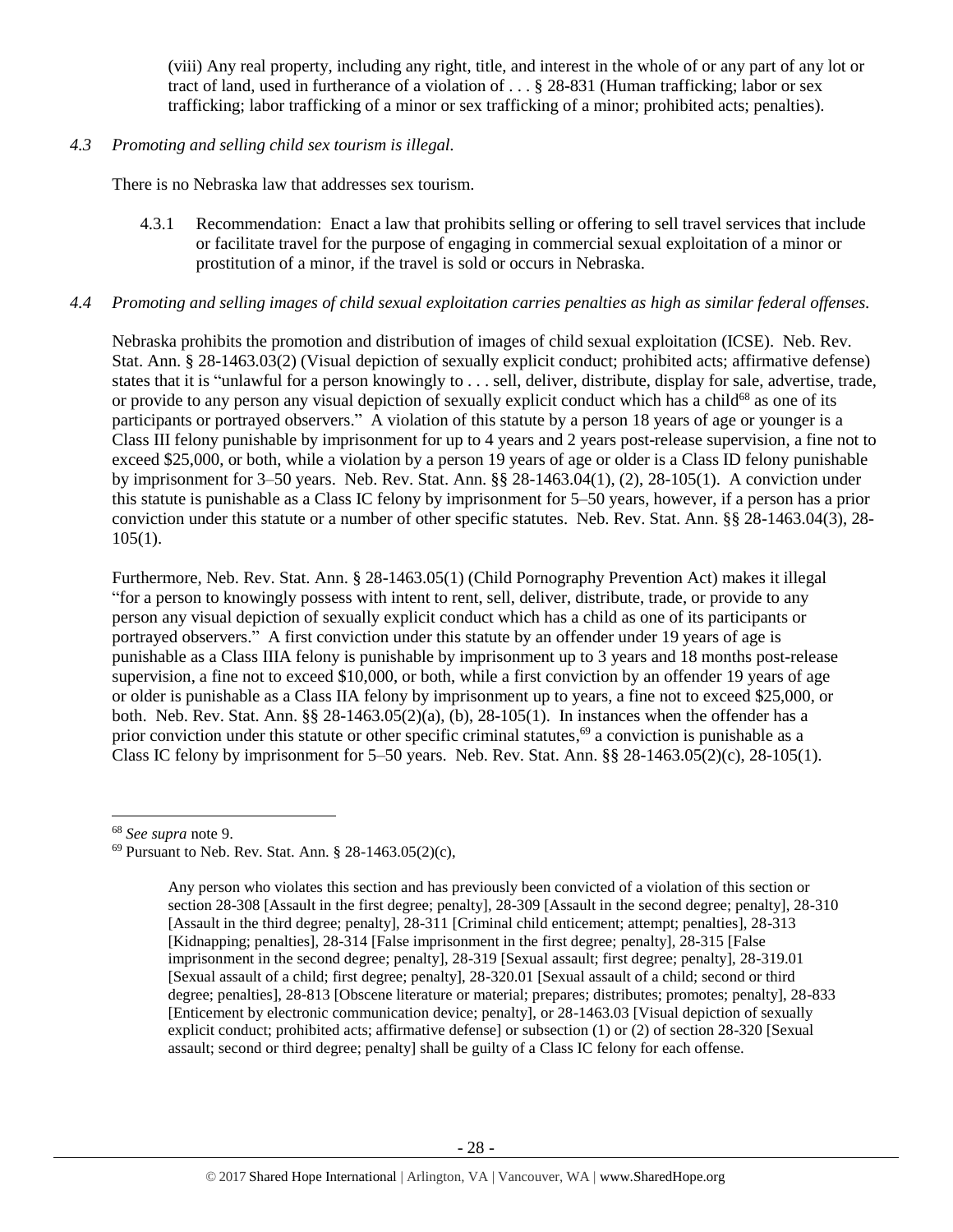(viii) Any real property, including any right, title, and interest in the whole of or any part of any lot or tract of land, used in furtherance of a violation of . . . § 28-831 (Human trafficking; labor or sex trafficking; labor trafficking of a minor or sex trafficking of a minor; prohibited acts; penalties).

*4.3 Promoting and selling child sex tourism is illegal.*

There is no Nebraska law that addresses sex tourism.

4.3.1 Recommendation: Enact a law that prohibits selling or offering to sell travel services that include or facilitate travel for the purpose of engaging in commercial sexual exploitation of a minor or prostitution of a minor, if the travel is sold or occurs in Nebraska.

*4.4 Promoting and selling images of child sexual exploitation carries penalties as high as similar federal offenses.*

Nebraska prohibits the promotion and distribution of images of child sexual exploitation (ICSE). Neb. Rev. Stat. Ann. § 28-1463.03(2) (Visual depiction of sexually explicit conduct; prohibited acts; affirmative defense) states that it is "unlawful for a person knowingly to . . . sell, deliver, distribute, display for sale, advertise, trade, or provide to any person any visual depiction of sexually explicit conduct which has a child[68] as one of its participants or portrayed observers." A violation of this statute by a person 18 years of age or younger is a Class III felony punishable by imprisonment for up to 4 years and 2 years post-release supervision, a fine not to exceed $25,000, or both, while a violation by a person 19 years of age or older is a Class ID felony punishable by imprisonment for 3–50 years. Neb. Rev. Stat. Ann. §§ 28-1463.04(1), (2), 28-105(1). A conviction under this statute is punishable as a Class IC felony by imprisonment for 5–50 years, however, if a person has a prior conviction under this statute or a number of other specific statutes. Neb. Rev. Stat. Ann. §§ 28-1463.04(3), 28-105(1).

Furthermore, Neb. Rev. Stat. Ann. § 28-1463.05(1) (Child Pornography Prevention Act) makes it illegal "for a person to knowingly possess with intent to rent, sell, deliver, distribute, trade, or provide to any person any visual depiction of sexually explicit conduct which has a child as one of its participants or portrayed observers." A first conviction under this statute by an offender under 19 years of age is punishable as a Class IIIA felony is punishable by imprisonment up to 3 years and 18 months post-release supervision, a fine not to exceed $10,000, or both, while a first conviction by an offender 19 years of age or older is punishable as a Class IIA felony by imprisonment up to years, a fine not to exceed $25,000, or both. Neb. Rev. Stat. Ann. §§ 28-1463.05(2)(a), (b), 28-105(1). In instances when the offender has a prior conviction under this statute or other specific criminal statutes,[69] a conviction is punishable as a Class IC felony by imprisonment for 5–50 years. Neb. Rev. Stat. Ann. §§ 28-1463.05(2)(c), 28-105(1).

---

[68] *See supra* note 9.

[69] Pursuant to Neb. Rev. Stat. Ann. § 28-1463.05(2)(c),

> Any person who violates this section and has previously been convicted of a violation of this section or section 28-308 [Assault in the first degree; penalty], 28-309 [Assault in the second degree; penalty], 28-310 [Assault in the third degree; penalty], 28-311 [Criminal child enticement; attempt; penalties], 28-313 [Kidnapping; penalties], 28-314 [False imprisonment in the first degree; penalty], 28-315 [False imprisonment in the second degree; penalty], 28-319 [Sexual assault; first degree; penalty], 28-319.01 [Sexual assault of a child; first degree; penalty], 28-320.01 [Sexual assault of a child; second or third degree; penalties], 28-813 [Obscene literature or material; prepares; distributes; promotes; penalty], 28-833 [Enticement by electronic communication device; penalty], or 28-1463.03 [Visual depiction of sexually explicit conduct; prohibited acts; affirmative defense] or subsection (1) or (2) of section 28-320 [Sexual assault; second or third degree; penalty] shall be guilty of a Class IC felony for each offense.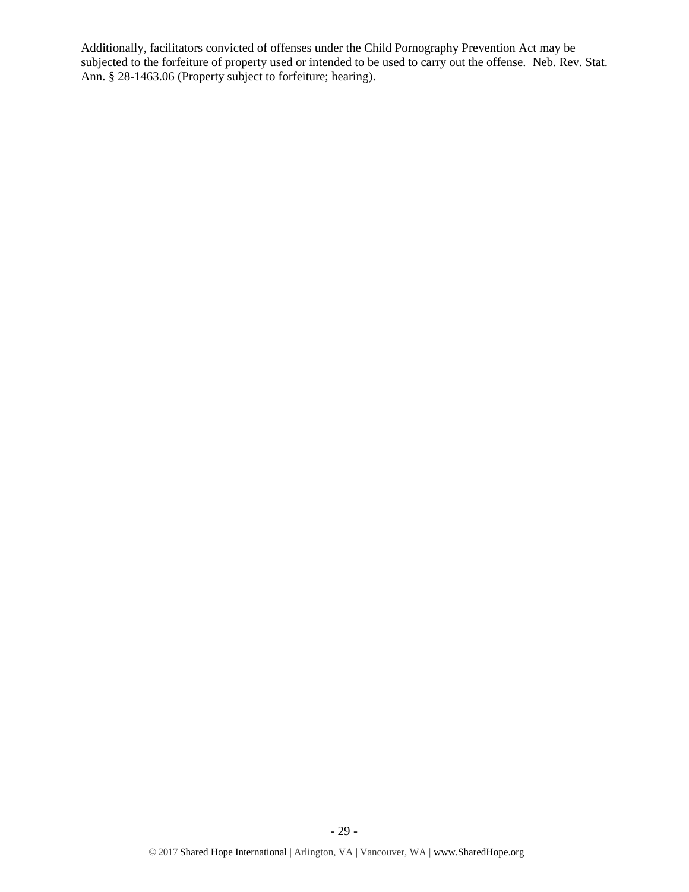Additionally, facilitators convicted of offenses under the Child Pornography Prevention Act may be subjected to the forfeiture of property used or intended to be used to carry out the offense. Neb. Rev. Stat. Ann. § 28-1463.06 (Property subject to forfeiture; hearing).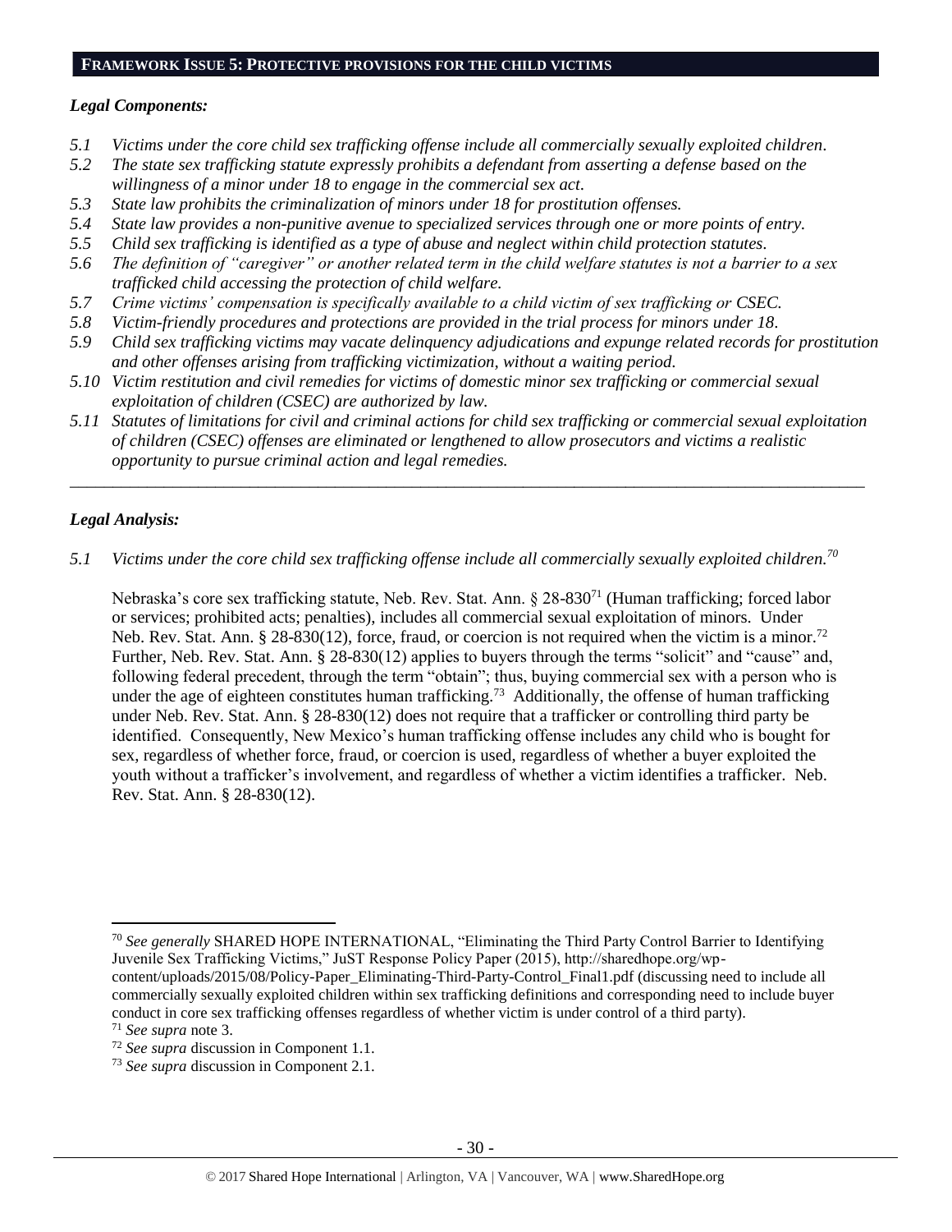## FRAMEWORK ISSUE 5: PROTECTIVE PROVISIONS FOR THE CHILD VICTIMS

### *Legal Components:*

- *5.1 Victims under the core child sex trafficking offense include all commercially sexually exploited children.*
- *5.2 The state sex trafficking statute expressly prohibits a defendant from asserting a defense based on the willingness of a minor under 18 to engage in the commercial sex act.*
- *5.3 State law prohibits the criminalization of minors under 18 for prostitution offenses.*
- *5.4 State law provides a non-punitive avenue to specialized services through one or more points of entry.*
- *5.5 Child sex trafficking is identified as a type of abuse and neglect within child protection statutes.*
- *5.6 The definition of "caregiver" or another related term in the child welfare statutes is not a barrier to a sex trafficked child accessing the protection of child welfare.*
- *5.7 Crime victims' compensation is specifically available to a child victim of sex trafficking or CSEC.*
- *5.8 Victim-friendly procedures and protections are provided in the trial process for minors under 18.*
- *5.9 Child sex trafficking victims may vacate delinquency adjudications and expunge related records for prostitution and other offenses arising from trafficking victimization, without a waiting period.*
- *5.10 Victim restitution and civil remedies for victims of domestic minor sex trafficking or commercial sexual exploitation of children (CSEC) are authorized by law.*
- *5.11 Statutes of limitations for civil and criminal actions for child sex trafficking or commercial sexual exploitation of children (CSEC) offenses are eliminated or lengthened to allow prosecutors and victims a realistic opportunity to pursue criminal action and legal remedies.*

---

### *Legal Analysis:*

*5.1 Victims under the core child sex trafficking offense include all commercially sexually exploited children.*[70]

Nebraska's core sex trafficking statute, Neb. Rev. Stat. Ann. § 28-830[71] (Human trafficking; forced labor or services; prohibited acts; penalties), includes all commercial sexual exploitation of minors. Under Neb. Rev. Stat. Ann. § 28-830(12), force, fraud, or coercion is not required when the victim is a minor.[72] Further, Neb. Rev. Stat. Ann. § 28-830(12) applies to buyers through the terms "solicit" and "cause" and, following federal precedent, through the term "obtain"; thus, buying commercial sex with a person who is under the age of eighteen constitutes human trafficking.[73] Additionally, the offense of human trafficking under Neb. Rev. Stat. Ann. § 28-830(12) does not require that a trafficker or controlling third party be identified. Consequently, New Mexico's human trafficking offense includes any child who is bought for sex, regardless of whether force, fraud, or coercion is used, regardless of whether a buyer exploited the youth without a trafficker's involvement, and regardless of whether a victim identifies a trafficker. Neb. Rev. Stat. Ann. § 28-830(12).

---

[70] *See generally* SHARED HOPE INTERNATIONAL, "Eliminating the Third Party Control Barrier to Identifying Juvenile Sex Trafficking Victims," JuST Response Policy Paper (2015), http://sharedhope.org/wp-content/uploads/2015/08/Policy-Paper_Eliminating-Third-Party-Control_Final1.pdf (discussing need to include all commercially sexually exploited children within sex trafficking definitions and corresponding need to include buyer conduct in core sex trafficking offenses regardless of whether victim is under control of a third party).

[71] *See supra* note 3.

[72] *See supra* discussion in Component 1.1.

[73] *See supra* discussion in Component 2.1.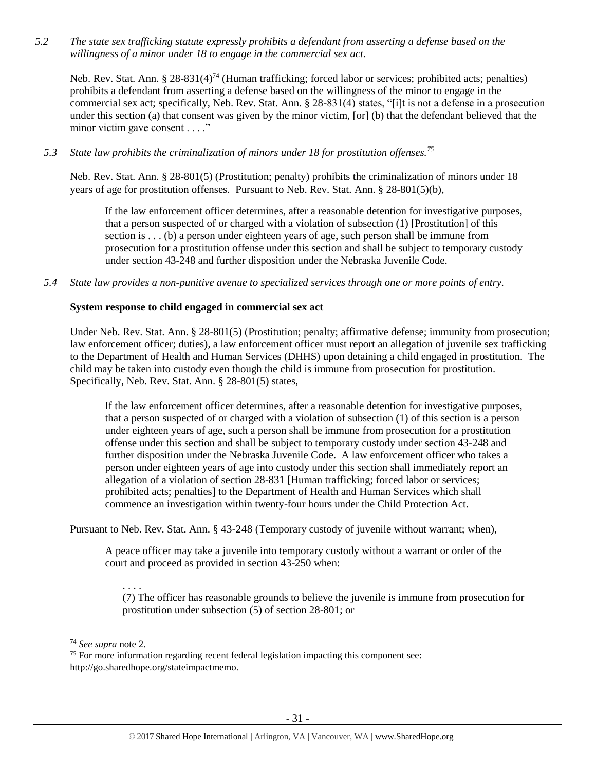*5.2 The state sex trafficking statute expressly prohibits a defendant from asserting a defense based on the willingness of a minor under 18 to engage in the commercial sex act.*

Neb. Rev. Stat. Ann. § 28-831(4)[74] (Human trafficking; forced labor or services; prohibited acts; penalties) prohibits a defendant from asserting a defense based on the willingness of the minor to engage in the commercial sex act; specifically, Neb. Rev. Stat. Ann. § 28-831(4) states, "[i]t is not a defense in a prosecution under this section (a) that consent was given by the minor victim, [or] (b) that the defendant believed that the minor victim gave consent . . . ."

*5.3 State law prohibits the criminalization of minors under 18 for prostitution offenses.[75]*

Neb. Rev. Stat. Ann. § 28-801(5) (Prostitution; penalty) prohibits the criminalization of minors under 18 years of age for prostitution offenses. Pursuant to Neb. Rev. Stat. Ann. § 28-801(5)(b),

> If the law enforcement officer determines, after a reasonable detention for investigative purposes, that a person suspected of or charged with a violation of subsection (1) [Prostitution] of this section is . . . (b) a person under eighteen years of age, such person shall be immune from prosecution for a prostitution offense under this section and shall be subject to temporary custody under section 43-248 and further disposition under the Nebraska Juvenile Code.

*5.4 State law provides a non-punitive avenue to specialized services through one or more points of entry.*

**System response to child engaged in commercial sex act**

Under Neb. Rev. Stat. Ann. § 28-801(5) (Prostitution; penalty; affirmative defense; immunity from prosecution; law enforcement officer; duties), a law enforcement officer must report an allegation of juvenile sex trafficking to the Department of Health and Human Services (DHHS) upon detaining a child engaged in prostitution. The child may be taken into custody even though the child is immune from prosecution for prostitution. Specifically, Neb. Rev. Stat. Ann. § 28-801(5) states,

> If the law enforcement officer determines, after a reasonable detention for investigative purposes, that a person suspected of or charged with a violation of subsection (1) of this section is a person under eighteen years of age, such a person shall be immune from prosecution for a prostitution offense under this section and shall be subject to temporary custody under section 43-248 and further disposition under the Nebraska Juvenile Code. A law enforcement officer who takes a person under eighteen years of age into custody under this section shall immediately report an allegation of a violation of section 28-831 [Human trafficking; forced labor or services; prohibited acts; penalties] to the Department of Health and Human Services which shall commence an investigation within twenty-four hours under the Child Protection Act.

Pursuant to Neb. Rev. Stat. Ann. § 43-248 (Temporary custody of juvenile without warrant; when),

> A peace officer may take a juvenile into temporary custody without a warrant or order of the court and proceed as provided in section 43-250 when:
>
> > . . . .
> > (7) The officer has reasonable grounds to believe the juvenile is immune from prosecution for prostitution under subsection (5) of section 28-801; or

---

[74] *See supra* note 2.

[75] For more information regarding recent federal legislation impacting this component see: http://go.sharedhope.org/stateimpactmemo.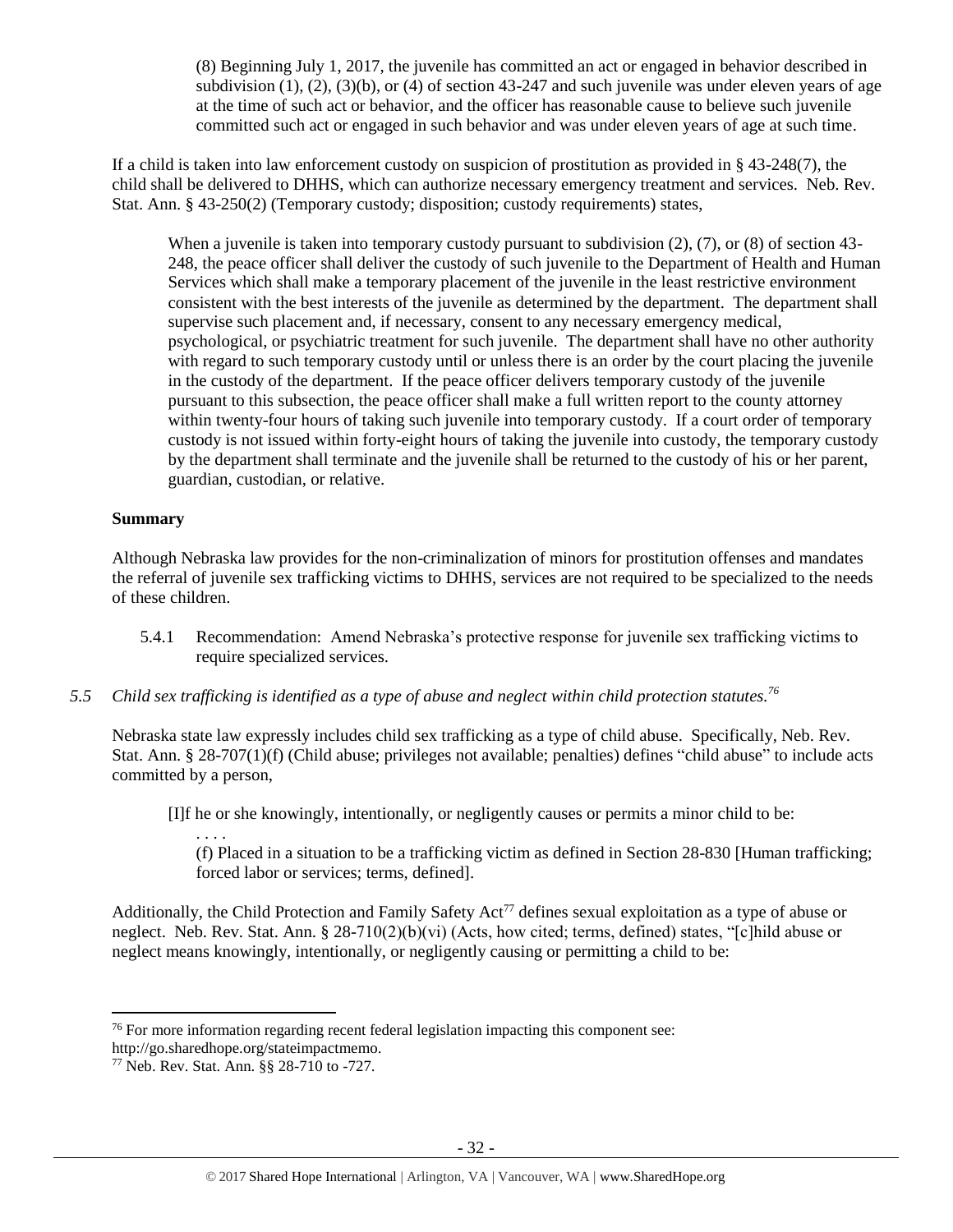> (8) Beginning July 1, 2017, the juvenile has committed an act or engaged in behavior described in subdivision (1), (2), (3)(b), or (4) of section 43-247 and such juvenile was under eleven years of age at the time of such act or behavior, and the officer has reasonable cause to believe such juvenile committed such act or engaged in such behavior and was under eleven years of age at such time.

If a child is taken into law enforcement custody on suspicion of prostitution as provided in § 43-248(7), the child shall be delivered to DHHS, which can authorize necessary emergency treatment and services. Neb. Rev. Stat. Ann. § 43-250(2) (Temporary custody; disposition; custody requirements) states,

> When a juvenile is taken into temporary custody pursuant to subdivision (2), (7), or (8) of section 43-248, the peace officer shall deliver the custody of such juvenile to the Department of Health and Human Services which shall make a temporary placement of the juvenile in the least restrictive environment consistent with the best interests of the juvenile as determined by the department. The department shall supervise such placement and, if necessary, consent to any necessary emergency medical, psychological, or psychiatric treatment for such juvenile. The department shall have no other authority with regard to such temporary custody until or unless there is an order by the court placing the juvenile in the custody of the department. If the peace officer delivers temporary custody of the juvenile pursuant to this subsection, the peace officer shall make a full written report to the county attorney within twenty-four hours of taking such juvenile into temporary custody. If a court order of temporary custody is not issued within forty-eight hours of taking the juvenile into custody, the temporary custody by the department shall terminate and the juvenile shall be returned to the custody of his or her parent, guardian, custodian, or relative.

**Summary**

Although Nebraska law provides for the non-criminalization of minors for prostitution offenses and mandates the referral of juvenile sex trafficking victims to DHHS, services are not required to be specialized to the needs of these children.

5.4.1 Recommendation: Amend Nebraska's protective response for juvenile sex trafficking victims to require specialized services.

*5.5 Child sex trafficking is identified as a type of abuse and neglect within child protection statutes.*[76]

Nebraska state law expressly includes child sex trafficking as a type of child abuse. Specifically, Neb. Rev. Stat. Ann. § 28-707(1)(f) (Child abuse; privileges not available; penalties) defines "child abuse" to include acts committed by a person,

> [I]f he or she knowingly, intentionally, or negligently causes or permits a minor child to be:
>
> . . . .
>
> (f) Placed in a situation to be a trafficking victim as defined in Section 28-830 [Human trafficking; forced labor or services; terms, defined].

Additionally, the Child Protection and Family Safety Act[77] defines sexual exploitation as a type of abuse or neglect. Neb. Rev. Stat. Ann. § 28-710(2)(b)(vi) (Acts, how cited; terms, defined) states, "[c]hild abuse or neglect means knowingly, intentionally, or negligently causing or permitting a child to be:

---

[76] For more information regarding recent federal legislation impacting this component see: http://go.sharedhope.org/stateimpactmemo.

[77] Neb. Rev. Stat. Ann. §§ 28-710 to -727.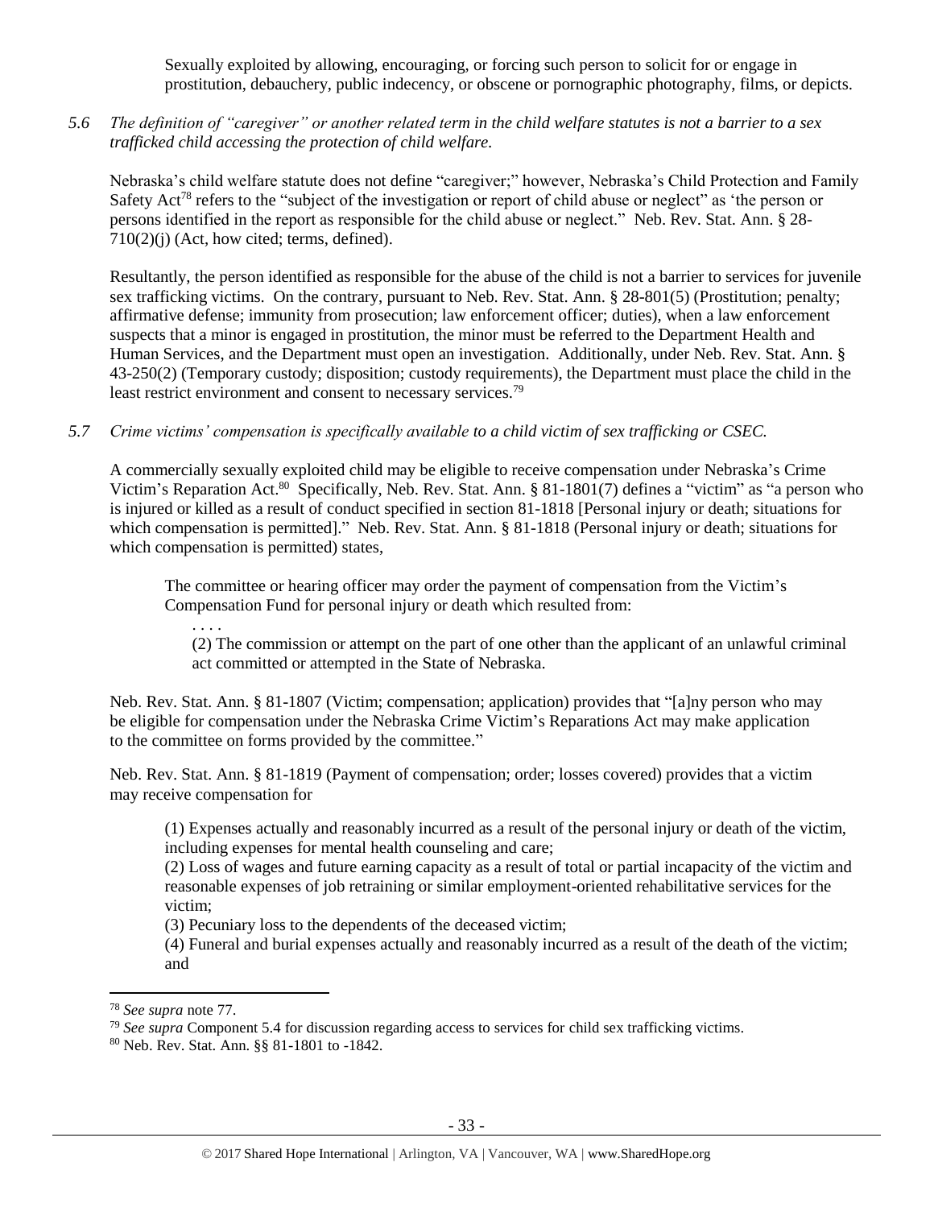Sexually exploited by allowing, encouraging, or forcing such person to solicit for or engage in prostitution, debauchery, public indecency, or obscene or pornographic photography, films, or depicts.

*5.6 The definition of "caregiver" or another related term in the child welfare statutes is not a barrier to a sex trafficked child accessing the protection of child welfare.*

Nebraska's child welfare statute does not define "caregiver;" however, Nebraska's Child Protection and Family Safety Act[78] refers to the "subject of the investigation or report of child abuse or neglect" as 'the person or persons identified in the report as responsible for the child abuse or neglect." Neb. Rev. Stat. Ann. § 28-710(2)(j) (Act, how cited; terms, defined).

Resultantly, the person identified as responsible for the abuse of the child is not a barrier to services for juvenile sex trafficking victims. On the contrary, pursuant to Neb. Rev. Stat. Ann. § 28-801(5) (Prostitution; penalty; affirmative defense; immunity from prosecution; law enforcement officer; duties), when a law enforcement suspects that a minor is engaged in prostitution, the minor must be referred to the Department Health and Human Services, and the Department must open an investigation. Additionally, under Neb. Rev. Stat. Ann. § 43-250(2) (Temporary custody; disposition; custody requirements), the Department must place the child in the least restrict environment and consent to necessary services.[79]

*5.7 Crime victims' compensation is specifically available to a child victim of sex trafficking or CSEC.*

A commercially sexually exploited child may be eligible to receive compensation under Nebraska's Crime Victim's Reparation Act.[80] Specifically, Neb. Rev. Stat. Ann. § 81-1801(7) defines a "victim" as "a person who is injured or killed as a result of conduct specified in section 81-1818 [Personal injury or death; situations for which compensation is permitted]." Neb. Rev. Stat. Ann. § 81-1818 (Personal injury or death; situations for which compensation is permitted) states,

> The committee or hearing officer may order the payment of compensation from the Victim's Compensation Fund for personal injury or death which resulted from:
>
> . . . .
>
> (2) The commission or attempt on the part of one other than the applicant of an unlawful criminal act committed or attempted in the State of Nebraska.

Neb. Rev. Stat. Ann. § 81-1807 (Victim; compensation; application) provides that "[a]ny person who may be eligible for compensation under the Nebraska Crime Victim's Reparations Act may make application to the committee on forms provided by the committee."

Neb. Rev. Stat. Ann. § 81-1819 (Payment of compensation; order; losses covered) provides that a victim may receive compensation for

> (1) Expenses actually and reasonably incurred as a result of the personal injury or death of the victim, including expenses for mental health counseling and care;
>
> (2) Loss of wages and future earning capacity as a result of total or partial incapacity of the victim and reasonable expenses of job retraining or similar employment-oriented rehabilitative services for the victim;
>
> (3) Pecuniary loss to the dependents of the deceased victim;
>
> (4) Funeral and burial expenses actually and reasonably incurred as a result of the death of the victim; and

---

[78] *See supra* note 77.

[79] *See supra* Component 5.4 for discussion regarding access to services for child sex trafficking victims.

[80] Neb. Rev. Stat. Ann. §§ 81-1801 to -1842.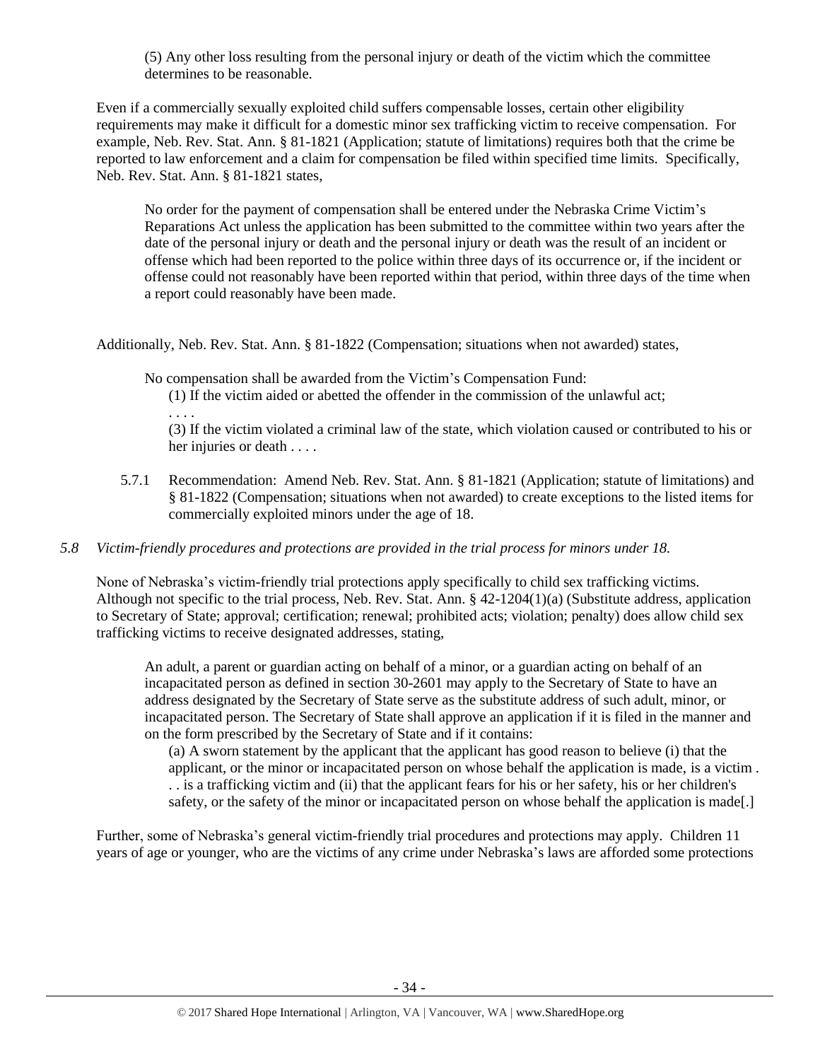(5) Any other loss resulting from the personal injury or death of the victim which the committee determines to be reasonable.

Even if a commercially sexually exploited child suffers compensable losses, certain other eligibility requirements may make it difficult for a domestic minor sex trafficking victim to receive compensation. For example, Neb. Rev. Stat. Ann. § 81-1821 (Application; statute of limitations) requires both that the crime be reported to law enforcement and a claim for compensation be filed within specified time limits. Specifically, Neb. Rev. Stat. Ann. § 81-1821 states,

> No order for the payment of compensation shall be entered under the Nebraska Crime Victim's Reparations Act unless the application has been submitted to the committee within two years after the date of the personal injury or death and the personal injury or death was the result of an incident or offense which had been reported to the police within three days of its occurrence or, if the incident or offense could not reasonably have been reported within that period, within three days of the time when a report could reasonably have been made.

Additionally, Neb. Rev. Stat. Ann. § 81-1822 (Compensation; situations when not awarded) states,

> No compensation shall be awarded from the Victim's Compensation Fund:
> (1) If the victim aided or abetted the offender in the commission of the unlawful act;
> . . . .
> (3) If the victim violated a criminal law of the state, which violation caused or contributed to his or her injuries or death . . . .

5.7.1 Recommendation: Amend Neb. Rev. Stat. Ann. § 81-1821 (Application; statute of limitations) and § 81-1822 (Compensation; situations when not awarded) to create exceptions to the listed items for commercially exploited minors under the age of 18.

*5.8 Victim-friendly procedures and protections are provided in the trial process for minors under 18.*

None of Nebraska's victim-friendly trial protections apply specifically to child sex trafficking victims. Although not specific to the trial process, Neb. Rev. Stat. Ann. § 42-1204(1)(a) (Substitute address, application to Secretary of State; approval; certification; renewal; prohibited acts; violation; penalty) does allow child sex trafficking victims to receive designated addresses, stating,

> An adult, a parent or guardian acting on behalf of a minor, or a guardian acting on behalf of an incapacitated person as defined in section 30-2601 may apply to the Secretary of State to have an address designated by the Secretary of State serve as the substitute address of such adult, minor, or incapacitated person. The Secretary of State shall approve an application if it is filed in the manner and on the form prescribed by the Secretary of State and if it contains:
> (a) A sworn statement by the applicant that the applicant has good reason to believe (i) that the applicant, or the minor or incapacitated person on whose behalf the application is made, is a victim . . . is a trafficking victim and (ii) that the applicant fears for his or her safety, his or her children's safety, or the safety of the minor or incapacitated person on whose behalf the application is made[.]

Further, some of Nebraska's general victim-friendly trial procedures and protections may apply. Children 11 years of age or younger, who are the victims of any crime under Nebraska's laws are afforded some protections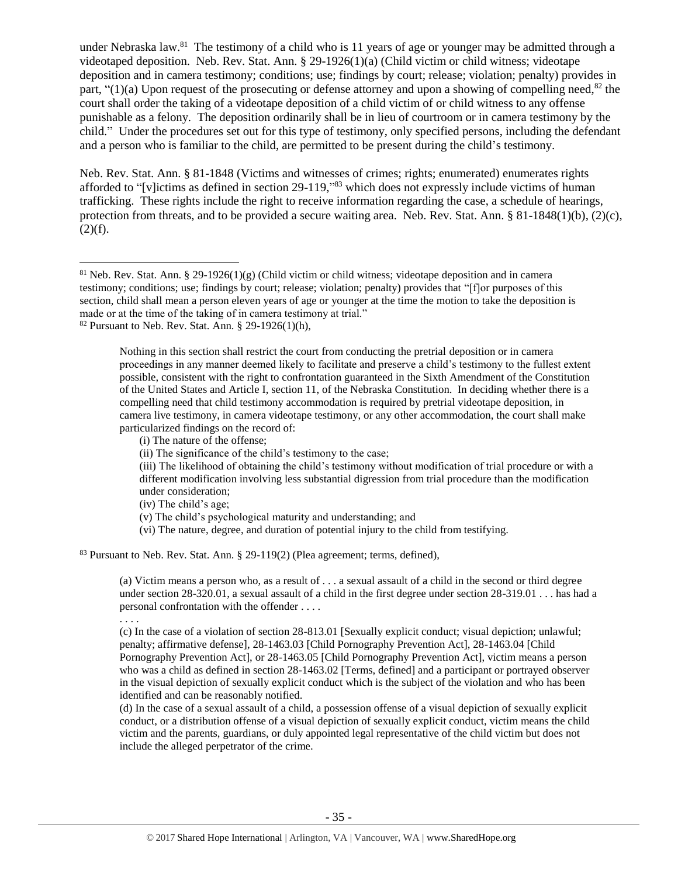under Nebraska law.[81] The testimony of a child who is 11 years of age or younger may be admitted through a videotaped deposition. Neb. Rev. Stat. Ann. § 29-1926(1)(a) (Child victim or child witness; videotape deposition and in camera testimony; conditions; use; findings by court; release; violation; penalty) provides in part, "(1)(a) Upon request of the prosecuting or defense attorney and upon a showing of compelling need,[82] the court shall order the taking of a videotape deposition of a child victim of or child witness to any offense punishable as a felony. The deposition ordinarily shall be in lieu of courtroom or in camera testimony by the child." Under the procedures set out for this type of testimony, only specified persons, including the defendant and a person who is familiar to the child, are permitted to be present during the child's testimony.

Neb. Rev. Stat. Ann. § 81-1848 (Victims and witnesses of crimes; rights; enumerated) enumerates rights afforded to "[v]ictims as defined in section 29-119,"[83] which does not expressly include victims of human trafficking. These rights include the right to receive information regarding the case, a schedule of hearings, protection from threats, and to be provided a secure waiting area. Neb. Rev. Stat. Ann. § 81-1848(1)(b), (2)(c), (2)(f).

---

[81] Neb. Rev. Stat. Ann. § 29-1926(1)(g) (Child victim or child witness; videotape deposition and in camera testimony; conditions; use; findings by court; release; violation; penalty) provides that "[f]or purposes of this section, child shall mean a person eleven years of age or younger at the time the motion to take the deposition is made or at the time of the taking of in camera testimony at trial."

[82] Pursuant to Neb. Rev. Stat. Ann. § 29-1926(1)(h),

> Nothing in this section shall restrict the court from conducting the pretrial deposition or in camera proceedings in any manner deemed likely to facilitate and preserve a child's testimony to the fullest extent possible, consistent with the right to confrontation guaranteed in the Sixth Amendment of the Constitution of the United States and Article I, section 11, of the Nebraska Constitution. In deciding whether there is a compelling need that child testimony accommodation is required by pretrial videotape deposition, in camera live testimony, in camera videotape testimony, or any other accommodation, the court shall make particularized findings on the record of:
>
> (i) The nature of the offense;
>
> (ii) The significance of the child's testimony to the case;
>
> (iii) The likelihood of obtaining the child's testimony without modification of trial procedure or with a different modification involving less substantial digression from trial procedure than the modification under consideration;
>
> (iv) The child's age;
>
> (v) The child's psychological maturity and understanding; and
>
> (vi) The nature, degree, and duration of potential injury to the child from testifying.

[83] Pursuant to Neb. Rev. Stat. Ann. § 29-119(2) (Plea agreement; terms, defined),

> (a) Victim means a person who, as a result of . . . a sexual assault of a child in the second or third degree under section 28-320.01, a sexual assault of a child in the first degree under section 28-319.01 . . . has had a personal confrontation with the offender . . . .
>
> . . . .
>
> (c) In the case of a violation of section 28-813.01 [Sexually explicit conduct; visual depiction; unlawful; penalty; affirmative defense], 28-1463.03 [Child Pornography Prevention Act], 28-1463.04 [Child Pornography Prevention Act], or 28-1463.05 [Child Pornography Prevention Act], victim means a person who was a child as defined in section 28-1463.02 [Terms, defined] and a participant or portrayed observer in the visual depiction of sexually explicit conduct which is the subject of the violation and who has been identified and can be reasonably notified.
>
> (d) In the case of a sexual assault of a child, a possession offense of a visual depiction of sexually explicit conduct, or a distribution offense of a visual depiction of sexually explicit conduct, victim means the child victim and the parents, guardians, or duly appointed legal representative of the child victim but does not include the alleged perpetrator of the crime.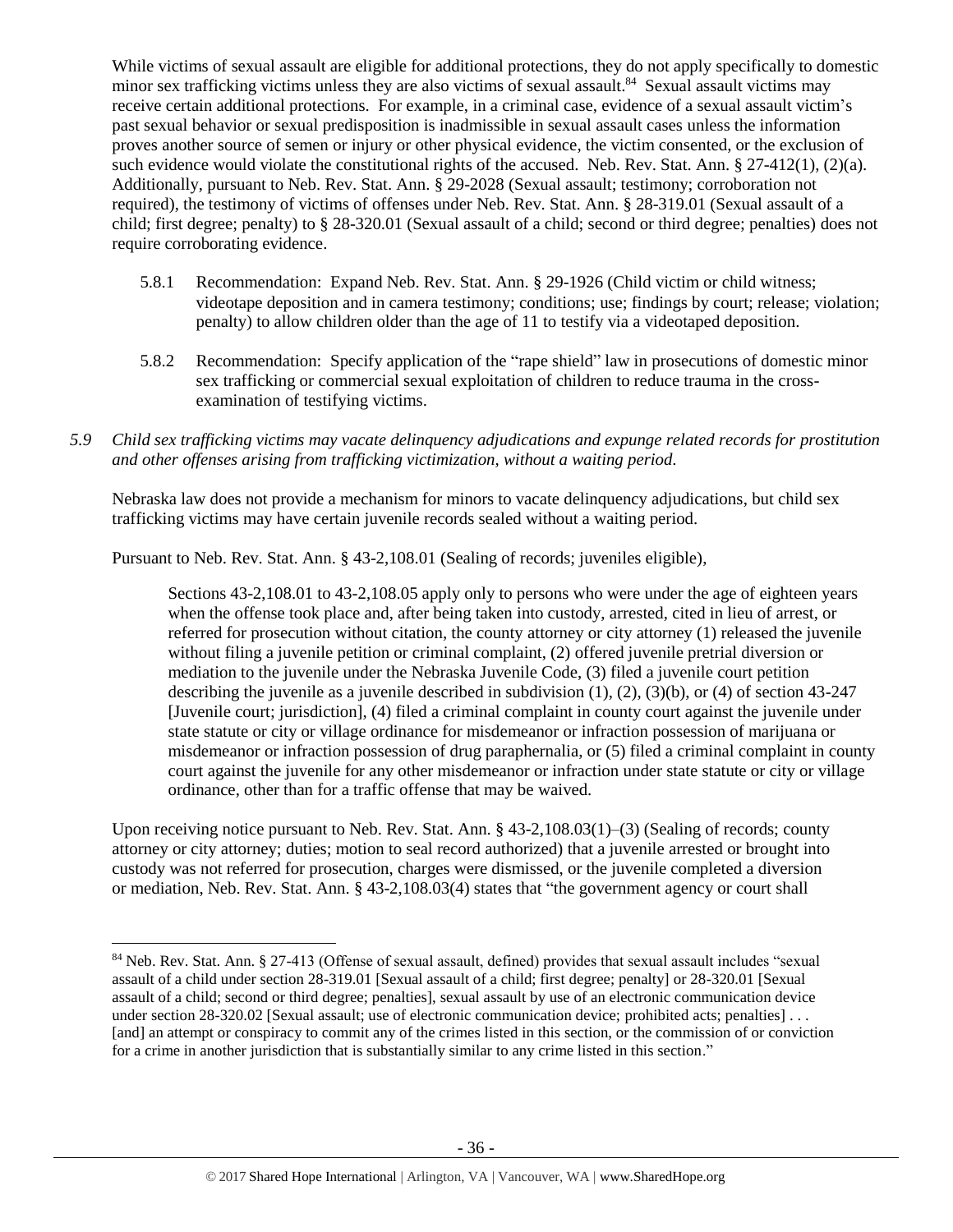While victims of sexual assault are eligible for additional protections, they do not apply specifically to domestic minor sex trafficking victims unless they are also victims of sexual assault.[84] Sexual assault victims may receive certain additional protections. For example, in a criminal case, evidence of a sexual assault victim's past sexual behavior or sexual predisposition is inadmissible in sexual assault cases unless the information proves another source of semen or injury or other physical evidence, the victim consented, or the exclusion of such evidence would violate the constitutional rights of the accused. Neb. Rev. Stat. Ann. § 27-412(1), (2)(a). Additionally, pursuant to Neb. Rev. Stat. Ann. § 29-2028 (Sexual assault; testimony; corroboration not required), the testimony of victims of offenses under Neb. Rev. Stat. Ann. § 28-319.01 (Sexual assault of a child; first degree; penalty) to § 28-320.01 (Sexual assault of a child; second or third degree; penalties) does not require corroborating evidence.

5.8.1 Recommendation: Expand Neb. Rev. Stat. Ann. § 29-1926 (Child victim or child witness; videotape deposition and in camera testimony; conditions; use; findings by court; release; violation; penalty) to allow children older than the age of 11 to testify via a videotaped deposition.

5.8.2 Recommendation: Specify application of the "rape shield" law in prosecutions of domestic minor sex trafficking or commercial sexual exploitation of children to reduce trauma in the cross-examination of testifying victims.

*5.9 Child sex trafficking victims may vacate delinquency adjudications and expunge related records for prostitution and other offenses arising from trafficking victimization, without a waiting period.*

Nebraska law does not provide a mechanism for minors to vacate delinquency adjudications, but child sex trafficking victims may have certain juvenile records sealed without a waiting period.

Pursuant to Neb. Rev. Stat. Ann. § 43-2,108.01 (Sealing of records; juveniles eligible),

> Sections 43-2,108.01 to 43-2,108.05 apply only to persons who were under the age of eighteen years when the offense took place and, after being taken into custody, arrested, cited in lieu of arrest, or referred for prosecution without citation, the county attorney or city attorney (1) released the juvenile without filing a juvenile petition or criminal complaint, (2) offered juvenile pretrial diversion or mediation to the juvenile under the Nebraska Juvenile Code, (3) filed a juvenile court petition describing the juvenile as a juvenile described in subdivision (1), (2), (3)(b), or (4) of section 43-247 [Juvenile court; jurisdiction], (4) filed a criminal complaint in county court against the juvenile under state statute or city or village ordinance for misdemeanor or infraction possession of marijuana or misdemeanor or infraction possession of drug paraphernalia, or (5) filed a criminal complaint in county court against the juvenile for any other misdemeanor or infraction under state statute or city or village ordinance, other than for a traffic offense that may be waived.

Upon receiving notice pursuant to Neb. Rev. Stat. Ann. § 43-2,108.03(1)–(3) (Sealing of records; county attorney or city attorney; duties; motion to seal record authorized) that a juvenile arrested or brought into custody was not referred for prosecution, charges were dismissed, or the juvenile completed a diversion or mediation, Neb. Rev. Stat. Ann. § 43-2,108.03(4) states that "the government agency or court shall

---

[84] Neb. Rev. Stat. Ann. § 27-413 (Offense of sexual assault, defined) provides that sexual assault includes "sexual assault of a child under section 28-319.01 [Sexual assault of a child; first degree; penalty] or 28-320.01 [Sexual assault of a child; second or third degree; penalties], sexual assault by use of an electronic communication device under section 28-320.02 [Sexual assault; use of electronic communication device; prohibited acts; penalties] . . . [and] an attempt or conspiracy to commit any of the crimes listed in this section, or the commission of or conviction for a crime in another jurisdiction that is substantially similar to any crime listed in this section."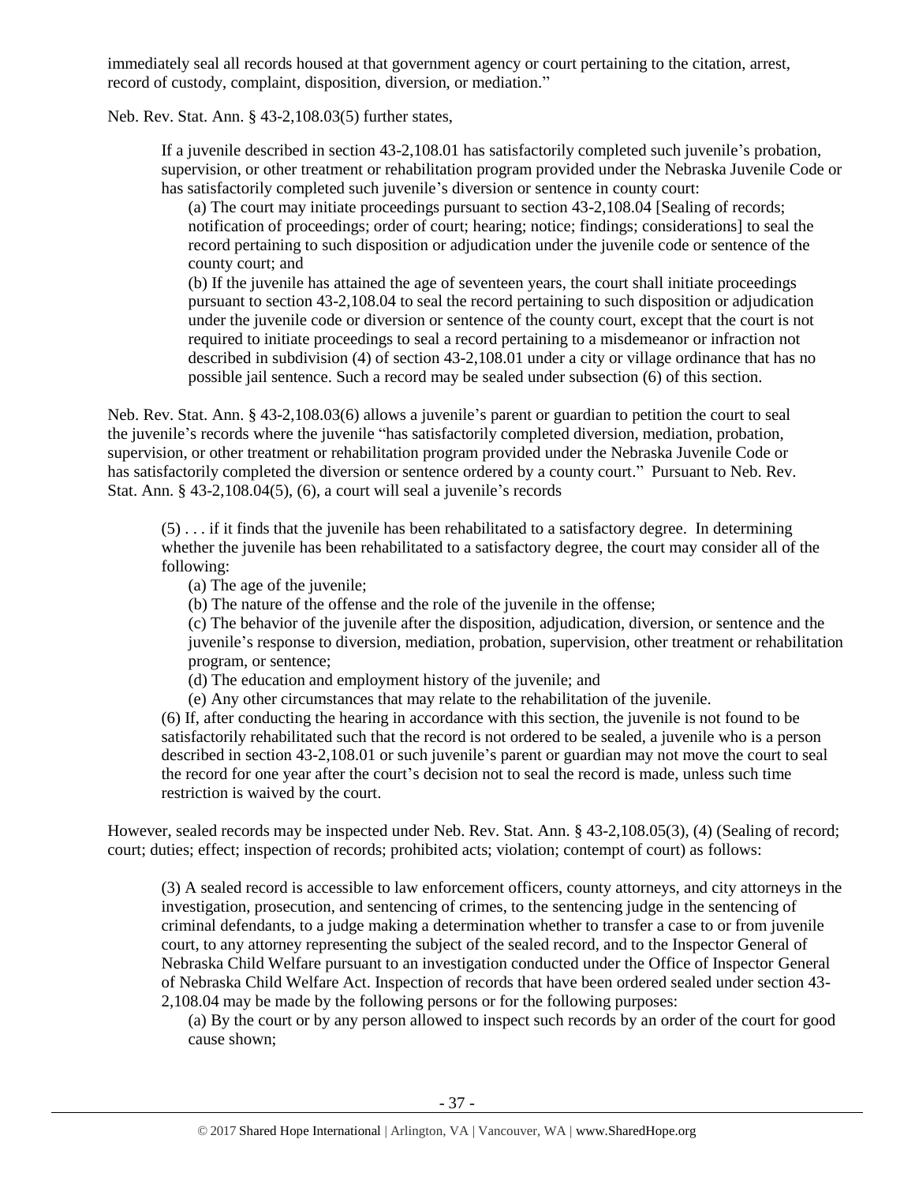immediately seal all records housed at that government agency or court pertaining to the citation, arrest, record of custody, complaint, disposition, diversion, or mediation."

Neb. Rev. Stat. Ann. § 43-2,108.03(5) further states,

> If a juvenile described in section 43-2,108.01 has satisfactorily completed such juvenile's probation, supervision, or other treatment or rehabilitation program provided under the Nebraska Juvenile Code or has satisfactorily completed such juvenile's diversion or sentence in county court:
>
> (a) The court may initiate proceedings pursuant to section 43-2,108.04 [Sealing of records; notification of proceedings; order of court; hearing; notice; findings; considerations] to seal the record pertaining to such disposition or adjudication under the juvenile code or sentence of the county court; and
>
> (b) If the juvenile has attained the age of seventeen years, the court shall initiate proceedings pursuant to section 43-2,108.04 to seal the record pertaining to such disposition or adjudication under the juvenile code or diversion or sentence of the county court, except that the court is not required to initiate proceedings to seal a record pertaining to a misdemeanor or infraction not described in subdivision (4) of section 43-2,108.01 under a city or village ordinance that has no possible jail sentence. Such a record may be sealed under subsection (6) of this section.

Neb. Rev. Stat. Ann. § 43-2,108.03(6) allows a juvenile's parent or guardian to petition the court to seal the juvenile's records where the juvenile "has satisfactorily completed diversion, mediation, probation, supervision, or other treatment or rehabilitation program provided under the Nebraska Juvenile Code or has satisfactorily completed the diversion or sentence ordered by a county court." Pursuant to Neb. Rev. Stat. Ann. § 43-2,108.04(5), (6), a court will seal a juvenile's records

> (5) . . . if it finds that the juvenile has been rehabilitated to a satisfactory degree. In determining whether the juvenile has been rehabilitated to a satisfactory degree, the court may consider all of the following:
>
> (a) The age of the juvenile;
>
> (b) The nature of the offense and the role of the juvenile in the offense;
>
> (c) The behavior of the juvenile after the disposition, adjudication, diversion, or sentence and the juvenile's response to diversion, mediation, probation, supervision, other treatment or rehabilitation program, or sentence;
>
> (d) The education and employment history of the juvenile; and
>
> (e) Any other circumstances that may relate to the rehabilitation of the juvenile.
>
> (6) If, after conducting the hearing in accordance with this section, the juvenile is not found to be satisfactorily rehabilitated such that the record is not ordered to be sealed, a juvenile who is a person described in section 43-2,108.01 or such juvenile's parent or guardian may not move the court to seal the record for one year after the court's decision not to seal the record is made, unless such time restriction is waived by the court.

However, sealed records may be inspected under Neb. Rev. Stat. Ann. § 43-2,108.05(3), (4) (Sealing of record; court; duties; effect; inspection of records; prohibited acts; violation; contempt of court) as follows:

> (3) A sealed record is accessible to law enforcement officers, county attorneys, and city attorneys in the investigation, prosecution, and sentencing of crimes, to the sentencing judge in the sentencing of criminal defendants, to a judge making a determination whether to transfer a case to or from juvenile court, to any attorney representing the subject of the sealed record, and to the Inspector General of Nebraska Child Welfare pursuant to an investigation conducted under the Office of Inspector General of Nebraska Child Welfare Act. Inspection of records that have been ordered sealed under section 43-2,108.04 may be made by the following persons or for the following purposes:
>
> (a) By the court or by any person allowed to inspect such records by an order of the court for good cause shown;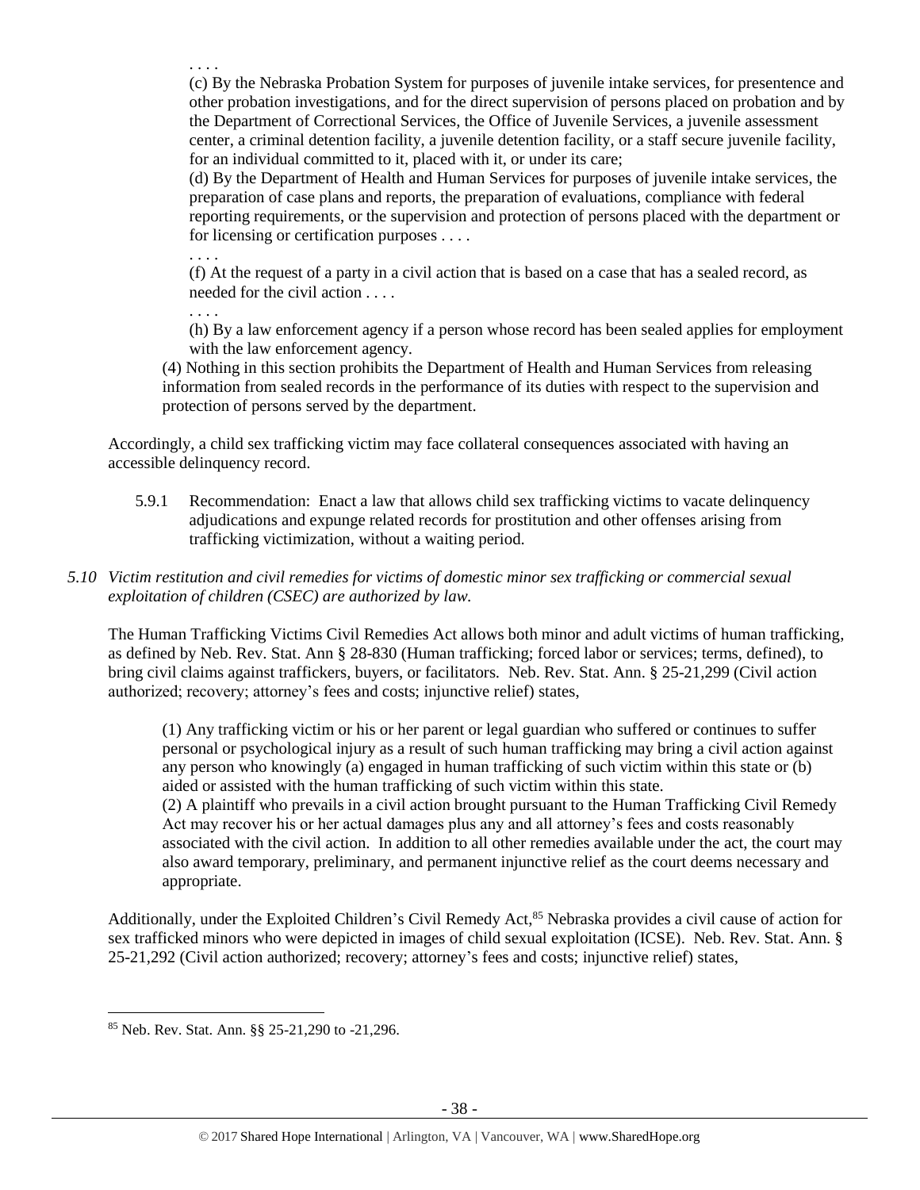. . . .

(c) By the Nebraska Probation System for purposes of juvenile intake services, for presentence and other probation investigations, and for the direct supervision of persons placed on probation and by the Department of Correctional Services, the Office of Juvenile Services, a juvenile assessment center, a criminal detention facility, a juvenile detention facility, or a staff secure juvenile facility, for an individual committed to it, placed with it, or under its care;

(d) By the Department of Health and Human Services for purposes of juvenile intake services, the preparation of case plans and reports, the preparation of evaluations, compliance with federal reporting requirements, or the supervision and protection of persons placed with the department or for licensing or certification purposes . . . .

. . . .

(f) At the request of a party in a civil action that is based on a case that has a sealed record, as needed for the civil action . . . .

. . . .

(h) By a law enforcement agency if a person whose record has been sealed applies for employment with the law enforcement agency.

(4) Nothing in this section prohibits the Department of Health and Human Services from releasing information from sealed records in the performance of its duties with respect to the supervision and protection of persons served by the department.

Accordingly, a child sex trafficking victim may face collateral consequences associated with having an accessible delinquency record.

5.9.1 Recommendation: Enact a law that allows child sex trafficking victims to vacate delinquency adjudications and expunge related records for prostitution and other offenses arising from trafficking victimization, without a waiting period.

*5.10 Victim restitution and civil remedies for victims of domestic minor sex trafficking or commercial sexual exploitation of children (CSEC) are authorized by law.*

The Human Trafficking Victims Civil Remedies Act allows both minor and adult victims of human trafficking, as defined by Neb. Rev. Stat. Ann § 28-830 (Human trafficking; forced labor or services; terms, defined), to bring civil claims against traffickers, buyers, or facilitators. Neb. Rev. Stat. Ann. § 25-21,299 (Civil action authorized; recovery; attorney's fees and costs; injunctive relief) states,

(1) Any trafficking victim or his or her parent or legal guardian who suffered or continues to suffer personal or psychological injury as a result of such human trafficking may bring a civil action against any person who knowingly (a) engaged in human trafficking of such victim within this state or (b) aided or assisted with the human trafficking of such victim within this state.

(2) A plaintiff who prevails in a civil action brought pursuant to the Human Trafficking Civil Remedy Act may recover his or her actual damages plus any and all attorney's fees and costs reasonably associated with the civil action. In addition to all other remedies available under the act, the court may also award temporary, preliminary, and permanent injunctive relief as the court deems necessary and appropriate.

Additionally, under the Exploited Children's Civil Remedy Act,[85] Nebraska provides a civil cause of action for sex trafficked minors who were depicted in images of child sexual exploitation (ICSE). Neb. Rev. Stat. Ann. § 25-21,292 (Civil action authorized; recovery; attorney's fees and costs; injunctive relief) states,

[85] Neb. Rev. Stat. Ann. §§ 25-21,290 to -21,296.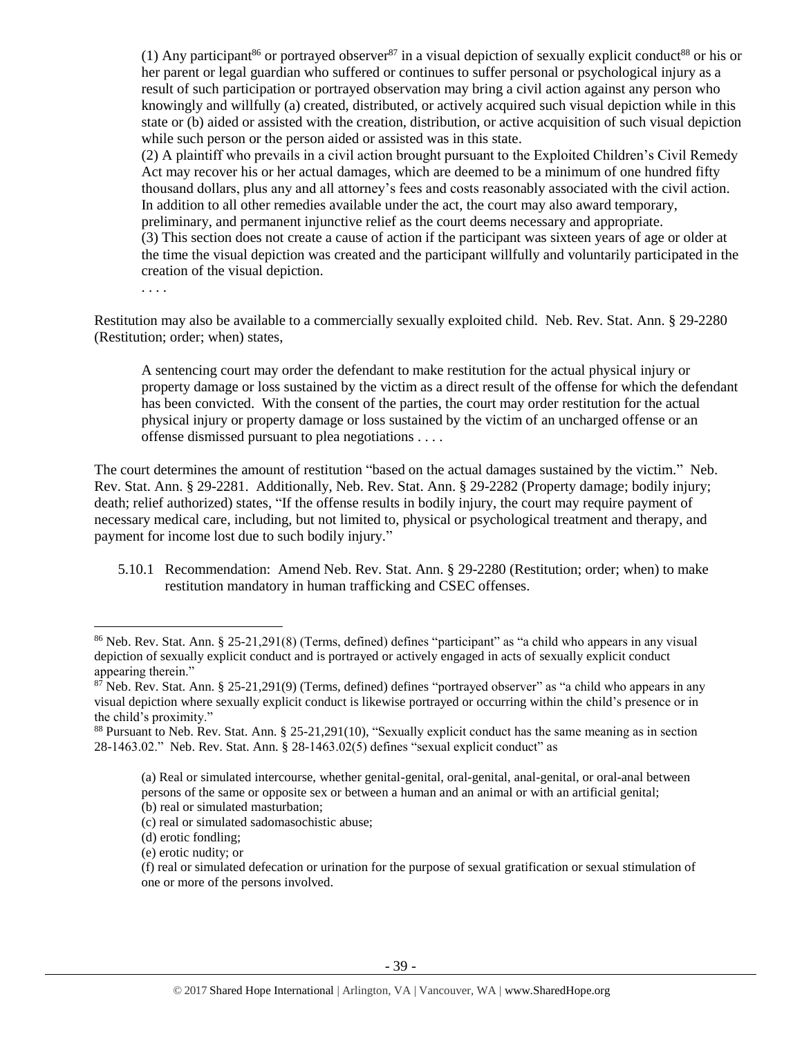> (1) Any participant[86] or portrayed observer[87] in a visual depiction of sexually explicit conduct[88] or his or her parent or legal guardian who suffered or continues to suffer personal or psychological injury as a result of such participation or portrayed observation may bring a civil action against any person who knowingly and willfully (a) created, distributed, or actively acquired such visual depiction while in this state or (b) aided or assisted with the creation, distribution, or active acquisition of such visual depiction while such person or the person aided or assisted was in this state.
>
> (2) A plaintiff who prevails in a civil action brought pursuant to the Exploited Children's Civil Remedy Act may recover his or her actual damages, which are deemed to be a minimum of one hundred fifty thousand dollars, plus any and all attorney's fees and costs reasonably associated with the civil action. In addition to all other remedies available under the act, the court may also award temporary, preliminary, and permanent injunctive relief as the court deems necessary and appropriate.
>
> (3) This section does not create a cause of action if the participant was sixteen years of age or older at the time the visual depiction was created and the participant willfully and voluntarily participated in the creation of the visual depiction.
>
> . . . .

Restitution may also be available to a commercially sexually exploited child. Neb. Rev. Stat. Ann. § 29-2280 (Restitution; order; when) states,

> A sentencing court may order the defendant to make restitution for the actual physical injury or property damage or loss sustained by the victim as a direct result of the offense for which the defendant has been convicted. With the consent of the parties, the court may order restitution for the actual physical injury or property damage or loss sustained by the victim of an uncharged offense or an offense dismissed pursuant to plea negotiations . . . .

The court determines the amount of restitution "based on the actual damages sustained by the victim." Neb. Rev. Stat. Ann. § 29-2281. Additionally, Neb. Rev. Stat. Ann. § 29-2282 (Property damage; bodily injury; death; relief authorized) states, "If the offense results in bodily injury, the court may require payment of necessary medical care, including, but not limited to, physical or psychological treatment and therapy, and payment for income lost due to such bodily injury."

5.10.1 Recommendation: Amend Neb. Rev. Stat. Ann. § 29-2280 (Restitution; order; when) to make restitution mandatory in human trafficking and CSEC offenses.

---

[86] Neb. Rev. Stat. Ann. § 25-21,291(8) (Terms, defined) defines "participant" as "a child who appears in any visual depiction of sexually explicit conduct and is portrayed or actively engaged in acts of sexually explicit conduct appearing therein."

[87] Neb. Rev. Stat. Ann. § 25-21,291(9) (Terms, defined) defines "portrayed observer" as "a child who appears in any visual depiction where sexually explicit conduct is likewise portrayed or occurring within the child's presence or in the child's proximity."

[88] Pursuant to Neb. Rev. Stat. Ann. § 25-21,291(10), "Sexually explicit conduct has the same meaning as in section 28-1463.02." Neb. Rev. Stat. Ann. § 28-1463.02(5) defines "sexual explicit conduct" as

> (a) Real or simulated intercourse, whether genital-genital, oral-genital, anal-genital, or oral-anal between persons of the same or opposite sex or between a human and an animal or with an artificial genital;
> (b) real or simulated masturbation;
> (c) real or simulated sadomasochistic abuse;
> (d) erotic fondling;
> (e) erotic nudity; or
> (f) real or simulated defecation or urination for the purpose of sexual gratification or sexual stimulation of one or more of the persons involved.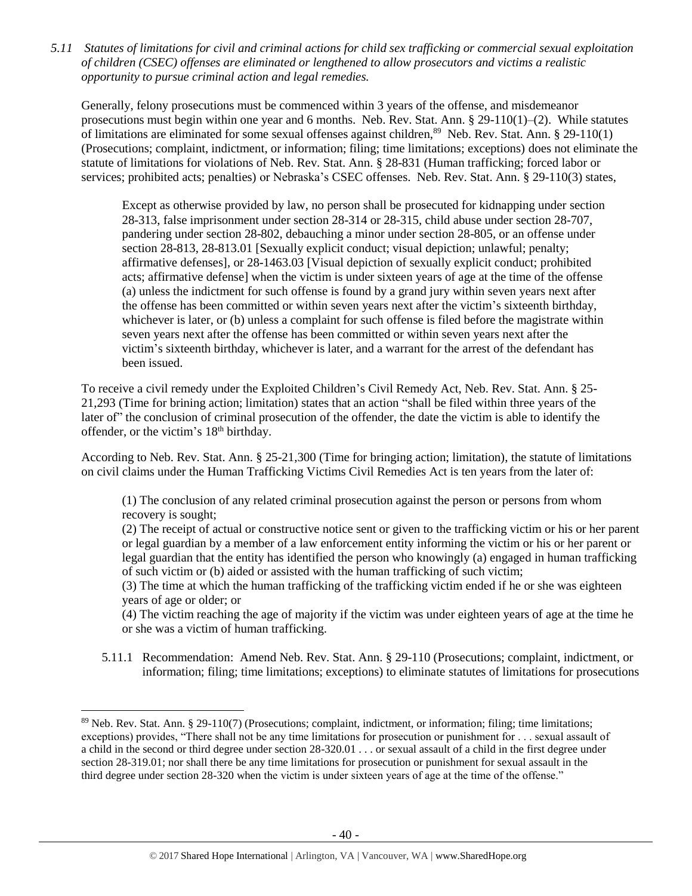*5.11 Statutes of limitations for civil and criminal actions for child sex trafficking or commercial sexual exploitation of children (CSEC) offenses are eliminated or lengthened to allow prosecutors and victims a realistic opportunity to pursue criminal action and legal remedies.*

Generally, felony prosecutions must be commenced within 3 years of the offense, and misdemeanor prosecutions must begin within one year and 6 months. Neb. Rev. Stat. Ann. § 29-110(1)–(2). While statutes of limitations are eliminated for some sexual offenses against children,[89] Neb. Rev. Stat. Ann. § 29-110(1) (Prosecutions; complaint, indictment, or information; filing; time limitations; exceptions) does not eliminate the statute of limitations for violations of Neb. Rev. Stat. Ann. § 28-831 (Human trafficking; forced labor or services; prohibited acts; penalties) or Nebraska's CSEC offenses. Neb. Rev. Stat. Ann. § 29-110(3) states,

> Except as otherwise provided by law, no person shall be prosecuted for kidnapping under section 28-313, false imprisonment under section 28-314 or 28-315, child abuse under section 28-707, pandering under section 28-802, debauching a minor under section 28-805, or an offense under section 28-813, 28-813.01 [Sexually explicit conduct; visual depiction; unlawful; penalty; affirmative defenses], or 28-1463.03 [Visual depiction of sexually explicit conduct; prohibited acts; affirmative defense] when the victim is under sixteen years of age at the time of the offense (a) unless the indictment for such offense is found by a grand jury within seven years next after the offense has been committed or within seven years next after the victim's sixteenth birthday, whichever is later, or (b) unless a complaint for such offense is filed before the magistrate within seven years next after the offense has been committed or within seven years next after the victim's sixteenth birthday, whichever is later, and a warrant for the arrest of the defendant has been issued.

To receive a civil remedy under the Exploited Children's Civil Remedy Act, Neb. Rev. Stat. Ann. § 25-21,293 (Time for brining action; limitation) states that an action "shall be filed within three years of the later of" the conclusion of criminal prosecution of the offender, the date the victim is able to identify the offender, or the victim's 18th birthday.

According to Neb. Rev. Stat. Ann. § 25-21,300 (Time for bringing action; limitation), the statute of limitations on civil claims under the Human Trafficking Victims Civil Remedies Act is ten years from the later of:

> (1) The conclusion of any related criminal prosecution against the person or persons from whom recovery is sought;
> (2) The receipt of actual or constructive notice sent or given to the trafficking victim or his or her parent or legal guardian by a member of a law enforcement entity informing the victim or his or her parent or legal guardian that the entity has identified the person who knowingly (a) engaged in human trafficking of such victim or (b) aided or assisted with the human trafficking of such victim;
> (3) The time at which the human trafficking of the trafficking victim ended if he or she was eighteen years of age or older; or
> (4) The victim reaching the age of majority if the victim was under eighteen years of age at the time he or she was a victim of human trafficking.

5.11.1 Recommendation: Amend Neb. Rev. Stat. Ann. § 29-110 (Prosecutions; complaint, indictment, or information; filing; time limitations; exceptions) to eliminate statutes of limitations for prosecutions

---

[89] Neb. Rev. Stat. Ann. § 29-110(7) (Prosecutions; complaint, indictment, or information; filing; time limitations; exceptions) provides, "There shall not be any time limitations for prosecution or punishment for . . . sexual assault of a child in the second or third degree under section 28-320.01 . . . or sexual assault of a child in the first degree under section 28-319.01; nor shall there be any time limitations for prosecution or punishment for sexual assault in the third degree under section 28-320 when the victim is under sixteen years of age at the time of the offense."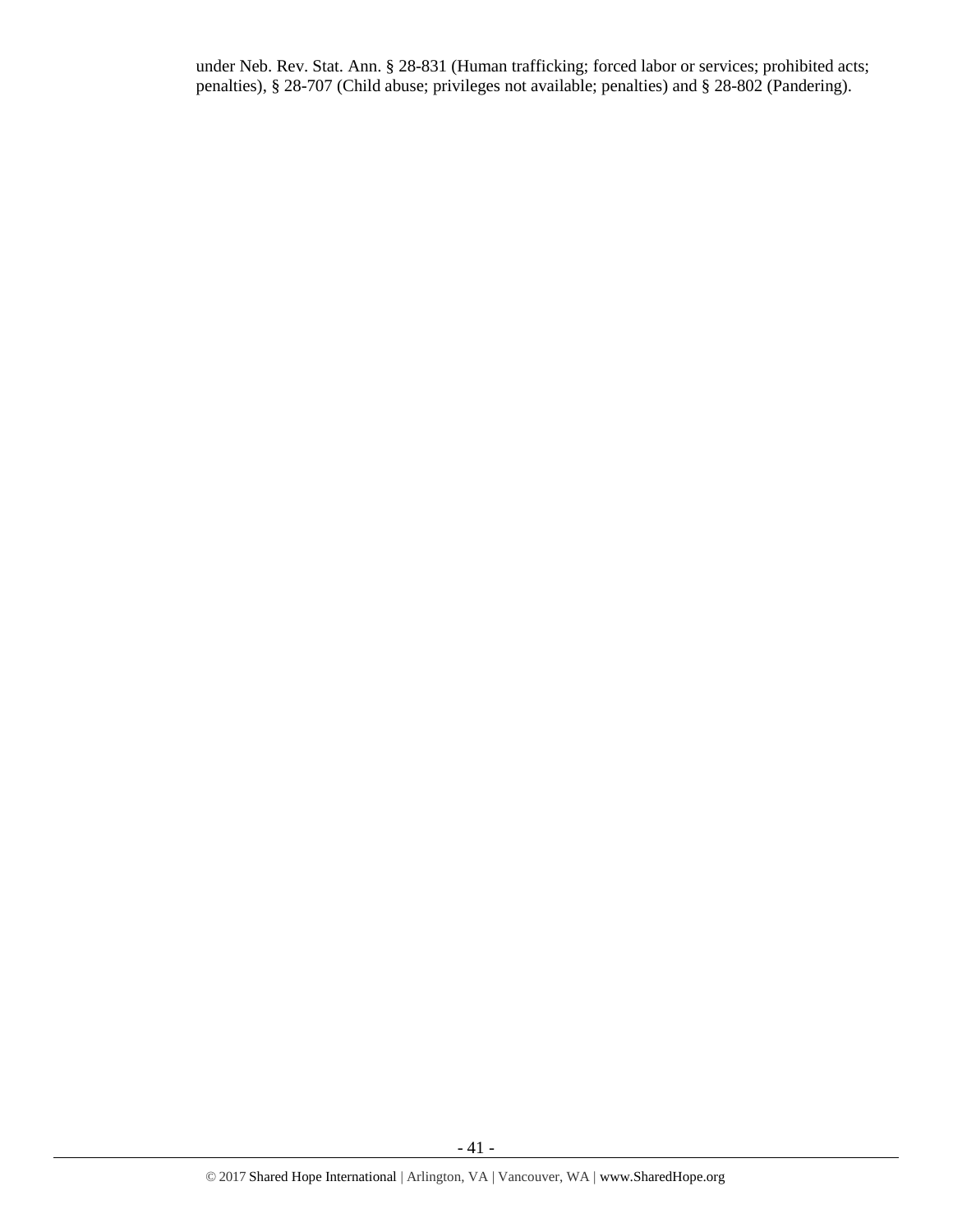under Neb. Rev. Stat. Ann. § 28-831 (Human trafficking; forced labor or services; prohibited acts; penalties), § 28-707 (Child abuse; privileges not available; penalties) and § 28-802 (Pandering).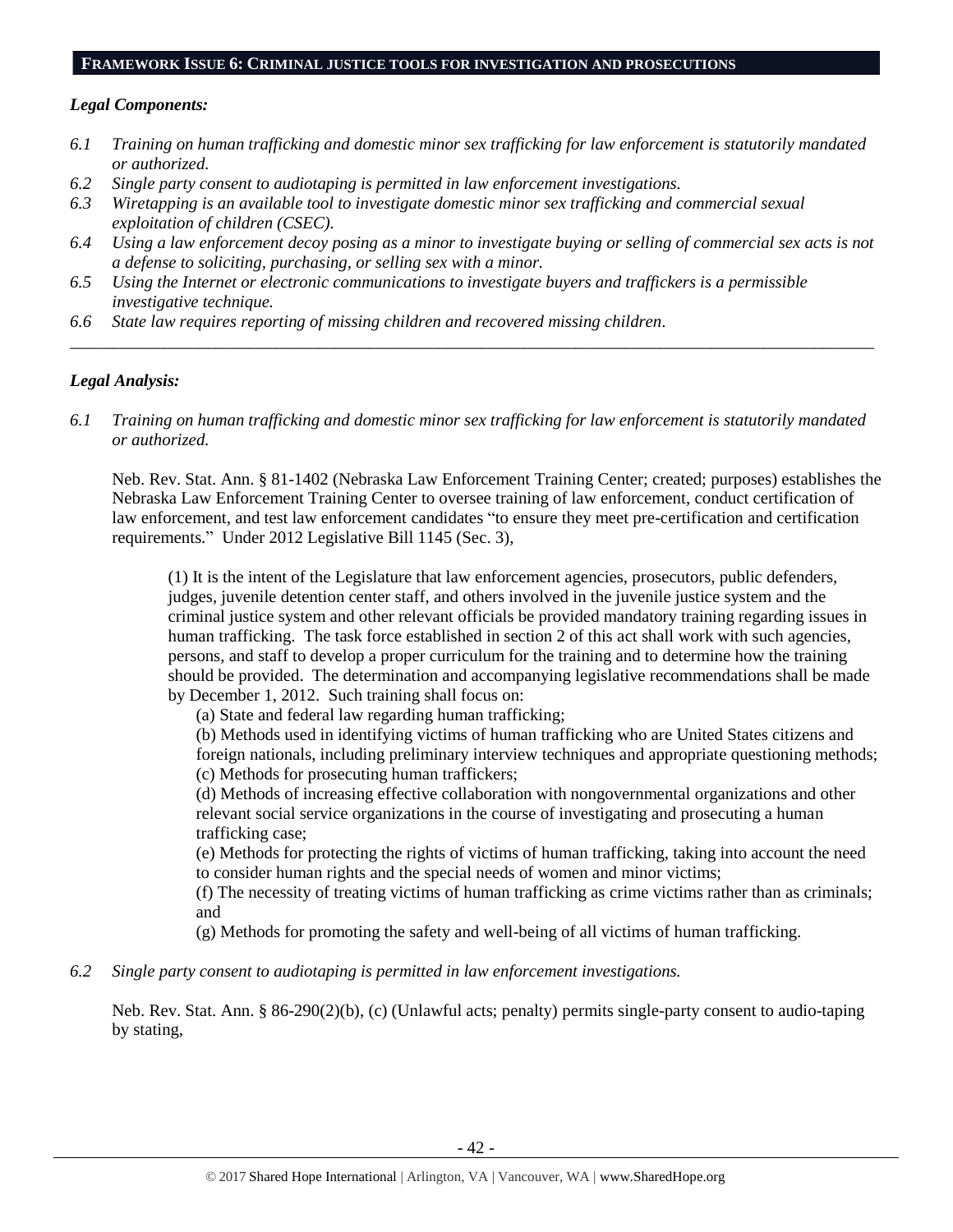## FRAMEWORK ISSUE 6: CRIMINAL JUSTICE TOOLS FOR INVESTIGATION AND PROSECUTIONS

***Legal Components:***

*6.1 Training on human trafficking and domestic minor sex trafficking for law enforcement is statutorily mandated or authorized.*

*6.2 Single party consent to audiotaping is permitted in law enforcement investigations.*

*6.3 Wiretapping is an available tool to investigate domestic minor sex trafficking and commercial sexual exploitation of children (CSEC).*

*6.4 Using a law enforcement decoy posing as a minor to investigate buying or selling of commercial sex acts is not a defense to soliciting, purchasing, or selling sex with a minor.*

*6.5 Using the Internet or electronic communications to investigate buyers and traffickers is a permissible investigative technique.*

*6.6 State law requires reporting of missing children and recovered missing children.*

---

***Legal Analysis:***

*6.1 Training on human trafficking and domestic minor sex trafficking for law enforcement is statutorily mandated or authorized.*

Neb. Rev. Stat. Ann. § 81-1402 (Nebraska Law Enforcement Training Center; created; purposes) establishes the Nebraska Law Enforcement Training Center to oversee training of law enforcement, conduct certification of law enforcement, and test law enforcement candidates "to ensure they meet pre-certification and certification requirements." Under 2012 Legislative Bill 1145 (Sec. 3),

> (1) It is the intent of the Legislature that law enforcement agencies, prosecutors, public defenders, judges, juvenile detention center staff, and others involved in the juvenile justice system and the criminal justice system and other relevant officials be provided mandatory training regarding issues in human trafficking. The task force established in section 2 of this act shall work with such agencies, persons, and staff to develop a proper curriculum for the training and to determine how the training should be provided. The determination and accompanying legislative recommendations shall be made by December 1, 2012. Such training shall focus on:
>
> (a) State and federal law regarding human trafficking;
>
> (b) Methods used in identifying victims of human trafficking who are United States citizens and foreign nationals, including preliminary interview techniques and appropriate questioning methods;
>
> (c) Methods for prosecuting human traffickers;
>
> (d) Methods of increasing effective collaboration with nongovernmental organizations and other relevant social service organizations in the course of investigating and prosecuting a human trafficking case;
>
> (e) Methods for protecting the rights of victims of human trafficking, taking into account the need to consider human rights and the special needs of women and minor victims;
>
> (f) The necessity of treating victims of human trafficking as crime victims rather than as criminals; and
>
> (g) Methods for promoting the safety and well-being of all victims of human trafficking.

*6.2 Single party consent to audiotaping is permitted in law enforcement investigations.*

Neb. Rev. Stat. Ann. § 86-290(2)(b), (c) (Unlawful acts; penalty) permits single-party consent to audio-taping by stating,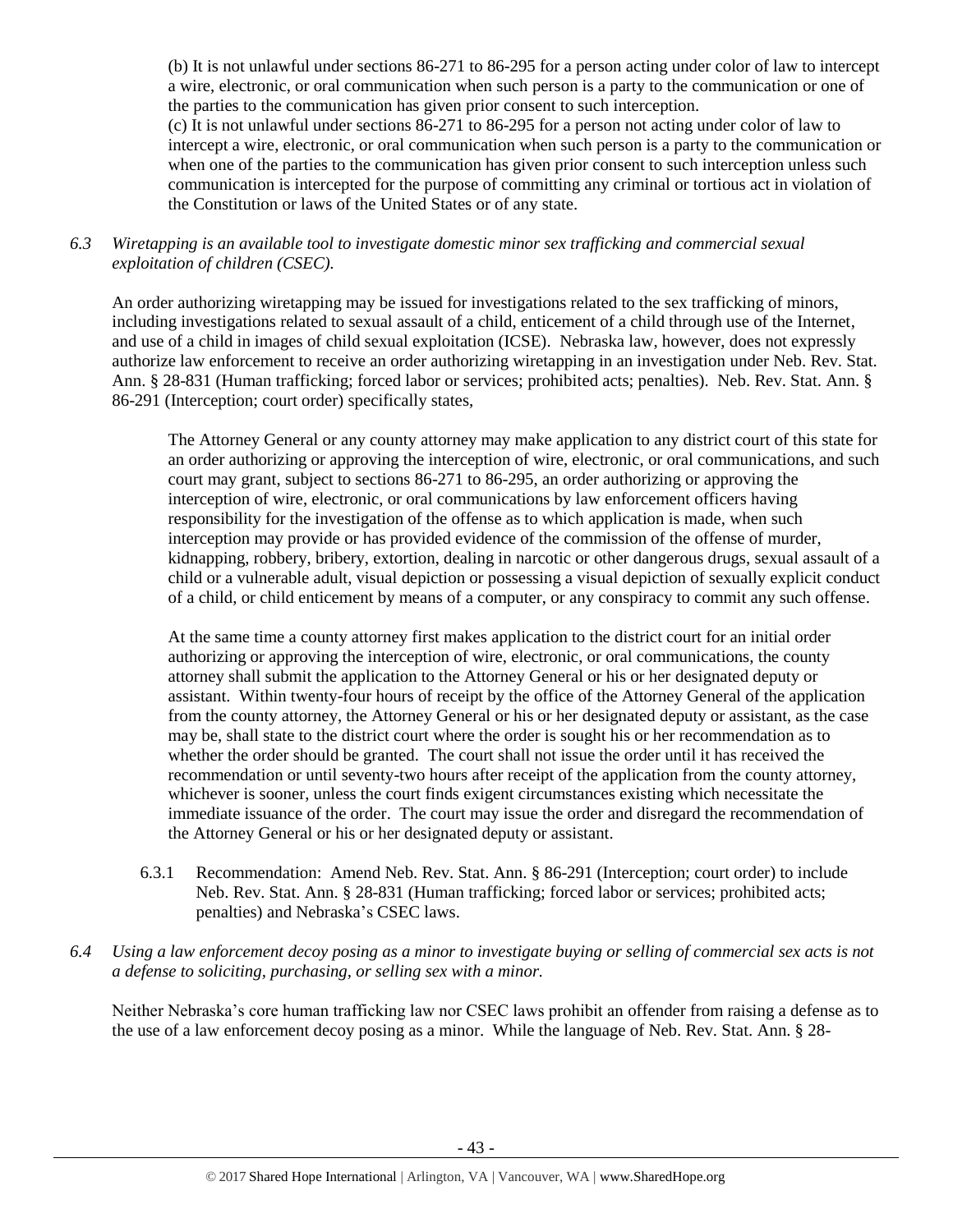(b) It is not unlawful under sections 86-271 to 86-295 for a person acting under color of law to intercept a wire, electronic, or oral communication when such person is a party to the communication or one of the parties to the communication has given prior consent to such interception.

(c) It is not unlawful under sections 86-271 to 86-295 for a person not acting under color of law to intercept a wire, electronic, or oral communication when such person is a party to the communication or when one of the parties to the communication has given prior consent to such interception unless such communication is intercepted for the purpose of committing any criminal or tortious act in violation of the Constitution or laws of the United States or of any state.

*6.3 Wiretapping is an available tool to investigate domestic minor sex trafficking and commercial sexual exploitation of children (CSEC).*

An order authorizing wiretapping may be issued for investigations related to the sex trafficking of minors, including investigations related to sexual assault of a child, enticement of a child through use of the Internet, and use of a child in images of child sexual exploitation (ICSE). Nebraska law, however, does not expressly authorize law enforcement to receive an order authorizing wiretapping in an investigation under Neb. Rev. Stat. Ann. § 28-831 (Human trafficking; forced labor or services; prohibited acts; penalties). Neb. Rev. Stat. Ann. § 86-291 (Interception; court order) specifically states,

> The Attorney General or any county attorney may make application to any district court of this state for an order authorizing or approving the interception of wire, electronic, or oral communications, and such court may grant, subject to sections 86-271 to 86-295, an order authorizing or approving the interception of wire, electronic, or oral communications by law enforcement officers having responsibility for the investigation of the offense as to which application is made, when such interception may provide or has provided evidence of the commission of the offense of murder, kidnapping, robbery, bribery, extortion, dealing in narcotic or other dangerous drugs, sexual assault of a child or a vulnerable adult, visual depiction or possessing a visual depiction of sexually explicit conduct of a child, or child enticement by means of a computer, or any conspiracy to commit any such offense.
>
> At the same time a county attorney first makes application to the district court for an initial order authorizing or approving the interception of wire, electronic, or oral communications, the county attorney shall submit the application to the Attorney General or his or her designated deputy or assistant. Within twenty-four hours of receipt by the office of the Attorney General of the application from the county attorney, the Attorney General or his or her designated deputy or assistant, as the case may be, shall state to the district court where the order is sought his or her recommendation as to whether the order should be granted. The court shall not issue the order until it has received the recommendation or until seventy-two hours after receipt of the application from the county attorney, whichever is sooner, unless the court finds exigent circumstances existing which necessitate the immediate issuance of the order. The court may issue the order and disregard the recommendation of the Attorney General or his or her designated deputy or assistant.

6.3.1 Recommendation: Amend Neb. Rev. Stat. Ann. § 86-291 (Interception; court order) to include Neb. Rev. Stat. Ann. § 28-831 (Human trafficking; forced labor or services; prohibited acts; penalties) and Nebraska's CSEC laws.

*6.4 Using a law enforcement decoy posing as a minor to investigate buying or selling of commercial sex acts is not a defense to soliciting, purchasing, or selling sex with a minor.*

Neither Nebraska's core human trafficking law nor CSEC laws prohibit an offender from raising a defense as to the use of a law enforcement decoy posing as a minor. While the language of Neb. Rev. Stat. Ann. § 28-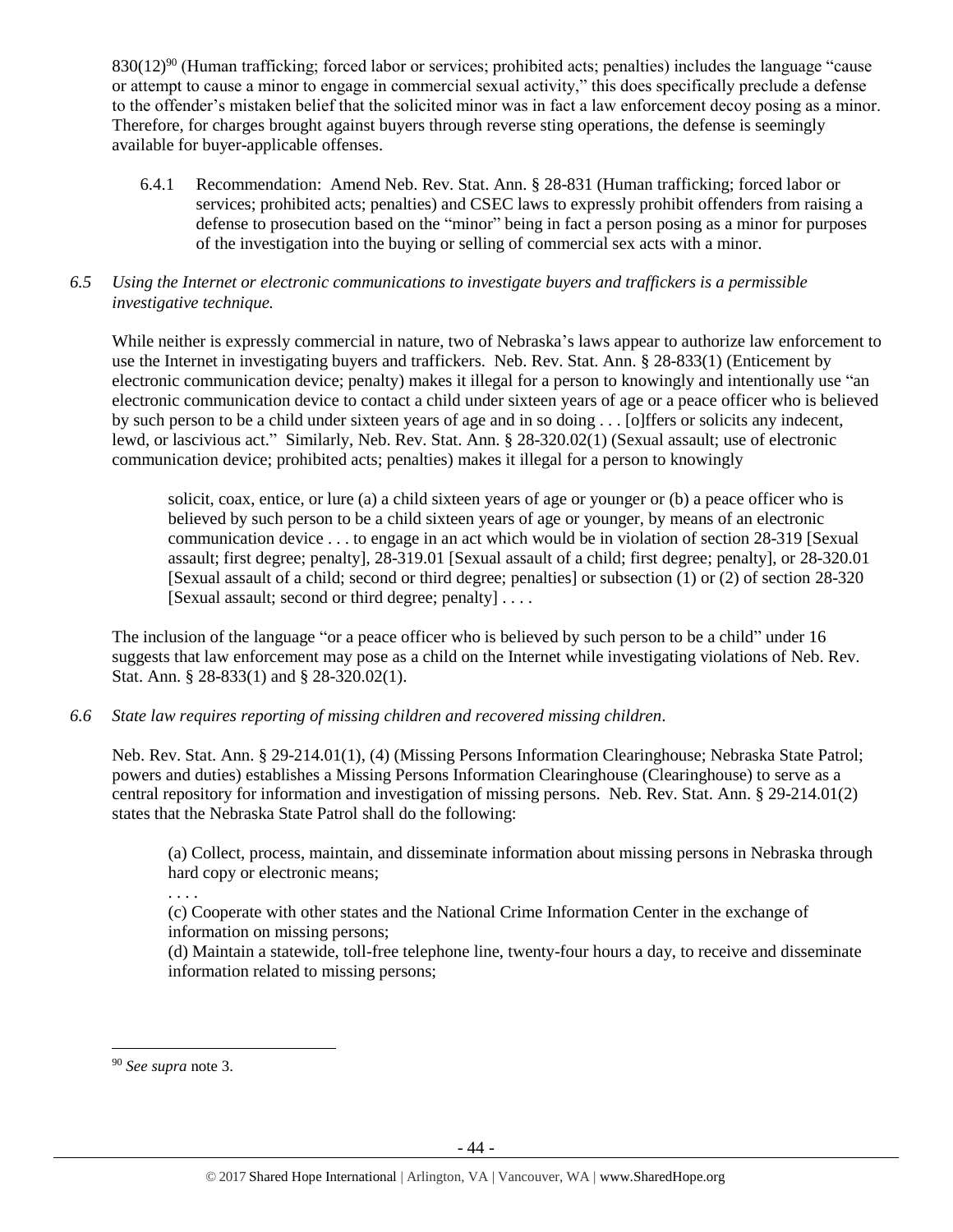830(12)[90] (Human trafficking; forced labor or services; prohibited acts; penalties) includes the language "cause or attempt to cause a minor to engage in commercial sexual activity," this does specifically preclude a defense to the offender's mistaken belief that the solicited minor was in fact a law enforcement decoy posing as a minor. Therefore, for charges brought against buyers through reverse sting operations, the defense is seemingly available for buyer-applicable offenses.

6.4.1 Recommendation: Amend Neb. Rev. Stat. Ann. § 28-831 (Human trafficking; forced labor or services; prohibited acts; penalties) and CSEC laws to expressly prohibit offenders from raising a defense to prosecution based on the "minor" being in fact a person posing as a minor for purposes of the investigation into the buying or selling of commercial sex acts with a minor.

*6.5 Using the Internet or electronic communications to investigate buyers and traffickers is a permissible investigative technique.*

While neither is expressly commercial in nature, two of Nebraska's laws appear to authorize law enforcement to use the Internet in investigating buyers and traffickers. Neb. Rev. Stat. Ann. § 28-833(1) (Enticement by electronic communication device; penalty) makes it illegal for a person to knowingly and intentionally use "an electronic communication device to contact a child under sixteen years of age or a peace officer who is believed by such person to be a child under sixteen years of age and in so doing . . . [o]ffers or solicits any indecent, lewd, or lascivious act." Similarly, Neb. Rev. Stat. Ann. § 28-320.02(1) (Sexual assault; use of electronic communication device; prohibited acts; penalties) makes it illegal for a person to knowingly

> solicit, coax, entice, or lure (a) a child sixteen years of age or younger or (b) a peace officer who is believed by such person to be a child sixteen years of age or younger, by means of an electronic communication device . . . to engage in an act which would be in violation of section 28-319 [Sexual assault; first degree; penalty], 28-319.01 [Sexual assault of a child; first degree; penalty], or 28-320.01 [Sexual assault of a child; second or third degree; penalties] or subsection (1) or (2) of section 28-320 [Sexual assault; second or third degree; penalty] . . . .

The inclusion of the language "or a peace officer who is believed by such person to be a child" under 16 suggests that law enforcement may pose as a child on the Internet while investigating violations of Neb. Rev. Stat. Ann. § 28-833(1) and § 28-320.02(1).

*6.6 State law requires reporting of missing children and recovered missing children.*

Neb. Rev. Stat. Ann. § 29-214.01(1), (4) (Missing Persons Information Clearinghouse; Nebraska State Patrol; powers and duties) establishes a Missing Persons Information Clearinghouse (Clearinghouse) to serve as a central repository for information and investigation of missing persons. Neb. Rev. Stat. Ann. § 29-214.01(2) states that the Nebraska State Patrol shall do the following:

> (a) Collect, process, maintain, and disseminate information about missing persons in Nebraska through hard copy or electronic means;
>
> . . . .
>
> (c) Cooperate with other states and the National Crime Information Center in the exchange of information on missing persons;
>
> (d) Maintain a statewide, toll-free telephone line, twenty-four hours a day, to receive and disseminate information related to missing persons;

---

[90] *See supra* note 3.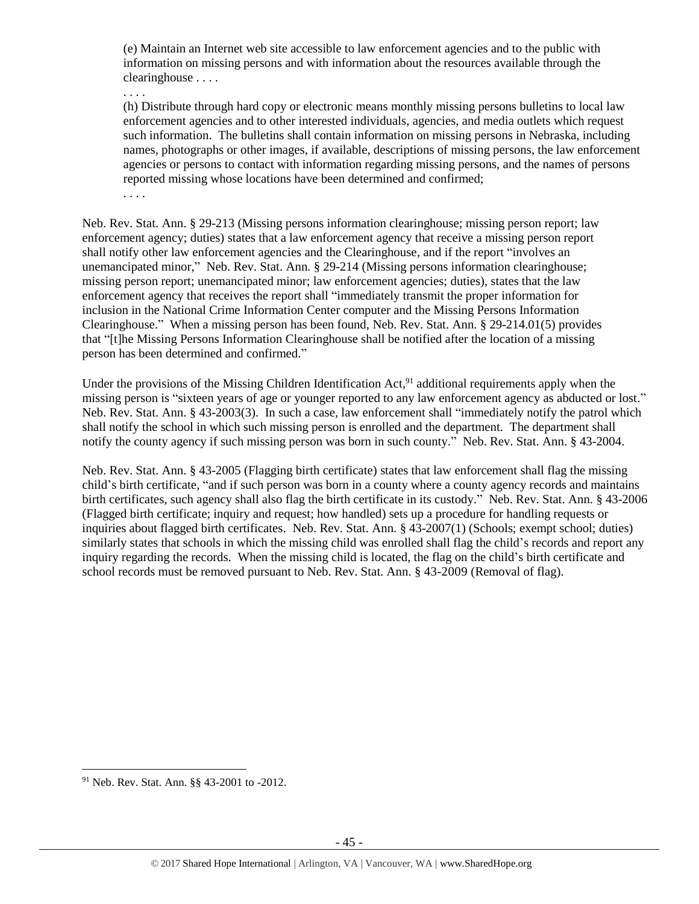(e) Maintain an Internet web site accessible to law enforcement agencies and to the public with information on missing persons and with information about the resources available through the clearinghouse . . . .

. . . .

(h) Distribute through hard copy or electronic means monthly missing persons bulletins to local law enforcement agencies and to other interested individuals, agencies, and media outlets which request such information. The bulletins shall contain information on missing persons in Nebraska, including names, photographs or other images, if available, descriptions of missing persons, the law enforcement agencies or persons to contact with information regarding missing persons, and the names of persons reported missing whose locations have been determined and confirmed;

. . . .

Neb. Rev. Stat. Ann. § 29-213 (Missing persons information clearinghouse; missing person report; law enforcement agency; duties) states that a law enforcement agency that receive a missing person report shall notify other law enforcement agencies and the Clearinghouse, and if the report "involves an unemancipated minor," Neb. Rev. Stat. Ann. § 29-214 (Missing persons information clearinghouse; missing person report; unemancipated minor; law enforcement agencies; duties), states that the law enforcement agency that receives the report shall "immediately transmit the proper information for inclusion in the National Crime Information Center computer and the Missing Persons Information Clearinghouse." When a missing person has been found, Neb. Rev. Stat. Ann. § 29-214.01(5) provides that "[t]he Missing Persons Information Clearinghouse shall be notified after the location of a missing person has been determined and confirmed."

Under the provisions of the Missing Children Identification Act,[91] additional requirements apply when the missing person is "sixteen years of age or younger reported to any law enforcement agency as abducted or lost." Neb. Rev. Stat. Ann. § 43-2003(3). In such a case, law enforcement shall "immediately notify the patrol which shall notify the school in which such missing person is enrolled and the department. The department shall notify the county agency if such missing person was born in such county." Neb. Rev. Stat. Ann. § 43-2004.

Neb. Rev. Stat. Ann. § 43-2005 (Flagging birth certificate) states that law enforcement shall flag the missing child's birth certificate, "and if such person was born in a county where a county agency records and maintains birth certificates, such agency shall also flag the birth certificate in its custody." Neb. Rev. Stat. Ann. § 43-2006 (Flagged birth certificate; inquiry and request; how handled) sets up a procedure for handling requests or inquiries about flagged birth certificates. Neb. Rev. Stat. Ann. § 43-2007(1) (Schools; exempt school; duties) similarly states that schools in which the missing child was enrolled shall flag the child's records and report any inquiry regarding the records. When the missing child is located, the flag on the child's birth certificate and school records must be removed pursuant to Neb. Rev. Stat. Ann. § 43-2009 (Removal of flag).

---

[91] Neb. Rev. Stat. Ann. §§ 43-2001 to -2012.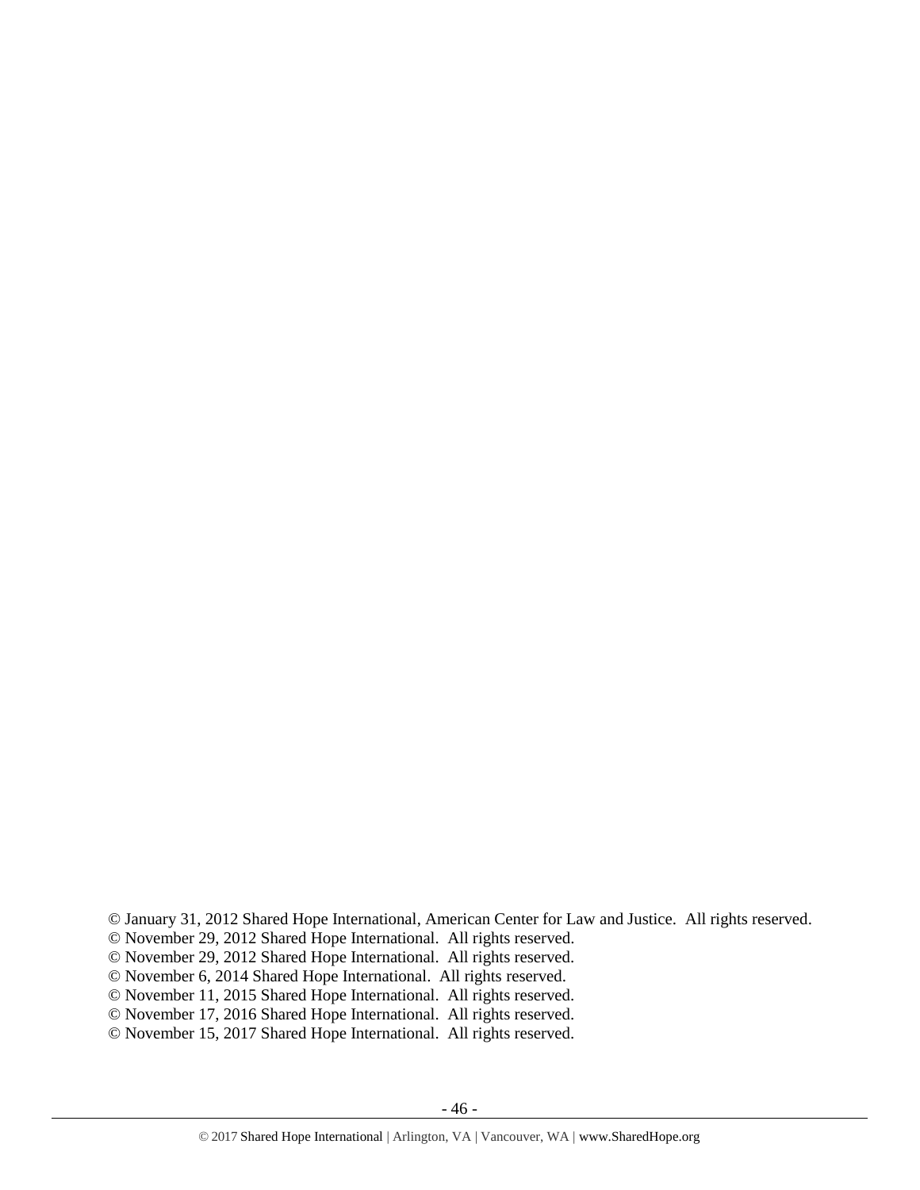© January 31, 2012 Shared Hope International, American Center for Law and Justice. All rights reserved.
© November 29, 2012 Shared Hope International. All rights reserved.
© November 29, 2012 Shared Hope International. All rights reserved.
© November 6, 2014 Shared Hope International. All rights reserved.
© November 11, 2015 Shared Hope International. All rights reserved.
© November 17, 2016 Shared Hope International. All rights reserved.
© November 15, 2017 Shared Hope International. All rights reserved.